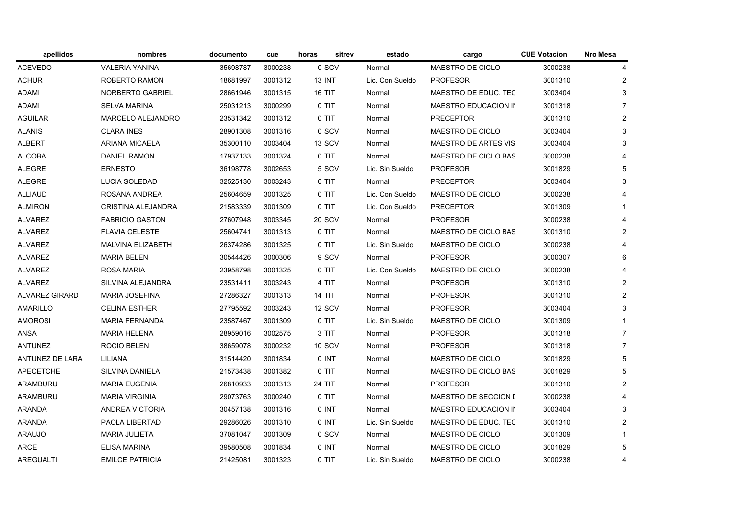| apellidos | nombres | documento | cue | horas | sitrev | estado | cargo | CUE Votacion | Nro Mesa |
| --- | --- | --- | --- | --- | --- | --- | --- | --- | --- |
| ACEVEDO | VALERIA YANINA | 35698787 | 3000238 | 0 | SCV | Normal | MAESTRO DE CICLO | 3000238 | 4 |
| ACHUR | ROBERTO RAMON | 18681997 | 3001312 | 13 | INT | Lic. Con Sueldo | PROFESOR | 3001310 | 2 |
| ADAMI | NORBERTO GABRIEL | 28661946 | 3001315 | 16 | TIT | Normal | MAESTRO DE EDUC. TEC | 3003404 | 3 |
| ADAMI | SELVA MARINA | 25031213 | 3000299 | 0 | TIT | Normal | MAESTRO EDUCACION IN | 3001318 | 7 |
| AGUILAR | MARCELO ALEJANDRO | 23531342 | 3001312 | 0 | TIT | Normal | PRECEPTOR | 3001310 | 2 |
| ALANIS | CLARA INES | 28901308 | 3001316 | 0 | SCV | Normal | MAESTRO DE CICLO | 3003404 | 3 |
| ALBERT | ARIANA MICAELA | 35300110 | 3003404 | 13 | SCV | Normal | MAESTRO DE ARTES VIS | 3003404 | 3 |
| ALCOBA | DANIEL RAMON | 17937133 | 3001324 | 0 | TIT | Normal | MAESTRO DE CICLO BAS | 3000238 | 4 |
| ALEGRE | ERNESTO | 36198778 | 3002653 | 5 | SCV | Lic. Sin Sueldo | PROFESOR | 3001829 | 5 |
| ALEGRE | LUCIA SOLEDAD | 32525130 | 3003243 | 0 | TIT | Normal | PRECEPTOR | 3003404 | 3 |
| ALLIAUD | ROSANA ANDREA | 25604659 | 3001325 | 0 | TIT | Lic. Con Sueldo | MAESTRO DE CICLO | 3000238 | 4 |
| ALMIRON | CRISTINA ALEJANDRA | 21583339 | 3001309 | 0 | TIT | Lic. Con Sueldo | PRECEPTOR | 3001309 | 1 |
| ALVAREZ | FABRICIO GASTON | 27607948 | 3003345 | 20 | SCV | Normal | PROFESOR | 3000238 | 4 |
| ALVAREZ | FLAVIA CELESTE | 25604741 | 3001313 | 0 | TIT | Normal | MAESTRO DE CICLO BAS | 3001310 | 2 |
| ALVAREZ | MALVINA ELIZABETH | 26374286 | 3001325 | 0 | TIT | Lic. Sin Sueldo | MAESTRO DE CICLO | 3000238 | 4 |
| ALVAREZ | MARIA BELEN | 30544426 | 3000306 | 9 | SCV | Normal | PROFESOR | 3000307 | 6 |
| ALVAREZ | ROSA MARIA | 23958798 | 3001325 | 0 | TIT | Lic. Con Sueldo | MAESTRO DE CICLO | 3000238 | 4 |
| ALVAREZ | SILVINA ALEJANDRA | 23531411 | 3003243 | 4 | TIT | Normal | PROFESOR | 3001310 | 2 |
| ALVAREZ GIRARD | MARIA JOSEFINA | 27286327 | 3001313 | 14 | TIT | Normal | PROFESOR | 3001310 | 2 |
| AMARILLO | CELINA ESTHER | 27795592 | 3003243 | 12 | SCV | Normal | PROFESOR | 3003404 | 3 |
| AMOROSI | MARIA FERNANDA | 23587467 | 3001309 | 0 | TIT | Lic. Sin Sueldo | MAESTRO DE CICLO | 3001309 | 1 |
| ANSA | MARIA HELENA | 28959016 | 3002575 | 3 | TIT | Normal | PROFESOR | 3001318 | 7 |
| ANTUNEZ | ROCIO BELEN | 38659078 | 3000232 | 10 | SCV | Normal | PROFESOR | 3001318 | 7 |
| ANTUNEZ DE LARA | LILIANA | 31514420 | 3001834 | 0 | INT | Normal | MAESTRO DE CICLO | 3001829 | 5 |
| APECETCHE | SILVINA DANIELA | 21573438 | 3001382 | 0 | TIT | Normal | MAESTRO DE CICLO BAS | 3001829 | 5 |
| ARAMBURU | MARIA EUGENIA | 26810933 | 3001313 | 24 | TIT | Normal | PROFESOR | 3001310 | 2 |
| ARAMBURU | MARIA VIRGINIA | 29073763 | 3000240 | 0 | TIT | Normal | MAESTRO DE SECCION D | 3000238 | 4 |
| ARANDA | ANDREA VICTORIA | 30457138 | 3001316 | 0 | INT | Normal | MAESTRO EDUCACION IN | 3003404 | 3 |
| ARANDA | PAOLA LIBERTAD | 29286026 | 3001310 | 0 | INT | Lic. Sin Sueldo | MAESTRO DE EDUC. TEC | 3001310 | 2 |
| ARAUJO | MARIA JULIETA | 37081047 | 3001309 | 0 | SCV | Normal | MAESTRO DE CICLO | 3001309 | 1 |
| ARCE | ELISA MARINA | 39580508 | 3001834 | 0 | INT | Normal | MAESTRO DE CICLO | 3001829 | 5 |
| AREGUALTI | EMILCE PATRICIA | 21425081 | 3001323 | 0 | TIT | Lic. Sin Sueldo | MAESTRO DE CICLO | 3000238 | 4 |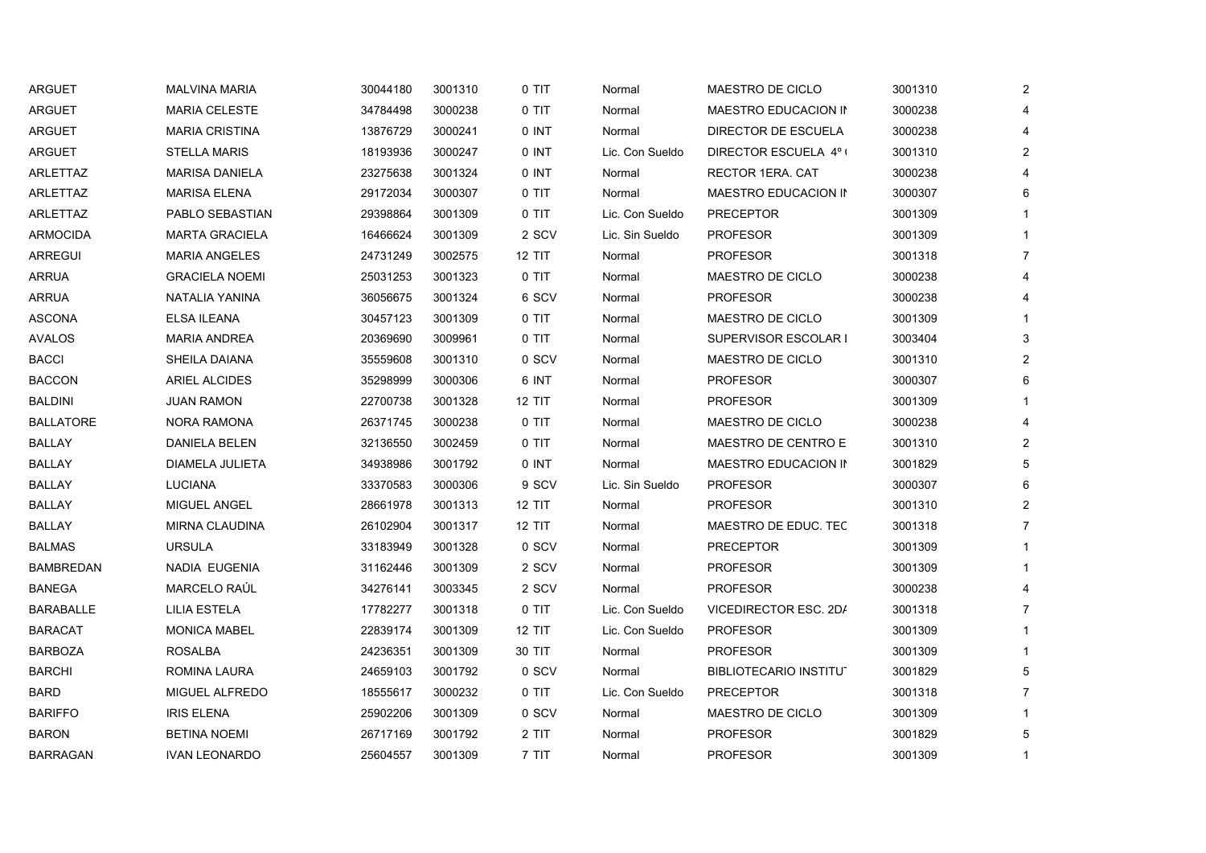| | | | | | | | | |
|---|---|---|---|---|---|---|---|---|
| ARGUET | MALVINA MARIA | 30044180 | 3001310 | 0 TIT | Normal | MAESTRO DE CICLO | 3001310 | 2 |
| ARGUET | MARIA CELESTE | 34784498 | 3000238 | 0 TIT | Normal | MAESTRO EDUCACION IN | 3000238 | 4 |
| ARGUET | MARIA CRISTINA | 13876729 | 3000241 | 0 INT | Normal | DIRECTOR DE ESCUELA | 3000238 | 4 |
| ARGUET | STELLA MARIS | 18193936 | 3000247 | 0 INT | Lic. Con Sueldo | DIRECTOR ESCUELA 4º ( | 3001310 | 2 |
| ARLETTAZ | MARISA DANIELA | 23275638 | 3001324 | 0 INT | Normal | RECTOR 1ERA. CAT | 3000238 | 4 |
| ARLETTAZ | MARISA ELENA | 29172034 | 3000307 | 0 TIT | Normal | MAESTRO EDUCACION IN | 3000307 | 6 |
| ARLETTAZ | PABLO SEBASTIAN | 29398864 | 3001309 | 0 TIT | Lic. Con Sueldo | PRECEPTOR | 3001309 | 1 |
| ARMOCIDA | MARTA GRACIELA | 16466624 | 3001309 | 2 SCV | Lic. Sin Sueldo | PROFESOR | 3001309 | 1 |
| ARREGUI | MARIA ANGELES | 24731249 | 3002575 | 12 TIT | Normal | PROFESOR | 3001318 | 7 |
| ARRUA | GRACIELA NOEMI | 25031253 | 3001323 | 0 TIT | Normal | MAESTRO DE CICLO | 3000238 | 4 |
| ARRUA | NATALIA YANINA | 36056675 | 3001324 | 6 SCV | Normal | PROFESOR | 3000238 | 4 |
| ASCONA | ELSA ILEANA | 30457123 | 3001309 | 0 TIT | Normal | MAESTRO DE CICLO | 3001309 | 1 |
| AVALOS | MARIA ANDREA | 20369690 | 3009961 | 0 TIT | Normal | SUPERVISOR ESCOLAR I | 3003404 | 3 |
| BACCI | SHEILA DAIANA | 35559608 | 3001310 | 0 SCV | Normal | MAESTRO DE CICLO | 3001310 | 2 |
| BACCON | ARIEL ALCIDES | 35298999 | 3000306 | 6 INT | Normal | PROFESOR | 3000307 | 6 |
| BALDINI | JUAN RAMON | 22700738 | 3001328 | 12 TIT | Normal | PROFESOR | 3001309 | 1 |
| BALLATORE | NORA RAMONA | 26371745 | 3000238 | 0 TIT | Normal | MAESTRO DE CICLO | 3000238 | 4 |
| BALLAY | DANIELA BELEN | 32136550 | 3002459 | 0 TIT | Normal | MAESTRO DE CENTRO E | 3001310 | 2 |
| BALLAY | DIAMELA JULIETA | 34938986 | 3001792 | 0 INT | Normal | MAESTRO EDUCACION IN | 3001829 | 5 |
| BALLAY | LUCIANA | 33370583 | 3000306 | 9 SCV | Lic. Sin Sueldo | PROFESOR | 3000307 | 6 |
| BALLAY | MIGUEL ANGEL | 28661978 | 3001313 | 12 TIT | Normal | PROFESOR | 3001310 | 2 |
| BALLAY | MIRNA CLAUDINA | 26102904 | 3001317 | 12 TIT | Normal | MAESTRO DE EDUC. TEC | 3001318 | 7 |
| BALMAS | URSULA | 33183949 | 3001328 | 0 SCV | Normal | PRECEPTOR | 3001309 | 1 |
| BAMBREDAN | NADIA EUGENIA | 31162446 | 3001309 | 2 SCV | Normal | PROFESOR | 3001309 | 1 |
| BANEGA | MARCELO RAÚL | 34276141 | 3003345 | 2 SCV | Normal | PROFESOR | 3000238 | 4 |
| BARABALLE | LILIA ESTELA | 17782277 | 3001318 | 0 TIT | Lic. Con Sueldo | VICEDIRECTOR ESC. 2DA | 3001318 | 7 |
| BARACAT | MONICA MABEL | 22839174 | 3001309 | 12 TIT | Lic. Con Sueldo | PROFESOR | 3001309 | 1 |
| BARBOZA | ROSALBA | 24236351 | 3001309 | 30 TIT | Normal | PROFESOR | 3001309 | 1 |
| BARCHI | ROMINA LAURA | 24659103 | 3001792 | 0 SCV | Normal | BIBLIOTECARIO INSTITUT | 3001829 | 5 |
| BARD | MIGUEL ALFREDO | 18555617 | 3000232 | 0 TIT | Lic. Con Sueldo | PRECEPTOR | 3001318 | 7 |
| BARIFFO | IRIS ELENA | 25902206 | 3001309 | 0 SCV | Normal | MAESTRO DE CICLO | 3001309 | 1 |
| BARON | BETINA NOEMI | 26717169 | 3001792 | 2 TIT | Normal | PROFESOR | 3001829 | 5 |
| BARRAGAN | IVAN LEONARDO | 25604557 | 3001309 | 7 TIT | Normal | PROFESOR | 3001309 | 1 |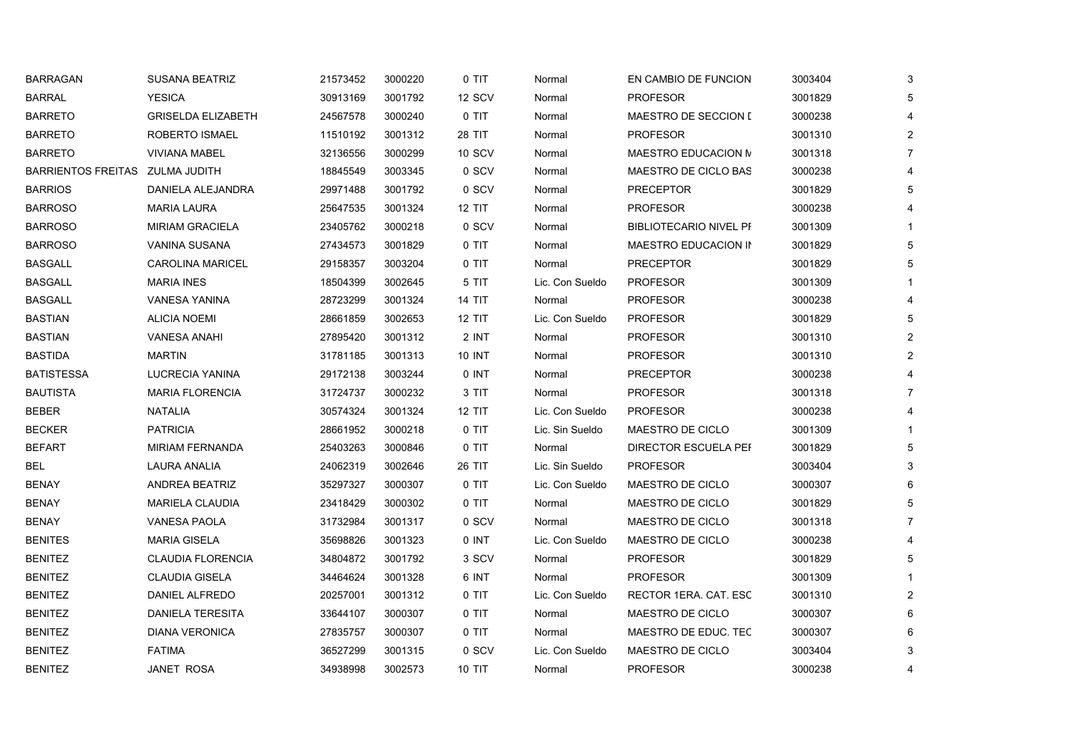| | | | | | | | | |
|---|---|---|---|---|---|---|---|---|
| BARRAGAN | SUSANA BEATRIZ | 21573452 | 3000220 | 0 TIT | Normal | EN CAMBIO DE FUNCION | 3003404 | 3 |
| BARRAL | YESICA | 30913169 | 3001792 | 12 SCV | Normal | PROFESOR | 3001829 | 5 |
| BARRETO | GRISELDA ELIZABETH | 24567578 | 3000240 | 0 TIT | Normal | MAESTRO DE SECCION I | 3000238 | 4 |
| BARRETO | ROBERTO ISMAEL | 11510192 | 3001312 | 28 TIT | Normal | PROFESOR | 3001310 | 2 |
| BARRETO | VIVIANA MABEL | 32136556 | 3000299 | 10 SCV | Normal | MAESTRO EDUCACION N | 3001318 | 7 |
| BARRIENTOS FREITAS | ZULMA JUDITH | 18845549 | 3003345 | 0 SCV | Normal | MAESTRO DE CICLO BAS | 3000238 | 4 |
| BARRIOS | DANIELA ALEJANDRA | 29971488 | 3001792 | 0 SCV | Normal | PRECEPTOR | 3001829 | 5 |
| BARROSO | MARIA LAURA | 25647535 | 3001324 | 12 TIT | Normal | PROFESOR | 3000238 | 4 |
| BARROSO | MIRIAM GRACIELA | 23405762 | 3000218 | 0 SCV | Normal | BIBLIOTECARIO NIVEL PI | 3001309 | 1 |
| BARROSO | VANINA SUSANA | 27434573 | 3001829 | 0 TIT | Normal | MAESTRO EDUCACION IN | 3001829 | 5 |
| BASGALL | CAROLINA MARICEL | 29158357 | 3003204 | 0 TIT | Normal | PRECEPTOR | 3001829 | 5 |
| BASGALL | MARIA INES | 18504399 | 3002645 | 5 TIT | Lic. Con Sueldo | PROFESOR | 3001309 | 1 |
| BASGALL | VANESA YANINA | 28723299 | 3001324 | 14 TIT | Normal | PROFESOR | 3000238 | 4 |
| BASTIAN | ALICIA NOEMI | 28661859 | 3002653 | 12 TIT | Lic. Con Sueldo | PROFESOR | 3001829 | 5 |
| BASTIAN | VANESA ANAHI | 27895420 | 3001312 | 2 INT | Normal | PROFESOR | 3001310 | 2 |
| BASTIDA | MARTIN | 31781185 | 3001313 | 10 INT | Normal | PROFESOR | 3001310 | 2 |
| BATISTESSA | LUCRECIA YANINA | 29172138 | 3003244 | 0 INT | Normal | PRECEPTOR | 3000238 | 4 |
| BAUTISTA | MARIA FLORENCIA | 31724737 | 3000232 | 3 TIT | Normal | PROFESOR | 3001318 | 7 |
| BEBER | NATALIA | 30574324 | 3001324 | 12 TIT | Lic. Con Sueldo | PROFESOR | 3000238 | 4 |
| BECKER | PATRICIA | 28661952 | 3000218 | 0 TIT | Lic. Sin Sueldo | MAESTRO DE CICLO | 3001309 | 1 |
| BEFART | MIRIAM FERNANDA | 25403263 | 3000846 | 0 TIT | Normal | DIRECTOR ESCUELA PEI | 3001829 | 5 |
| BEL | LAURA ANALIA | 24062319 | 3002646 | 26 TIT | Lic. Sin Sueldo | PROFESOR | 3003404 | 3 |
| BENAY | ANDREA BEATRIZ | 35297327 | 3000307 | 0 TIT | Lic. Con Sueldo | MAESTRO DE CICLO | 3000307 | 6 |
| BENAY | MARIELA CLAUDIA | 23418429 | 3000302 | 0 TIT | Normal | MAESTRO DE CICLO | 3001829 | 5 |
| BENAY | VANESA PAOLA | 31732984 | 3001317 | 0 SCV | Normal | MAESTRO DE CICLO | 3001318 | 7 |
| BENITES | MARIA GISELA | 35698826 | 3001323 | 0 INT | Lic. Con Sueldo | MAESTRO DE CICLO | 3000238 | 4 |
| BENITEZ | CLAUDIA FLORENCIA | 34804872 | 3001792 | 3 SCV | Normal | PROFESOR | 3001829 | 5 |
| BENITEZ | CLAUDIA GISELA | 34464624 | 3001328 | 6 INT | Normal | PROFESOR | 3001309 | 1 |
| BENITEZ | DANIEL ALFREDO | 20257001 | 3001312 | 0 TIT | Lic. Con Sueldo | RECTOR 1ERA. CAT. ESC | 3001310 | 2 |
| BENITEZ | DANIELA TERESITA | 33644107 | 3000307 | 0 TIT | Normal | MAESTRO DE CICLO | 3000307 | 6 |
| BENITEZ | DIANA VERONICA | 27835757 | 3000307 | 0 TIT | Normal | MAESTRO DE EDUC. TEC | 3000307 | 6 |
| BENITEZ | FATIMA | 36527299 | 3001315 | 0 SCV | Lic. Con Sueldo | MAESTRO DE CICLO | 3003404 | 3 |
| BENITEZ | JANET ROSA | 34938998 | 3002573 | 10 TIT | Normal | PROFESOR | 3000238 | 4 |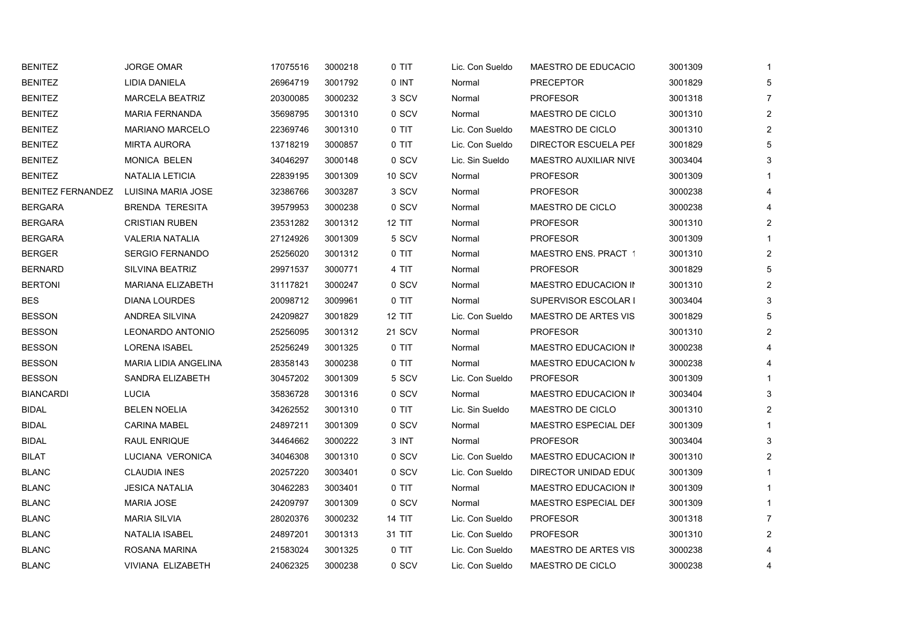| | | | | | | | | |
|---|---|---|---|---|---|---|---|---|
| BENITEZ | JORGE OMAR | 17075516 | 3000218 | 0 TIT | Lic. Con Sueldo | MAESTRO DE EDUCACIO | 3001309 | 1 |
| BENITEZ | LIDIA DANIELA | 26964719 | 3001792 | 0 INT | Normal | PRECEPTOR | 3001829 | 5 |
| BENITEZ | MARCELA BEATRIZ | 20300085 | 3000232 | 3 SCV | Normal | PROFESOR | 3001318 | 7 |
| BENITEZ | MARIA FERNANDA | 35698795 | 3001310 | 0 SCV | Normal | MAESTRO DE CICLO | 3001310 | 2 |
| BENITEZ | MARIANO MARCELO | 22369746 | 3001310 | 0 TIT | Lic. Con Sueldo | MAESTRO DE CICLO | 3001310 | 2 |
| BENITEZ | MIRTA AURORA | 13718219 | 3000857 | 0 TIT | Lic. Con Sueldo | DIRECTOR ESCUELA PEI | 3001829 | 5 |
| BENITEZ | MONICA BELEN | 34046297 | 3000148 | 0 SCV | Lic. Sin Sueldo | MAESTRO AUXILIAR NIVE | 3003404 | 3 |
| BENITEZ | NATALIA LETICIA | 22839195 | 3001309 | 10 SCV | Normal | PROFESOR | 3001309 | 1 |
| BENITEZ FERNANDEZ | LUISINA MARIA JOSE | 32386766 | 3003287 | 3 SCV | Normal | PROFESOR | 3000238 | 4 |
| BERGARA | BRENDA TERESITA | 39579953 | 3000238 | 0 SCV | Normal | MAESTRO DE CICLO | 3000238 | 4 |
| BERGARA | CRISTIAN RUBEN | 23531282 | 3001312 | 12 TIT | Normal | PROFESOR | 3001310 | 2 |
| BERGARA | VALERIA NATALIA | 27124926 | 3001309 | 5 SCV | Normal | PROFESOR | 3001309 | 1 |
| BERGER | SERGIO FERNANDO | 25256020 | 3001312 | 0 TIT | Normal | MAESTRO ENS. PRACT 1 | 3001310 | 2 |
| BERNARD | SILVINA BEATRIZ | 29971537 | 3000771 | 4 TIT | Normal | PROFESOR | 3001829 | 5 |
| BERTONI | MARIANA ELIZABETH | 31117821 | 3000247 | 0 SCV | Normal | MAESTRO EDUCACION II | 3001310 | 2 |
| BES | DIANA LOURDES | 20098712 | 3009961 | 0 TIT | Normal | SUPERVISOR ESCOLAR I | 3003404 | 3 |
| BESSON | ANDREA SILVINA | 24209827 | 3001829 | 12 TIT | Lic. Con Sueldo | MAESTRO DE ARTES VIS | 3001829 | 5 |
| BESSON | LEONARDO ANTONIO | 25256095 | 3001312 | 21 SCV | Normal | PROFESOR | 3001310 | 2 |
| BESSON | LORENA ISABEL | 25256249 | 3001325 | 0 TIT | Normal | MAESTRO EDUCACION II | 3000238 | 4 |
| BESSON | MARIA LIDIA ANGELINA | 28358143 | 3000238 | 0 TIT | Normal | MAESTRO EDUCACION N | 3000238 | 4 |
| BESSON | SANDRA ELIZABETH | 30457202 | 3001309 | 5 SCV | Lic. Con Sueldo | PROFESOR | 3001309 | 1 |
| BIANCARDI | LUCIA | 35836728 | 3001316 | 0 SCV | Normal | MAESTRO EDUCACION II | 3003404 | 3 |
| BIDAL | BELEN NOELIA | 34262552 | 3001310 | 0 TIT | Lic. Sin Sueldo | MAESTRO DE CICLO | 3001310 | 2 |
| BIDAL | CARINA MABEL | 24897211 | 3001309 | 0 SCV | Normal | MAESTRO ESPECIAL DEI | 3001309 | 1 |
| BIDAL | RAUL ENRIQUE | 34464662 | 3000222 | 3 INT | Normal | PROFESOR | 3003404 | 3 |
| BILAT | LUCIANA VERONICA | 34046308 | 3001310 | 0 SCV | Lic. Con Sueldo | MAESTRO EDUCACION II | 3001310 | 2 |
| BLANC | CLAUDIA INES | 20257220 | 3003401 | 0 SCV | Lic. Con Sueldo | DIRECTOR UNIDAD EDU( | 3001309 | 1 |
| BLANC | JESICA NATALIA | 30462283 | 3003401 | 0 TIT | Normal | MAESTRO EDUCACION II | 3001309 | 1 |
| BLANC | MARIA JOSE | 24209797 | 3001309 | 0 SCV | Normal | MAESTRO ESPECIAL DEI | 3001309 | 1 |
| BLANC | MARIA SILVIA | 28020376 | 3000232 | 14 TIT | Lic. Con Sueldo | PROFESOR | 3001318 | 7 |
| BLANC | NATALIA ISABEL | 24897201 | 3001313 | 31 TIT | Lic. Con Sueldo | PROFESOR | 3001310 | 2 |
| BLANC | ROSANA MARINA | 21583024 | 3001325 | 0 TIT | Lic. Con Sueldo | MAESTRO DE ARTES VIS | 3000238 | 4 |
| BLANC | VIVIANA ELIZABETH | 24062325 | 3000238 | 0 SCV | Lic. Con Sueldo | MAESTRO DE CICLO | 3000238 | 4 |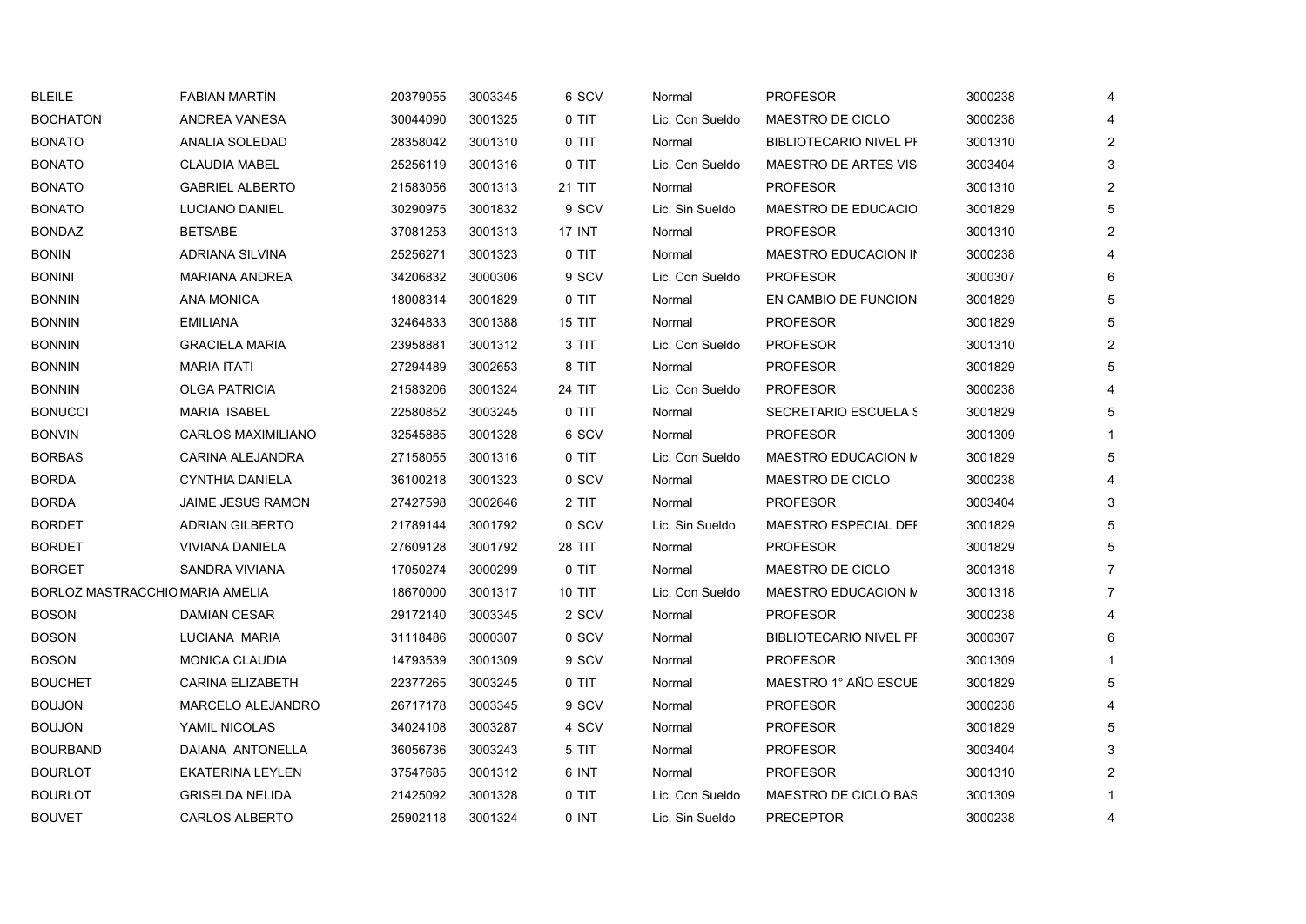| | | | | | | | | |
|---|---|---|---|---|---|---|---|---|
| BLEILE | FABIAN MARTÍN | 20379055 | 3003345 | 6 SCV | Normal | PROFESOR | 3000238 | 4 |
| BOCHATON | ANDREA VANESA | 30044090 | 3001325 | 0 TIT | Lic. Con Sueldo | MAESTRO DE CICLO | 3000238 | 4 |
| BONATO | ANALIA SOLEDAD | 28358042 | 3001310 | 0 TIT | Normal | BIBLIOTECARIO NIVEL PI | 3001310 | 2 |
| BONATO | CLAUDIA MABEL | 25256119 | 3001316 | 0 TIT | Lic. Con Sueldo | MAESTRO DE ARTES VIS | 3003404 | 3 |
| BONATO | GABRIEL ALBERTO | 21583056 | 3001313 | 21 TIT | Normal | PROFESOR | 3001310 | 2 |
| BONATO | LUCIANO DANIEL | 30290975 | 3001832 | 9 SCV | Lic. Sin Sueldo | MAESTRO DE EDUCACIO | 3001829 | 5 |
| BONDAZ | BETSABE | 37081253 | 3001313 | 17 INT | Normal | PROFESOR | 3001310 | 2 |
| BONIN | ADRIANA SILVINA | 25256271 | 3001323 | 0 TIT | Normal | MAESTRO EDUCACION IN | 3000238 | 4 |
| BONINI | MARIANA ANDREA | 34206832 | 3000306 | 9 SCV | Lic. Con Sueldo | PROFESOR | 3000307 | 6 |
| BONNIN | ANA MONICA | 18008314 | 3001829 | 0 TIT | Normal | EN CAMBIO DE FUNCION | 3001829 | 5 |
| BONNIN | EMILIANA | 32464833 | 3001388 | 15 TIT | Normal | PROFESOR | 3001829 | 5 |
| BONNIN | GRACIELA MARIA | 23958881 | 3001312 | 3 TIT | Lic. Con Sueldo | PROFESOR | 3001310 | 2 |
| BONNIN | MARIA ITATI | 27294489 | 3002653 | 8 TIT | Normal | PROFESOR | 3001829 | 5 |
| BONNIN | OLGA PATRICIA | 21583206 | 3001324 | 24 TIT | Lic. Con Sueldo | PROFESOR | 3000238 | 4 |
| BONUCCI | MARIA ISABEL | 22580852 | 3003245 | 0 TIT | Normal | SECRETARIO ESCUELA S | 3001829 | 5 |
| BONVIN | CARLOS MAXIMILIANO | 32545885 | 3001328 | 6 SCV | Normal | PROFESOR | 3001309 | 1 |
| BORBAS | CARINA ALEJANDRA | 27158055 | 3001316 | 0 TIT | Lic. Con Sueldo | MAESTRO EDUCACION M | 3001829 | 5 |
| BORDA | CYNTHIA DANIELA | 36100218 | 3001323 | 0 SCV | Normal | MAESTRO DE CICLO | 3000238 | 4 |
| BORDA | JAIME JESUS RAMON | 27427598 | 3002646 | 2 TIT | Normal | PROFESOR | 3003404 | 3 |
| BORDET | ADRIAN GILBERTO | 21789144 | 3001792 | 0 SCV | Lic. Sin Sueldo | MAESTRO ESPECIAL DEI | 3001829 | 5 |
| BORDET | VIVIANA DANIELA | 27609128 | 3001792 | 28 TIT | Normal | PROFESOR | 3001829 | 5 |
| BORGET | SANDRA VIVIANA | 17050274 | 3000299 | 0 TIT | Normal | MAESTRO DE CICLO | 3001318 | 7 |
| BORLOZ MASTRACCHIO | MARIA AMELIA | 18670000 | 3001317 | 10 TIT | Lic. Con Sueldo | MAESTRO EDUCACION M | 3001318 | 7 |
| BOSON | DAMIAN CESAR | 29172140 | 3003345 | 2 SCV | Normal | PROFESOR | 3000238 | 4 |
| BOSON | LUCIANA MARIA | 31118486 | 3000307 | 0 SCV | Normal | BIBLIOTECARIO NIVEL PI | 3000307 | 6 |
| BOSON | MONICA CLAUDIA | 14793539 | 3001309 | 9 SCV | Normal | PROFESOR | 3001309 | 1 |
| BOUCHET | CARINA ELIZABETH | 22377265 | 3003245 | 0 TIT | Normal | MAESTRO 1° AÑO ESCUE | 3001829 | 5 |
| BOUJON | MARCELO ALEJANDRO | 26717178 | 3003345 | 9 SCV | Normal | PROFESOR | 3000238 | 4 |
| BOUJON | YAMIL NICOLAS | 34024108 | 3003287 | 4 SCV | Normal | PROFESOR | 3001829 | 5 |
| BOURBAND | DAIANA ANTONELLA | 36056736 | 3003243 | 5 TIT | Normal | PROFESOR | 3003404 | 3 |
| BOURLOT | EKATERINA LEYLEN | 37547685 | 3001312 | 6 INT | Normal | PROFESOR | 3001310 | 2 |
| BOURLOT | GRISELDA NELIDA | 21425092 | 3001328 | 0 TIT | Lic. Con Sueldo | MAESTRO DE CICLO BAS | 3001309 | 1 |
| BOUVET | CARLOS ALBERTO | 25902118 | 3001324 | 0 INT | Lic. Sin Sueldo | PRECEPTOR | 3000238 | 4 |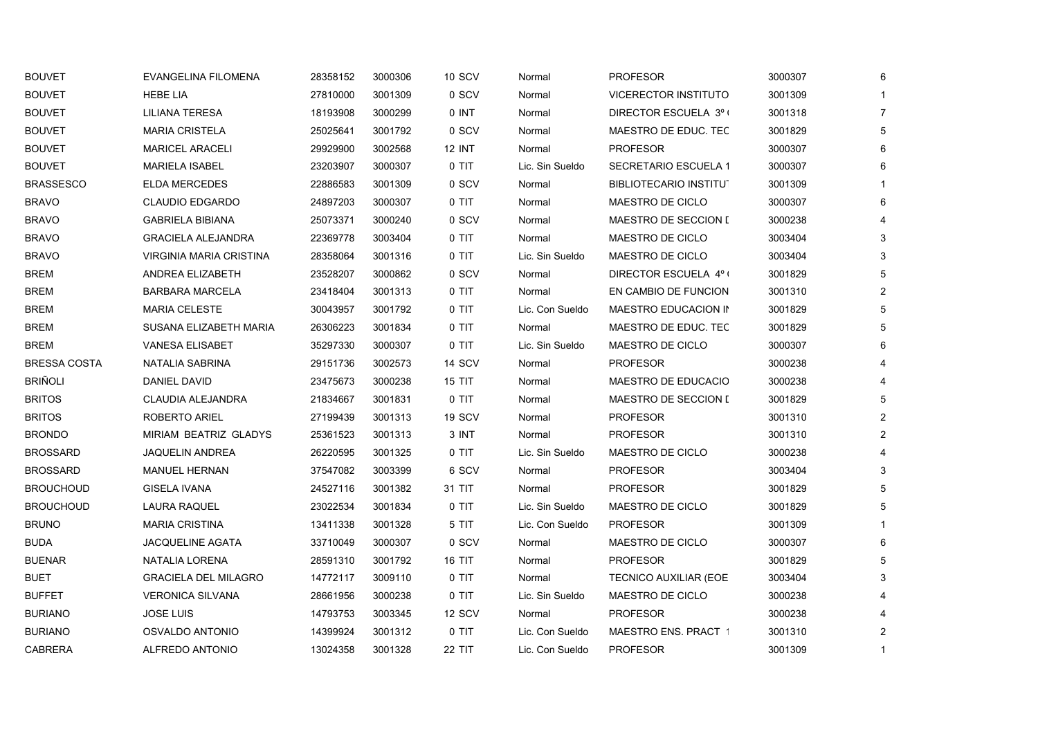| | | | | | | | | |
|---|---|---|---|---|---|---|---|---|
| BOUVET | EVANGELINA FILOMENA | 28358152 | 3000306 | 10 SCV | Normal | PROFESOR | 3000307 | 6 |
| BOUVET | HEBE LIA | 27810000 | 3001309 | 0 SCV | Normal | VICERECTOR INSTITUTO | 3001309 | 1 |
| BOUVET | LILIANA TERESA | 18193908 | 3000299 | 0 INT | Normal | DIRECTOR ESCUELA 3º ( | 3001318 | 7 |
| BOUVET | MARIA CRISTELA | 25025641 | 3001792 | 0 SCV | Normal | MAESTRO DE EDUC. TEC | 3001829 | 5 |
| BOUVET | MARICEL ARACELI | 29929900 | 3002568 | 12 INT | Normal | PROFESOR | 3000307 | 6 |
| BOUVET | MARIELA ISABEL | 23203907 | 3000307 | 0 TIT | Lic. Sin Sueldo | SECRETARIO ESCUELA 1 | 3000307 | 6 |
| BRASSESCO | ELDA MERCEDES | 22886583 | 3001309 | 0 SCV | Normal | BIBLIOTECARIO INSTITU | 3001309 | 1 |
| BRAVO | CLAUDIO EDGARDO | 24897203 | 3000307 | 0 TIT | Normal | MAESTRO DE CICLO | 3000307 | 6 |
| BRAVO | GABRIELA BIBIANA | 25073371 | 3000240 | 0 SCV | Normal | MAESTRO DE SECCION D | 3000238 | 4 |
| BRAVO | GRACIELA ALEJANDRA | 22369778 | 3003404 | 0 TIT | Normal | MAESTRO DE CICLO | 3003404 | 3 |
| BRAVO | VIRGINIA MARIA CRISTINA | 28358064 | 3001316 | 0 TIT | Lic. Sin Sueldo | MAESTRO DE CICLO | 3003404 | 3 |
| BREM | ANDREA ELIZABETH | 23528207 | 3000862 | 0 SCV | Normal | DIRECTOR ESCUELA 4º ( | 3001829 | 5 |
| BREM | BARBARA MARCELA | 23418404 | 3001313 | 0 TIT | Normal | EN CAMBIO DE FUNCION | 3001310 | 2 |
| BREM | MARIA CELESTE | 30043957 | 3001792 | 0 TIT | Lic. Con Sueldo | MAESTRO EDUCACION IN | 3001829 | 5 |
| BREM | SUSANA ELIZABETH MARIA | 26306223 | 3001834 | 0 TIT | Normal | MAESTRO DE EDUC. TEC | 3001829 | 5 |
| BREM | VANESA ELISABET | 35297330 | 3000307 | 0 TIT | Lic. Sin Sueldo | MAESTRO DE CICLO | 3000307 | 6 |
| BRESSA COSTA | NATALIA SABRINA | 29151736 | 3002573 | 14 SCV | Normal | PROFESOR | 3000238 | 4 |
| BRIÑOLI | DANIEL DAVID | 23475673 | 3000238 | 15 TIT | Normal | MAESTRO DE EDUCACIO | 3000238 | 4 |
| BRITOS | CLAUDIA ALEJANDRA | 21834667 | 3001831 | 0 TIT | Normal | MAESTRO DE SECCION D | 3001829 | 5 |
| BRITOS | ROBERTO ARIEL | 27199439 | 3001313 | 19 SCV | Normal | PROFESOR | 3001310 | 2 |
| BRONDO | MIRIAM BEATRIZ GLADYS | 25361523 | 3001313 | 3 INT | Normal | PROFESOR | 3001310 | 2 |
| BROSSARD | JAQUELIN ANDREA | 26220595 | 3001325 | 0 TIT | Lic. Sin Sueldo | MAESTRO DE CICLO | 3000238 | 4 |
| BROSSARD | MANUEL HERNAN | 37547082 | 3003399 | 6 SCV | Normal | PROFESOR | 3003404 | 3 |
| BROUCHOUD | GISELA IVANA | 24527116 | 3001382 | 31 TIT | Normal | PROFESOR | 3001829 | 5 |
| BROUCHOUD | LAURA RAQUEL | 23022534 | 3001834 | 0 TIT | Lic. Sin Sueldo | MAESTRO DE CICLO | 3001829 | 5 |
| BRUNO | MARIA CRISTINA | 13411338 | 3001328 | 5 TIT | Lic. Con Sueldo | PROFESOR | 3001309 | 1 |
| BUDA | JACQUELINE AGATA | 33710049 | 3000307 | 0 SCV | Normal | MAESTRO DE CICLO | 3000307 | 6 |
| BUENAR | NATALIA LORENA | 28591310 | 3001792 | 16 TIT | Normal | PROFESOR | 3001829 | 5 |
| BUET | GRACIELA DEL MILAGRO | 14772117 | 3009110 | 0 TIT | Normal | TECNICO AUXILIAR (EOE | 3003404 | 3 |
| BUFFET | VERONICA SILVANA | 28661956 | 3000238 | 0 TIT | Lic. Sin Sueldo | MAESTRO DE CICLO | 3000238 | 4 |
| BURIANO | JOSE LUIS | 14793753 | 3003345 | 12 SCV | Normal | PROFESOR | 3000238 | 4 |
| BURIANO | OSVALDO ANTONIO | 14399924 | 3001312 | 0 TIT | Lic. Con Sueldo | MAESTRO ENS. PRACT 1 | 3001310 | 2 |
| CABRERA | ALFREDO ANTONIO | 13024358 | 3001328 | 22 TIT | Lic. Con Sueldo | PROFESOR | 3001309 | 1 |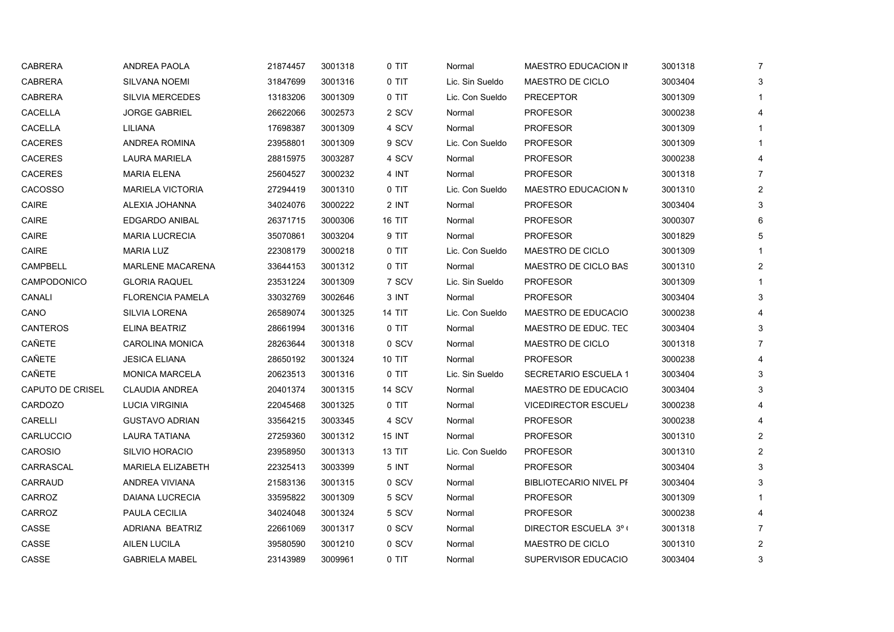| | | | | | | | | |
|---|---|---|---|---|---|---|---|---|
| CABRERA | ANDREA PAOLA | 21874457 | 3001318 | 0 TIT | Normal | MAESTRO EDUCACION IN | 3001318 | 7 |
| CABRERA | SILVANA NOEMI | 31847699 | 3001316 | 0 TIT | Lic. Sin Sueldo | MAESTRO DE CICLO | 3003404 | 3 |
| CABRERA | SILVIA MERCEDES | 13183206 | 3001309 | 0 TIT | Lic. Con Sueldo | PRECEPTOR | 3001309 | 1 |
| CACELLA | JORGE GABRIEL | 26622066 | 3002573 | 2 SCV | Normal | PROFESOR | 3000238 | 4 |
| CACELLA | LILIANA | 17698387 | 3001309 | 4 SCV | Normal | PROFESOR | 3001309 | 1 |
| CACERES | ANDREA ROMINA | 23958801 | 3001309 | 9 SCV | Lic. Con Sueldo | PROFESOR | 3001309 | 1 |
| CACERES | LAURA MARIELA | 28815975 | 3003287 | 4 SCV | Normal | PROFESOR | 3000238 | 4 |
| CACERES | MARIA ELENA | 25604527 | 3000232 | 4 INT | Normal | PROFESOR | 3001318 | 7 |
| CACOSSO | MARIELA VICTORIA | 27294419 | 3001310 | 0 TIT | Lic. Con Sueldo | MAESTRO EDUCACION M | 3001310 | 2 |
| CAIRE | ALEXIA JOHANNA | 34024076 | 3000222 | 2 INT | Normal | PROFESOR | 3003404 | 3 |
| CAIRE | EDGARDO ANIBAL | 26371715 | 3000306 | 16 TIT | Normal | PROFESOR | 3000307 | 6 |
| CAIRE | MARIA LUCRECIA | 35070861 | 3003204 | 9 TIT | Normal | PROFESOR | 3001829 | 5 |
| CAIRE | MARIA LUZ | 22308179 | 3000218 | 0 TIT | Lic. Con Sueldo | MAESTRO DE CICLO | 3001309 | 1 |
| CAMPBELL | MARLENE MACARENA | 33644153 | 3001312 | 0 TIT | Normal | MAESTRO DE CICLO BAS | 3001310 | 2 |
| CAMPODONICO | GLORIA RAQUEL | 23531224 | 3001309 | 7 SCV | Lic. Sin Sueldo | PROFESOR | 3001309 | 1 |
| CANALI | FLORENCIA PAMELA | 33032769 | 3002646 | 3 INT | Normal | PROFESOR | 3003404 | 3 |
| CANO | SILVIA LORENA | 26589074 | 3001325 | 14 TIT | Lic. Con Sueldo | MAESTRO DE EDUCACIO | 3000238 | 4 |
| CANTEROS | ELINA BEATRIZ | 28661994 | 3001316 | 0 TIT | Normal | MAESTRO DE EDUC. TEC | 3003404 | 3 |
| CAÑETE | CAROLINA MONICA | 28263644 | 3001318 | 0 SCV | Normal | MAESTRO DE CICLO | 3001318 | 7 |
| CAÑETE | JESICA ELIANA | 28650192 | 3001324 | 10 TIT | Normal | PROFESOR | 3000238 | 4 |
| CAÑETE | MONICA MARCELA | 20623513 | 3001316 | 0 TIT | Lic. Sin Sueldo | SECRETARIO ESCUELA 1 | 3003404 | 3 |
| CAPUTO DE CRISEL | CLAUDIA ANDREA | 20401374 | 3001315 | 14 SCV | Normal | MAESTRO DE EDUCACIO | 3003404 | 3 |
| CARDOZO | LUCIA VIRGINIA | 22045468 | 3001325 | 0 TIT | Normal | VICEDIRECTOR ESCUELA | 3000238 | 4 |
| CARELLI | GUSTAVO ADRIAN | 33564215 | 3003345 | 4 SCV | Normal | PROFESOR | 3000238 | 4 |
| CARLUCCIO | LAURA TATIANA | 27259360 | 3001312 | 15 INT | Normal | PROFESOR | 3001310 | 2 |
| CAROSIO | SILVIO HORACIO | 23958950 | 3001313 | 13 TIT | Lic. Con Sueldo | PROFESOR | 3001310 | 2 |
| CARRASCAL | MARIELA ELIZABETH | 22325413 | 3003399 | 5 INT | Normal | PROFESOR | 3003404 | 3 |
| CARRAUD | ANDREA VIVIANA | 21583136 | 3001315 | 0 SCV | Normal | BIBLIOTECARIO NIVEL PI | 3003404 | 3 |
| CARROZ | DAIANA LUCRECIA | 33595822 | 3001309 | 5 SCV | Normal | PROFESOR | 3001309 | 1 |
| CARROZ | PAULA CECILIA | 34024048 | 3001324 | 5 SCV | Normal | PROFESOR | 3000238 | 4 |
| CASSE | ADRIANA BEATRIZ | 22661069 | 3001317 | 0 SCV | Normal | DIRECTOR ESCUELA 3º ( | 3001318 | 7 |
| CASSE | AILEN LUCILA | 39580590 | 3001210 | 0 SCV | Normal | MAESTRO DE CICLO | 3001310 | 2 |
| CASSE | GABRIELA MABEL | 23143989 | 3009961 | 0 TIT | Normal | SUPERVISOR EDUCACIO | 3003404 | 3 |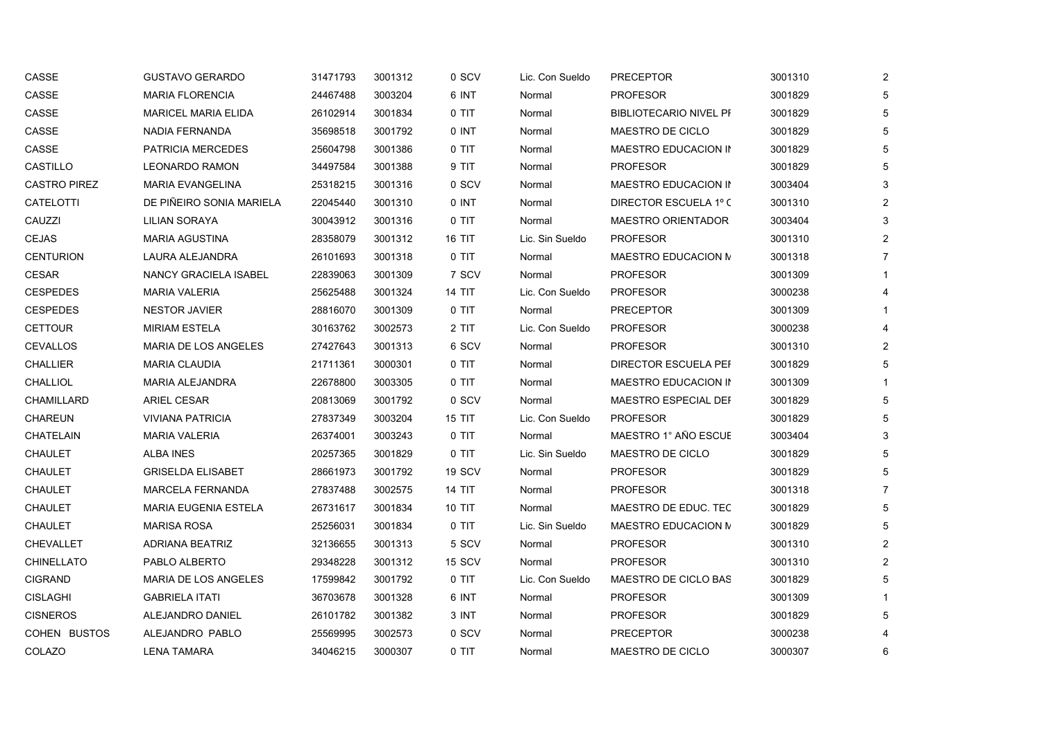| | | | | | | | | |
|---|---|---|---|---|---|---|---|---|
| CASSE | GUSTAVO GERARDO | 31471793 | 3001312 | 0 SCV | Lic. Con Sueldo | PRECEPTOR | 3001310 | 2 |
| CASSE | MARIA FLORENCIA | 24467488 | 3003204 | 6 INT | Normal | PROFESOR | 3001829 | 5 |
| CASSE | MARICEL MARIA ELIDA | 26102914 | 3001834 | 0 TIT | Normal | BIBLIOTECARIO NIVEL PI | 3001829 | 5 |
| CASSE | NADIA FERNANDA | 35698518 | 3001792 | 0 INT | Normal | MAESTRO DE CICLO | 3001829 | 5 |
| CASSE | PATRICIA MERCEDES | 25604798 | 3001386 | 0 TIT | Normal | MAESTRO EDUCACION IN | 3001829 | 5 |
| CASTILLO | LEONARDO RAMON | 34497584 | 3001388 | 9 TIT | Normal | PROFESOR | 3001829 | 5 |
| CASTRO PIREZ | MARIA EVANGELINA | 25318215 | 3001316 | 0 SCV | Normal | MAESTRO EDUCACION IN | 3003404 | 3 |
| CATELOTTI | DE PIÑEIRO SONIA MARIELA | 22045440 | 3001310 | 0 INT | Normal | DIRECTOR ESCUELA 1º C | 3001310 | 2 |
| CAUZZI | LILIAN SORAYA | 30043912 | 3001316 | 0 TIT | Normal | MAESTRO ORIENTADOR | 3003404 | 3 |
| CEJAS | MARIA AGUSTINA | 28358079 | 3001312 | 16 TIT | Lic. Sin Sueldo | PROFESOR | 3001310 | 2 |
| CENTURION | LAURA ALEJANDRA | 26101693 | 3001318 | 0 TIT | Normal | MAESTRO EDUCACION M | 3001318 | 7 |
| CESAR | NANCY GRACIELA ISABEL | 22839063 | 3001309 | 7 SCV | Normal | PROFESOR | 3001309 | 1 |
| CESPEDES | MARIA VALERIA | 25625488 | 3001324 | 14 TIT | Lic. Con Sueldo | PROFESOR | 3000238 | 4 |
| CESPEDES | NESTOR JAVIER | 28816070 | 3001309 | 0 TIT | Normal | PRECEPTOR | 3001309 | 1 |
| CETTOUR | MIRIAM ESTELA | 30163762 | 3002573 | 2 TIT | Lic. Con Sueldo | PROFESOR | 3000238 | 4 |
| CEVALLOS | MARIA DE LOS ANGELES | 27427643 | 3001313 | 6 SCV | Normal | PROFESOR | 3001310 | 2 |
| CHALLIER | MARIA CLAUDIA | 21711361 | 3000301 | 0 TIT | Normal | DIRECTOR ESCUELA PEI | 3001829 | 5 |
| CHALLIOL | MARIA ALEJANDRA | 22678800 | 3003305 | 0 TIT | Normal | MAESTRO EDUCACION IN | 3001309 | 1 |
| CHAMILLARD | ARIEL CESAR | 20813069 | 3001792 | 0 SCV | Normal | MAESTRO ESPECIAL DEI | 3001829 | 5 |
| CHAREUN | VIVIANA PATRICIA | 27837349 | 3003204 | 15 TIT | Lic. Con Sueldo | PROFESOR | 3001829 | 5 |
| CHATELAIN | MARIA VALERIA | 26374001 | 3003243 | 0 TIT | Normal | MAESTRO 1° AÑO ESCUE | 3003404 | 3 |
| CHAULET | ALBA INES | 20257365 | 3001829 | 0 TIT | Lic. Sin Sueldo | MAESTRO DE CICLO | 3001829 | 5 |
| CHAULET | GRISELDA ELISABET | 28661973 | 3001792 | 19 SCV | Normal | PROFESOR | 3001829 | 5 |
| CHAULET | MARCELA FERNANDA | 27837488 | 3002575 | 14 TIT | Normal | PROFESOR | 3001318 | 7 |
| CHAULET | MARIA EUGENIA ESTELA | 26731617 | 3001834 | 10 TIT | Normal | MAESTRO DE EDUC. TEC | 3001829 | 5 |
| CHAULET | MARISA ROSA | 25256031 | 3001834 | 0 TIT | Lic. Sin Sueldo | MAESTRO EDUCACION M | 3001829 | 5 |
| CHEVALLET | ADRIANA BEATRIZ | 32136655 | 3001313 | 5 SCV | Normal | PROFESOR | 3001310 | 2 |
| CHINELLATO | PABLO ALBERTO | 29348228 | 3001312 | 15 SCV | Normal | PROFESOR | 3001310 | 2 |
| CIGRAND | MARIA DE LOS ANGELES | 17599842 | 3001792 | 0 TIT | Lic. Con Sueldo | MAESTRO DE CICLO BAS | 3001829 | 5 |
| CISLAGHI | GABRIELA ITATI | 36703678 | 3001328 | 6 INT | Normal | PROFESOR | 3001309 | 1 |
| CISNEROS | ALEJANDRO DANIEL | 26101782 | 3001382 | 3 INT | Normal | PROFESOR | 3001829 | 5 |
| COHEN BUSTOS | ALEJANDRO PABLO | 25569995 | 3002573 | 0 SCV | Normal | PRECEPTOR | 3000238 | 4 |
| COLAZO | LENA TAMARA | 34046215 | 3000307 | 0 TIT | Normal | MAESTRO DE CICLO | 3000307 | 6 |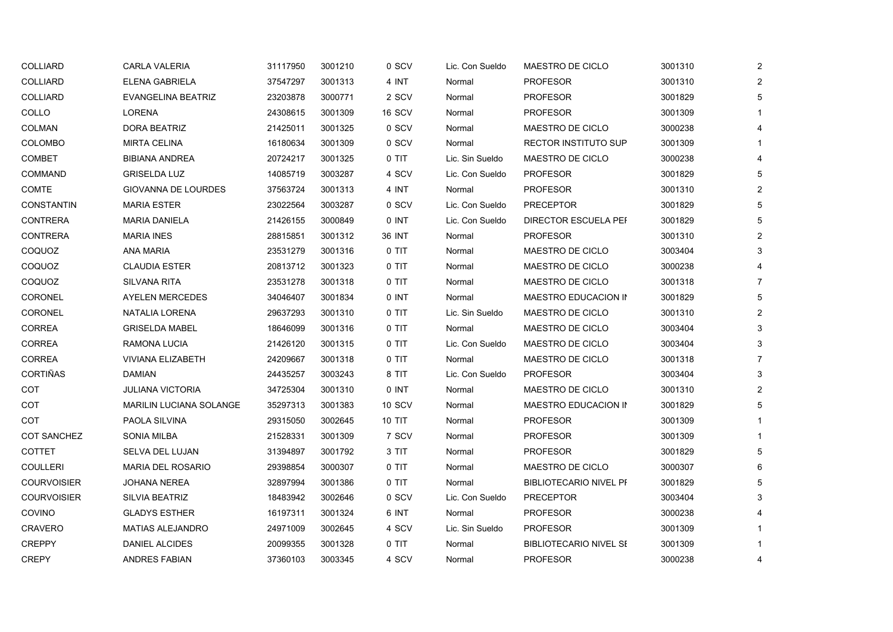| | | | | | | | | |
|---|---|---|---|---|---|---|---|---|
| COLLIARD | CARLA VALERIA | 31117950 | 3001210 | 0 SCV | Lic. Con Sueldo | MAESTRO DE CICLO | 3001310 | 2 |
| COLLIARD | ELENA GABRIELA | 37547297 | 3001313 | 4 INT | Normal | PROFESOR | 3001310 | 2 |
| COLLIARD | EVANGELINA BEATRIZ | 23203878 | 3000771 | 2 SCV | Normal | PROFESOR | 3001829 | 5 |
| COLLO | LORENA | 24308615 | 3001309 | 16 SCV | Normal | PROFESOR | 3001309 | 1 |
| COLMAN | DORA BEATRIZ | 21425011 | 3001325 | 0 SCV | Normal | MAESTRO DE CICLO | 3000238 | 4 |
| COLOMBO | MIRTA CELINA | 16180634 | 3001309 | 0 SCV | Normal | RECTOR INSTITUTO SUP | 3001309 | 1 |
| COMBET | BIBIANA ANDREA | 20724217 | 3001325 | 0 TIT | Lic. Sin Sueldo | MAESTRO DE CICLO | 3000238 | 4 |
| COMMAND | GRISELDA LUZ | 14085719 | 3003287 | 4 SCV | Lic. Con Sueldo | PROFESOR | 3001829 | 5 |
| COMTE | GIOVANNA DE LOURDES | 37563724 | 3001313 | 4 INT | Normal | PROFESOR | 3001310 | 2 |
| CONSTANTIN | MARIA ESTER | 23022564 | 3003287 | 0 SCV | Lic. Con Sueldo | PRECEPTOR | 3001829 | 5 |
| CONTRERA | MARIA DANIELA | 21426155 | 3000849 | 0 INT | Lic. Con Sueldo | DIRECTOR ESCUELA PEI | 3001829 | 5 |
| CONTRERA | MARIA INES | 28815851 | 3001312 | 36 INT | Normal | PROFESOR | 3001310 | 2 |
| COQUOZ | ANA MARIA | 23531279 | 3001316 | 0 TIT | Normal | MAESTRO DE CICLO | 3003404 | 3 |
| COQUOZ | CLAUDIA ESTER | 20813712 | 3001323 | 0 TIT | Normal | MAESTRO DE CICLO | 3000238 | 4 |
| COQUOZ | SILVANA RITA | 23531278 | 3001318 | 0 TIT | Normal | MAESTRO DE CICLO | 3001318 | 7 |
| CORONEL | AYELEN MERCEDES | 34046407 | 3001834 | 0 INT | Normal | MAESTRO EDUCACION IN | 3001829 | 5 |
| CORONEL | NATALIA LORENA | 29637293 | 3001310 | 0 TIT | Lic. Sin Sueldo | MAESTRO DE CICLO | 3001310 | 2 |
| CORREA | GRISELDA MABEL | 18646099 | 3001316 | 0 TIT | Normal | MAESTRO DE CICLO | 3003404 | 3 |
| CORREA | RAMONA LUCIA | 21426120 | 3001315 | 0 TIT | Lic. Con Sueldo | MAESTRO DE CICLO | 3003404 | 3 |
| CORREA | VIVIANA ELIZABETH | 24209667 | 3001318 | 0 TIT | Normal | MAESTRO DE CICLO | 3001318 | 7 |
| CORTIÑAS | DAMIAN | 24435257 | 3003243 | 8 TIT | Lic. Con Sueldo | PROFESOR | 3003404 | 3 |
| COT | JULIANA VICTORIA | 34725304 | 3001310 | 0 INT | Normal | MAESTRO DE CICLO | 3001310 | 2 |
| COT | MARILIN LUCIANA SOLANGE | 35297313 | 3001383 | 10 SCV | Normal | MAESTRO EDUCACION IN | 3001829 | 5 |
| COT | PAOLA SILVINA | 29315050 | 3002645 | 10 TIT | Normal | PROFESOR | 3001309 | 1 |
| COT SANCHEZ | SONIA MILBA | 21528331 | 3001309 | 7 SCV | Normal | PROFESOR | 3001309 | 1 |
| COTTET | SELVA DEL LUJAN | 31394897 | 3001792 | 3 TIT | Normal | PROFESOR | 3001829 | 5 |
| COULLERI | MARIA DEL ROSARIO | 29398854 | 3000307 | 0 TIT | Normal | MAESTRO DE CICLO | 3000307 | 6 |
| COURVOISIER | JOHANA NEREA | 32897994 | 3001386 | 0 TIT | Normal | BIBLIOTECARIO NIVEL PI | 3001829 | 5 |
| COURVOISIER | SILVIA BEATRIZ | 18483942 | 3002646 | 0 SCV | Lic. Con Sueldo | PRECEPTOR | 3003404 | 3 |
| COVINO | GLADYS ESTHER | 16197311 | 3001324 | 6 INT | Normal | PROFESOR | 3000238 | 4 |
| CRAVERO | MATIAS ALEJANDRO | 24971009 | 3002645 | 4 SCV | Lic. Sin Sueldo | PROFESOR | 3001309 | 1 |
| CREPPY | DANIEL ALCIDES | 20099355 | 3001328 | 0 TIT | Normal | BIBLIOTECARIO NIVEL SI | 3001309 | 1 |
| CREPY | ANDRES FABIAN | 37360103 | 3003345 | 4 SCV | Normal | PROFESOR | 3000238 | 4 |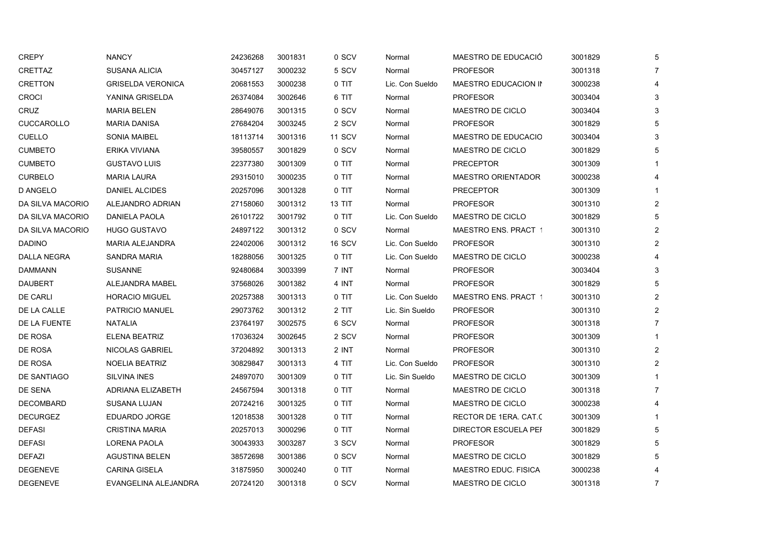| | | | | | | | | |
|---|---|---|---|---|---|---|---|---|
| CREPY | NANCY | 24236268 | 3001831 | 0 SCV | Normal | MAESTRO DE EDUCACIÓ | 3001829 | 5 |
| CRETTAZ | SUSANA ALICIA | 30457127 | 3000232 | 5 SCV | Normal | PROFESOR | 3001318 | 7 |
| CRETTON | GRISELDA VERONICA | 20681553 | 3000238 | 0 TIT | Lic. Con Sueldo | MAESTRO EDUCACION IN | 3000238 | 4 |
| CROCI | YANINA GRISELDA | 26374084 | 3002646 | 6 TIT | Normal | PROFESOR | 3003404 | 3 |
| CRUZ | MARIA BELEN | 28649076 | 3001315 | 0 SCV | Normal | MAESTRO DE CICLO | 3003404 | 3 |
| CUCCAROLLO | MARIA DANISA | 27684204 | 3003245 | 2 SCV | Normal | PROFESOR | 3001829 | 5 |
| CUELLO | SONIA MAIBEL | 18113714 | 3001316 | 11 SCV | Normal | MAESTRO DE EDUCACIO | 3003404 | 3 |
| CUMBETO | ERIKA VIVIANA | 39580557 | 3001829 | 0 SCV | Normal | MAESTRO DE CICLO | 3001829 | 5 |
| CUMBETO | GUSTAVO LUIS | 22377380 | 3001309 | 0 TIT | Normal | PRECEPTOR | 3001309 | 1 |
| CURBELO | MARIA LAURA | 29315010 | 3000235 | 0 TIT | Normal | MAESTRO ORIENTADOR | 3000238 | 4 |
| D ANGELO | DANIEL ALCIDES | 20257096 | 3001328 | 0 TIT | Normal | PRECEPTOR | 3001309 | 1 |
| DA SILVA MACORIO | ALEJANDRO ADRIAN | 27158060 | 3001312 | 13 TIT | Normal | PROFESOR | 3001310 | 2 |
| DA SILVA MACORIO | DANIELA PAOLA | 26101722 | 3001792 | 0 TIT | Lic. Con Sueldo | MAESTRO DE CICLO | 3001829 | 5 |
| DA SILVA MACORIO | HUGO GUSTAVO | 24897122 | 3001312 | 0 SCV | Normal | MAESTRO ENS. PRACT 1 | 3001310 | 2 |
| DADINO | MARIA ALEJANDRA | 22402006 | 3001312 | 16 SCV | Lic. Con Sueldo | PROFESOR | 3001310 | 2 |
| DALLA NEGRA | SANDRA MARIA | 18288056 | 3001325 | 0 TIT | Lic. Con Sueldo | MAESTRO DE CICLO | 3000238 | 4 |
| DAMMANN | SUSANNE | 92480684 | 3003399 | 7 INT | Normal | PROFESOR | 3003404 | 3 |
| DAUBERT | ALEJANDRA MABEL | 37568026 | 3001382 | 4 INT | Normal | PROFESOR | 3001829 | 5 |
| DE CARLI | HORACIO MIGUEL | 20257388 | 3001313 | 0 TIT | Lic. Con Sueldo | MAESTRO ENS. PRACT 1 | 3001310 | 2 |
| DE LA CALLE | PATRICIO MANUEL | 29073762 | 3001312 | 2 TIT | Lic. Sin Sueldo | PROFESOR | 3001310 | 2 |
| DE LA FUENTE | NATALIA | 23764197 | 3002575 | 6 SCV | Normal | PROFESOR | 3001318 | 7 |
| DE ROSA | ELENA BEATRIZ | 17036324 | 3002645 | 2 SCV | Normal | PROFESOR | 3001309 | 1 |
| DE ROSA | NICOLAS GABRIEL | 37204892 | 3001313 | 2 INT | Normal | PROFESOR | 3001310 | 2 |
| DE ROSA | NOELIA BEATRIZ | 30829847 | 3001313 | 4 TIT | Lic. Con Sueldo | PROFESOR | 3001310 | 2 |
| DE SANTIAGO | SILVINA INES | 24897070 | 3001309 | 0 TIT | Lic. Sin Sueldo | MAESTRO DE CICLO | 3001309 | 1 |
| DE SENA | ADRIANA ELIZABETH | 24567594 | 3001318 | 0 TIT | Normal | MAESTRO DE CICLO | 3001318 | 7 |
| DECOMBARD | SUSANA LUJAN | 20724216 | 3001325 | 0 TIT | Normal | MAESTRO DE CICLO | 3000238 | 4 |
| DECURGEZ | EDUARDO JORGE | 12018538 | 3001328 | 0 TIT | Normal | RECTOR DE 1ERA. CAT.C | 3001309 | 1 |
| DEFASI | CRISTINA MARIA | 20257013 | 3000296 | 0 TIT | Normal | DIRECTOR ESCUELA PEI | 3001829 | 5 |
| DEFASI | LORENA PAOLA | 30043933 | 3003287 | 3 SCV | Normal | PROFESOR | 3001829 | 5 |
| DEFAZI | AGUSTINA BELEN | 38572698 | 3001386 | 0 SCV | Normal | MAESTRO DE CICLO | 3001829 | 5 |
| DEGENEVE | CARINA GISELA | 31875950 | 3000240 | 0 TIT | Normal | MAESTRO EDUC. FISICA | 3000238 | 4 |
| DEGENEVE | EVANGELINA ALEJANDRA | 20724120 | 3001318 | 0 SCV | Normal | MAESTRO DE CICLO | 3001318 | 7 |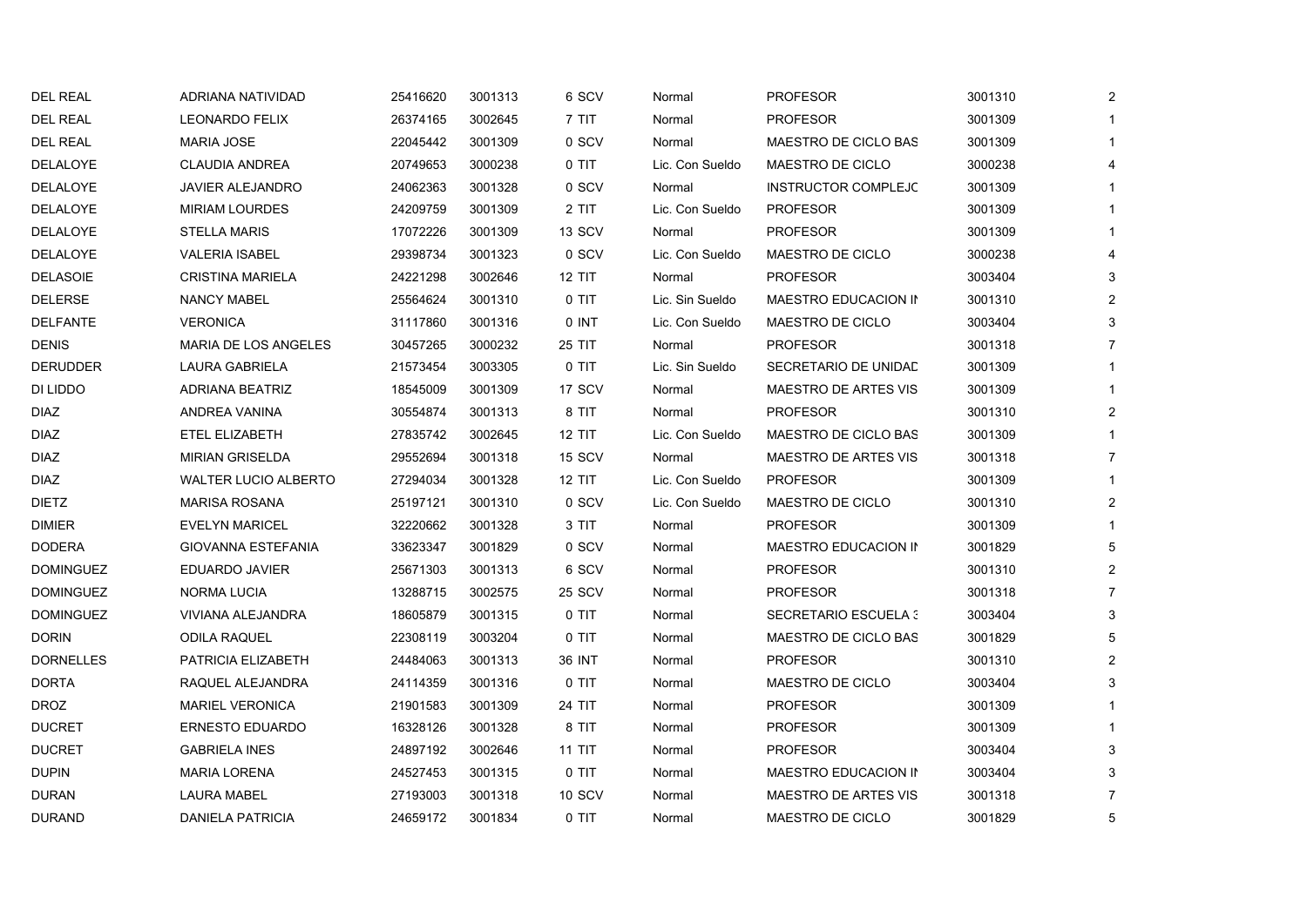| | | | | | | | | |
|---|---|---|---|---|---|---|---|---|
| DEL REAL | ADRIANA NATIVIDAD | 25416620 | 3001313 | 6 SCV | Normal | PROFESOR | 3001310 | 2 |
| DEL REAL | LEONARDO FELIX | 26374165 | 3002645 | 7 TIT | Normal | PROFESOR | 3001309 | 1 |
| DEL REAL | MARIA JOSE | 22045442 | 3001309 | 0 SCV | Normal | MAESTRO DE CICLO BAS | 3001309 | 1 |
| DELALOYE | CLAUDIA ANDREA | 20749653 | 3000238 | 0 TIT | Lic. Con Sueldo | MAESTRO DE CICLO | 3000238 | 4 |
| DELALOYE | JAVIER ALEJANDRO | 24062363 | 3001328 | 0 SCV | Normal | INSTRUCTOR COMPLEJC | 3001309 | 1 |
| DELALOYE | MIRIAM LOURDES | 24209759 | 3001309 | 2 TIT | Lic. Con Sueldo | PROFESOR | 3001309 | 1 |
| DELALOYE | STELLA MARIS | 17072226 | 3001309 | 13 SCV | Normal | PROFESOR | 3001309 | 1 |
| DELALOYE | VALERIA ISABEL | 29398734 | 3001323 | 0 SCV | Lic. Con Sueldo | MAESTRO DE CICLO | 3000238 | 4 |
| DELASOIE | CRISTINA MARIELA | 24221298 | 3002646 | 12 TIT | Normal | PROFESOR | 3003404 | 3 |
| DELERSE | NANCY MABEL | 25564624 | 3001310 | 0 TIT | Lic. Sin Sueldo | MAESTRO EDUCACION IN | 3001310 | 2 |
| DELFANTE | VERONICA | 31117860 | 3001316 | 0 INT | Lic. Con Sueldo | MAESTRO DE CICLO | 3003404 | 3 |
| DENIS | MARIA DE LOS ANGELES | 30457265 | 3000232 | 25 TIT | Normal | PROFESOR | 3001318 | 7 |
| DERUDDER | LAURA GABRIELA | 21573454 | 3003305 | 0 TIT | Lic. Sin Sueldo | SECRETARIO DE UNIDAD | 3001309 | 1 |
| DI LIDDO | ADRIANA BEATRIZ | 18545009 | 3001309 | 17 SCV | Normal | MAESTRO DE ARTES VIS | 3001309 | 1 |
| DIAZ | ANDREA VANINA | 30554874 | 3001313 | 8 TIT | Normal | PROFESOR | 3001310 | 2 |
| DIAZ | ETEL ELIZABETH | 27835742 | 3002645 | 12 TIT | Lic. Con Sueldo | MAESTRO DE CICLO BAS | 3001309 | 1 |
| DIAZ | MIRIAN GRISELDA | 29552694 | 3001318 | 15 SCV | Normal | MAESTRO DE ARTES VIS | 3001318 | 7 |
| DIAZ | WALTER LUCIO ALBERTO | 27294034 | 3001328 | 12 TIT | Lic. Con Sueldo | PROFESOR | 3001309 | 1 |
| DIETZ | MARISA ROSANA | 25197121 | 3001310 | 0 SCV | Lic. Con Sueldo | MAESTRO DE CICLO | 3001310 | 2 |
| DIMIER | EVELYN MARICEL | 32220662 | 3001328 | 3 TIT | Normal | PROFESOR | 3001309 | 1 |
| DODERA | GIOVANNA ESTEFANIA | 33623347 | 3001829 | 0 SCV | Normal | MAESTRO EDUCACION IN | 3001829 | 5 |
| DOMINGUEZ | EDUARDO JAVIER | 25671303 | 3001313 | 6 SCV | Normal | PROFESOR | 3001310 | 2 |
| DOMINGUEZ | NORMA LUCIA | 13288715 | 3002575 | 25 SCV | Normal | PROFESOR | 3001318 | 7 |
| DOMINGUEZ | VIVIANA ALEJANDRA | 18605879 | 3001315 | 0 TIT | Normal | SECRETARIO ESCUELA 3 | 3003404 | 3 |
| DORIN | ODILA RAQUEL | 22308119 | 3003204 | 0 TIT | Normal | MAESTRO DE CICLO BAS | 3001829 | 5 |
| DORNELLES | PATRICIA ELIZABETH | 24484063 | 3001313 | 36 INT | Normal | PROFESOR | 3001310 | 2 |
| DORTA | RAQUEL ALEJANDRA | 24114359 | 3001316 | 0 TIT | Normal | MAESTRO DE CICLO | 3003404 | 3 |
| DROZ | MARIEL VERONICA | 21901583 | 3001309 | 24 TIT | Normal | PROFESOR | 3001309 | 1 |
| DUCRET | ERNESTO EDUARDO | 16328126 | 3001328 | 8 TIT | Normal | PROFESOR | 3001309 | 1 |
| DUCRET | GABRIELA INES | 24897192 | 3002646 | 11 TIT | Normal | PROFESOR | 3003404 | 3 |
| DUPIN | MARIA LORENA | 24527453 | 3001315 | 0 TIT | Normal | MAESTRO EDUCACION IN | 3003404 | 3 |
| DURAN | LAURA MABEL | 27193003 | 3001318 | 10 SCV | Normal | MAESTRO DE ARTES VIS | 3001318 | 7 |
| DURAND | DANIELA PATRICIA | 24659172 | 3001834 | 0 TIT | Normal | MAESTRO DE CICLO | 3001829 | 5 |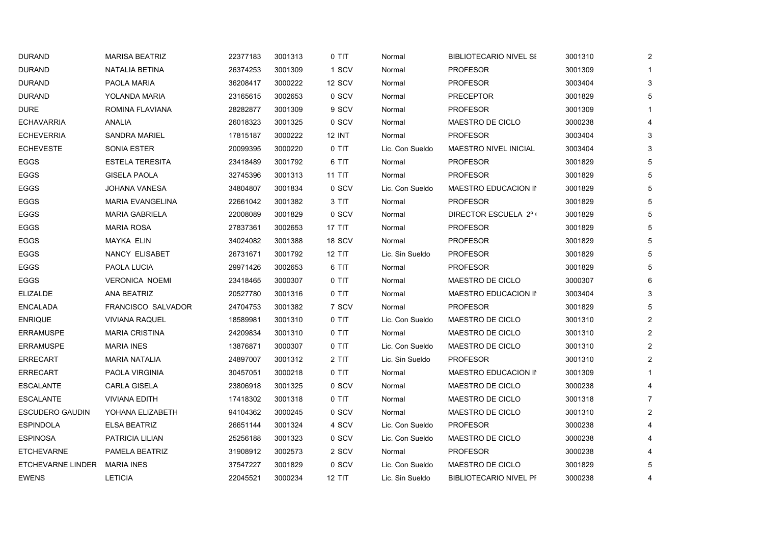| | | | | | | | | |
|---|---|---|---|---|---|---|---|---|
| DURAND | MARISA BEATRIZ | 22377183 | 3001313 | 0 TIT | Normal | BIBLIOTECARIO NIVEL SE | 3001310 | 2 |
| DURAND | NATALIA BETINA | 26374253 | 3001309 | 1 SCV | Normal | PROFESOR | 3001309 | 1 |
| DURAND | PAOLA MARIA | 36208417 | 3000222 | 12 SCV | Normal | PROFESOR | 3003404 | 3 |
| DURAND | YOLANDA MARIA | 23165615 | 3002653 | 0 SCV | Normal | PRECEPTOR | 3001829 | 5 |
| DURE | ROMINA FLAVIANA | 28282877 | 3001309 | 9 SCV | Normal | PROFESOR | 3001309 | 1 |
| ECHAVARRIA | ANALIA | 26018323 | 3001325 | 0 SCV | Normal | MAESTRO DE CICLO | 3000238 | 4 |
| ECHEVERRIA | SANDRA MARIEL | 17815187 | 3000222 | 12 INT | Normal | PROFESOR | 3003404 | 3 |
| ECHEVESTE | SONIA ESTER | 20099395 | 3000220 | 0 TIT | Lic. Con Sueldo | MAESTRO NIVEL INICIAL | 3003404 | 3 |
| EGGS | ESTELA TERESITA | 23418489 | 3001792 | 6 TIT | Normal | PROFESOR | 3001829 | 5 |
| EGGS | GISELA PAOLA | 32745396 | 3001313 | 11 TIT | Normal | PROFESOR | 3001829 | 5 |
| EGGS | JOHANA VANESA | 34804807 | 3001834 | 0 SCV | Lic. Con Sueldo | MAESTRO EDUCACION IN | 3001829 | 5 |
| EGGS | MARIA EVANGELINA | 22661042 | 3001382 | 3 TIT | Normal | PROFESOR | 3001829 | 5 |
| EGGS | MARIA GABRIELA | 22008089 | 3001829 | 0 SCV | Normal | DIRECTOR ESCUELA 2º ( | 3001829 | 5 |
| EGGS | MARIA ROSA | 27837361 | 3002653 | 17 TIT | Normal | PROFESOR | 3001829 | 5 |
| EGGS | MAYKA ELIN | 34024082 | 3001388 | 18 SCV | Normal | PROFESOR | 3001829 | 5 |
| EGGS | NANCY ELISABET | 26731671 | 3001792 | 12 TIT | Lic. Sin Sueldo | PROFESOR | 3001829 | 5 |
| EGGS | PAOLA LUCIA | 29971426 | 3002653 | 6 TIT | Normal | PROFESOR | 3001829 | 5 |
| EGGS | VERONICA NOEMI | 23418465 | 3000307 | 0 TIT | Normal | MAESTRO DE CICLO | 3000307 | 6 |
| ELIZALDE | ANA BEATRIZ | 20527780 | 3001316 | 0 TIT | Normal | MAESTRO EDUCACION IN | 3003404 | 3 |
| ENCALADA | FRANCISCO SALVADOR | 24704753 | 3001382 | 7 SCV | Normal | PROFESOR | 3001829 | 5 |
| ENRIQUE | VIVIANA RAQUEL | 18589981 | 3001310 | 0 TIT | Lic. Con Sueldo | MAESTRO DE CICLO | 3001310 | 2 |
| ERRAMUSPE | MARIA CRISTINA | 24209834 | 3001310 | 0 TIT | Normal | MAESTRO DE CICLO | 3001310 | 2 |
| ERRAMUSPE | MARIA INES | 13876871 | 3000307 | 0 TIT | Lic. Con Sueldo | MAESTRO DE CICLO | 3001310 | 2 |
| ERRECART | MARIA NATALIA | 24897007 | 3001312 | 2 TIT | Lic. Sin Sueldo | PROFESOR | 3001310 | 2 |
| ERRECART | PAOLA VIRGINIA | 30457051 | 3000218 | 0 TIT | Normal | MAESTRO EDUCACION IN | 3001309 | 1 |
| ESCALANTE | CARLA GISELA | 23806918 | 3001325 | 0 SCV | Normal | MAESTRO DE CICLO | 3000238 | 4 |
| ESCALANTE | VIVIANA EDITH | 17418302 | 3001318 | 0 TIT | Normal | MAESTRO DE CICLO | 3001318 | 7 |
| ESCUDERO GAUDIN | YOHANA ELIZABETH | 94104362 | 3000245 | 0 SCV | Normal | MAESTRO DE CICLO | 3001310 | 2 |
| ESPINDOLA | ELSA BEATRIZ | 26651144 | 3001324 | 4 SCV | Lic. Con Sueldo | PROFESOR | 3000238 | 4 |
| ESPINOSA | PATRICIA LILIAN | 25256188 | 3001323 | 0 SCV | Lic. Con Sueldo | MAESTRO DE CICLO | 3000238 | 4 |
| ETCHEVARNE | PAMELA BEATRIZ | 31908912 | 3002573 | 2 SCV | Normal | PROFESOR | 3000238 | 4 |
| ETCHEVARNE LINDER | MARIA INES | 37547227 | 3001829 | 0 SCV | Lic. Con Sueldo | MAESTRO DE CICLO | 3001829 | 5 |
| EWENS | LETICIA | 22045521 | 3000234 | 12 TIT | Lic. Sin Sueldo | BIBLIOTECARIO NIVEL PF | 3000238 | 4 |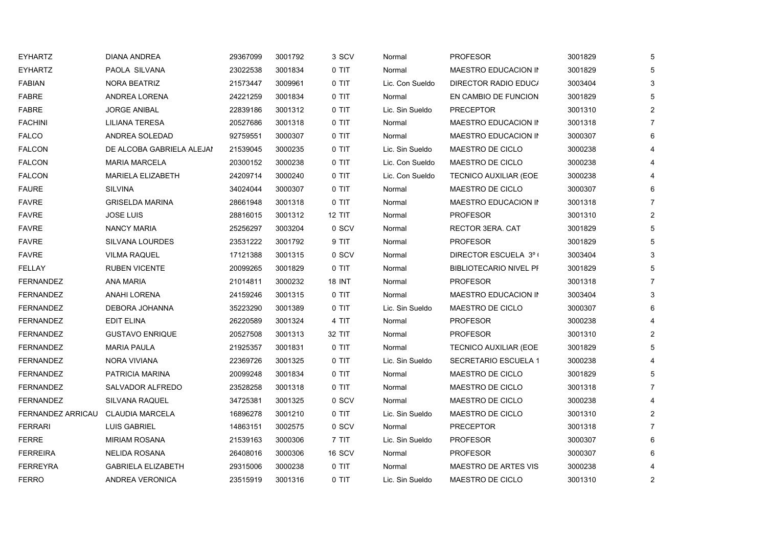| | | | | | | | | |
|---|---|---|---|---|---|---|---|---|
| EYHARTZ | DIANA ANDREA | 29367099 | 3001792 | 3 SCV | Normal | PROFESOR | 3001829 | 5 |
| EYHARTZ | PAOLA SILVANA | 23022538 | 3001834 | 0 TIT | Normal | MAESTRO EDUCACION II | 3001829 | 5 |
| FABIAN | NORA BEATRIZ | 21573447 | 3009961 | 0 TIT | Lic. Con Sueldo | DIRECTOR RADIO EDUC/ | 3003404 | 3 |
| FABRE | ANDREA LORENA | 24221259 | 3001834 | 0 TIT | Normal | EN CAMBIO DE FUNCION | 3001829 | 5 |
| FABRE | JORGE ANIBAL | 22839186 | 3001312 | 0 TIT | Lic. Sin Sueldo | PRECEPTOR | 3001310 | 2 |
| FACHINI | LILIANA TERESA | 20527686 | 3001318 | 0 TIT | Normal | MAESTRO EDUCACION II | 3001318 | 7 |
| FALCO | ANDREA SOLEDAD | 92759551 | 3000307 | 0 TIT | Normal | MAESTRO EDUCACION II | 3000307 | 6 |
| FALCON | DE ALCOBA GABRIELA ALEJAI | 21539045 | 3000235 | 0 TIT | Lic. Sin Sueldo | MAESTRO DE CICLO | 3000238 | 4 |
| FALCON | MARIA MARCELA | 20300152 | 3000238 | 0 TIT | Lic. Con Sueldo | MAESTRO DE CICLO | 3000238 | 4 |
| FALCON | MARIELA ELIZABETH | 24209714 | 3000240 | 0 TIT | Lic. Con Sueldo | TECNICO AUXILIAR (EOE | 3000238 | 4 |
| FAURE | SILVINA | 34024044 | 3000307 | 0 TIT | Normal | MAESTRO DE CICLO | 3000307 | 6 |
| FAVRE | GRISELDA MARINA | 28661948 | 3001318 | 0 TIT | Normal | MAESTRO EDUCACION II | 3001318 | 7 |
| FAVRE | JOSE LUIS | 28816015 | 3001312 | 12 TIT | Normal | PROFESOR | 3001310 | 2 |
| FAVRE | NANCY MARIA | 25256297 | 3003204 | 0 SCV | Normal | RECTOR 3ERA. CAT | 3001829 | 5 |
| FAVRE | SILVANA LOURDES | 23531222 | 3001792 | 9 TIT | Normal | PROFESOR | 3001829 | 5 |
| FAVRE | VILMA RAQUEL | 17121388 | 3001315 | 0 SCV | Normal | DIRECTOR ESCUELA 3º | 3003404 | 3 |
| FELLAY | RUBEN VICENTE | 20099265 | 3001829 | 0 TIT | Normal | BIBLIOTECARIO NIVEL PI | 3001829 | 5 |
| FERNANDEZ | ANA MARIA | 21014811 | 3000232 | 18 INT | Normal | PROFESOR | 3001318 | 7 |
| FERNANDEZ | ANAHI LORENA | 24159246 | 3001315 | 0 TIT | Normal | MAESTRO EDUCACION II | 3003404 | 3 |
| FERNANDEZ | DEBORA JOHANNA | 35223290 | 3001389 | 0 TIT | Lic. Sin Sueldo | MAESTRO DE CICLO | 3000307 | 6 |
| FERNANDEZ | EDIT ELINA | 26220589 | 3001324 | 4 TIT | Normal | PROFESOR | 3000238 | 4 |
| FERNANDEZ | GUSTAVO ENRIQUE | 20527508 | 3001313 | 32 TIT | Normal | PROFESOR | 3001310 | 2 |
| FERNANDEZ | MARIA PAULA | 21925357 | 3001831 | 0 TIT | Normal | TECNICO AUXILIAR (EOE | 3001829 | 5 |
| FERNANDEZ | NORA VIVIANA | 22369726 | 3001325 | 0 TIT | Lic. Sin Sueldo | SECRETARIO ESCUELA 1 | 3000238 | 4 |
| FERNANDEZ | PATRICIA MARINA | 20099248 | 3001834 | 0 TIT | Normal | MAESTRO DE CICLO | 3001829 | 5 |
| FERNANDEZ | SALVADOR ALFREDO | 23528258 | 3001318 | 0 TIT | Normal | MAESTRO DE CICLO | 3001318 | 7 |
| FERNANDEZ | SILVANA RAQUEL | 34725381 | 3001325 | 0 SCV | Normal | MAESTRO DE CICLO | 3000238 | 4 |
| FERNANDEZ ARRICAU | CLAUDIA MARCELA | 16896278 | 3001210 | 0 TIT | Lic. Sin Sueldo | MAESTRO DE CICLO | 3001310 | 2 |
| FERRARI | LUIS GABRIEL | 14863151 | 3002575 | 0 SCV | Normal | PRECEPTOR | 3001318 | 7 |
| FERRE | MIRIAM ROSANA | 21539163 | 3000306 | 7 TIT | Lic. Sin Sueldo | PROFESOR | 3000307 | 6 |
| FERREIRA | NELIDA ROSANA | 26408016 | 3000306 | 16 SCV | Normal | PROFESOR | 3000307 | 6 |
| FERREYRA | GABRIELA ELIZABETH | 29315006 | 3000238 | 0 TIT | Normal | MAESTRO DE ARTES VIS | 3000238 | 4 |
| FERRO | ANDREA VERONICA | 23515919 | 3001316 | 0 TIT | Lic. Sin Sueldo | MAESTRO DE CICLO | 3001310 | 2 |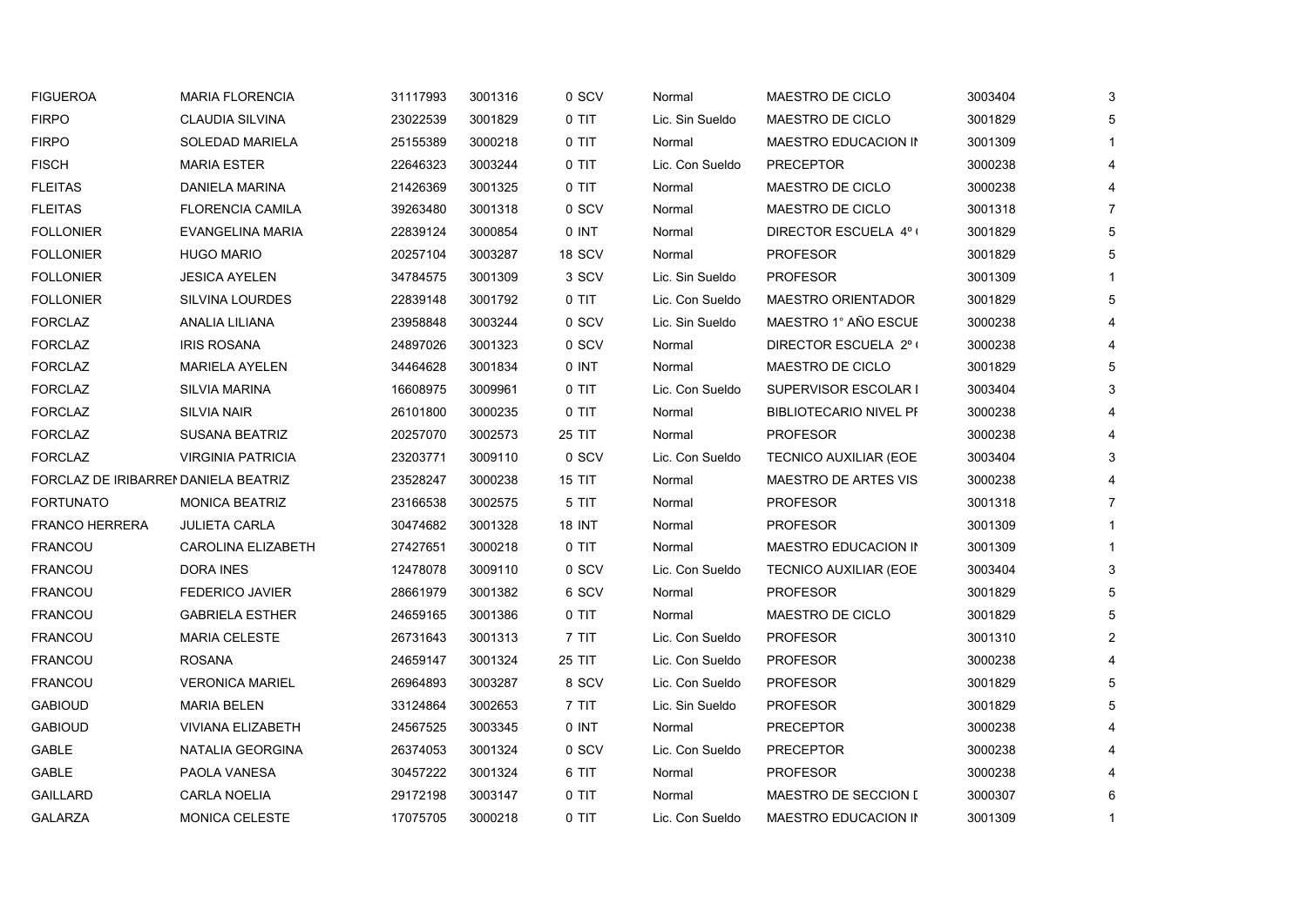| | | | | | | | | |
|---|---|---|---|---|---|---|---|---|
| FIGUEROA | MARIA FLORENCIA | 31117993 | 3001316 | 0 SCV | Normal | MAESTRO DE CICLO | 3003404 | 3 |
| FIRPO | CLAUDIA SILVINA | 23022539 | 3001829 | 0 TIT | Lic. Sin Sueldo | MAESTRO DE CICLO | 3001829 | 5 |
| FIRPO | SOLEDAD MARIELA | 25155389 | 3000218 | 0 TIT | Normal | MAESTRO EDUCACION IN | 3001309 | 1 |
| FISCH | MARIA ESTER | 22646323 | 3003244 | 0 TIT | Lic. Con Sueldo | PRECEPTOR | 3000238 | 4 |
| FLEITAS | DANIELA MARINA | 21426369 | 3001325 | 0 TIT | Normal | MAESTRO DE CICLO | 3000238 | 4 |
| FLEITAS | FLORENCIA CAMILA | 39263480 | 3001318 | 0 SCV | Normal | MAESTRO DE CICLO | 3001318 | 7 |
| FOLLONIER | EVANGELINA MARIA | 22839124 | 3000854 | 0 INT | Normal | DIRECTOR ESCUELA 4º ( | 3001829 | 5 |
| FOLLONIER | HUGO MARIO | 20257104 | 3003287 | 18 SCV | Normal | PROFESOR | 3001829 | 5 |
| FOLLONIER | JESICA AYELEN | 34784575 | 3001309 | 3 SCV | Lic. Sin Sueldo | PROFESOR | 3001309 | 1 |
| FOLLONIER | SILVINA LOURDES | 22839148 | 3001792 | 0 TIT | Lic. Con Sueldo | MAESTRO ORIENTADOR | 3001829 | 5 |
| FORCLAZ | ANALIA LILIANA | 23958848 | 3003244 | 0 SCV | Lic. Sin Sueldo | MAESTRO 1° AÑO ESCUE | 3000238 | 4 |
| FORCLAZ | IRIS ROSANA | 24897026 | 3001323 | 0 SCV | Normal | DIRECTOR ESCUELA 2º ( | 3000238 | 4 |
| FORCLAZ | MARIELA AYELEN | 34464628 | 3001834 | 0 INT | Normal | MAESTRO DE CICLO | 3001829 | 5 |
| FORCLAZ | SILVIA MARINA | 16608975 | 3009961 | 0 TIT | Lic. Con Sueldo | SUPERVISOR ESCOLAR I | 3003404 | 3 |
| FORCLAZ | SILVIA NAIR | 26101800 | 3000235 | 0 TIT | Normal | BIBLIOTECARIO NIVEL PI | 3000238 | 4 |
| FORCLAZ | SUSANA BEATRIZ | 20257070 | 3002573 | 25 TIT | Normal | PROFESOR | 3000238 | 4 |
| FORCLAZ | VIRGINIA PATRICIA | 23203771 | 3009110 | 0 SCV | Lic. Con Sueldo | TECNICO AUXILIAR (EOE | 3003404 | 3 |
| FORCLAZ DE IRIBARREN | DANIELA BEATRIZ | 23528247 | 3000238 | 15 TIT | Normal | MAESTRO DE ARTES VIS | 3000238 | 4 |
| FORTUNATO | MONICA BEATRIZ | 23166538 | 3002575 | 5 TIT | Normal | PROFESOR | 3001318 | 7 |
| FRANCO HERRERA | JULIETA CARLA | 30474682 | 3001328 | 18 INT | Normal | PROFESOR | 3001309 | 1 |
| FRANCOU | CAROLINA ELIZABETH | 27427651 | 3000218 | 0 TIT | Normal | MAESTRO EDUCACION IN | 3001309 | 1 |
| FRANCOU | DORA INES | 12478078 | 3009110 | 0 SCV | Lic. Con Sueldo | TECNICO AUXILIAR (EOE | 3003404 | 3 |
| FRANCOU | FEDERICO JAVIER | 28661979 | 3001382 | 6 SCV | Normal | PROFESOR | 3001829 | 5 |
| FRANCOU | GABRIELA ESTHER | 24659165 | 3001386 | 0 TIT | Normal | MAESTRO DE CICLO | 3001829 | 5 |
| FRANCOU | MARIA CELESTE | 26731643 | 3001313 | 7 TIT | Lic. Con Sueldo | PROFESOR | 3001310 | 2 |
| FRANCOU | ROSANA | 24659147 | 3001324 | 25 TIT | Lic. Con Sueldo | PROFESOR | 3000238 | 4 |
| FRANCOU | VERONICA MARIEL | 26964893 | 3003287 | 8 SCV | Lic. Con Sueldo | PROFESOR | 3001829 | 5 |
| GABIOUD | MARIA BELEN | 33124864 | 3002653 | 7 TIT | Lic. Sin Sueldo | PROFESOR | 3001829 | 5 |
| GABIOUD | VIVIANA ELIZABETH | 24567525 | 3003345 | 0 INT | Normal | PRECEPTOR | 3000238 | 4 |
| GABLE | NATALIA GEORGINA | 26374053 | 3001324 | 0 SCV | Lic. Con Sueldo | PRECEPTOR | 3000238 | 4 |
| GABLE | PAOLA VANESA | 30457222 | 3001324 | 6 TIT | Normal | PROFESOR | 3000238 | 4 |
| GAILLARD | CARLA NOELIA | 29172198 | 3003147 | 0 TIT | Normal | MAESTRO DE SECCION I | 3000307 | 6 |
| GALARZA | MONICA CELESTE | 17075705 | 3000218 | 0 TIT | Lic. Con Sueldo | MAESTRO EDUCACION IN | 3001309 | 1 |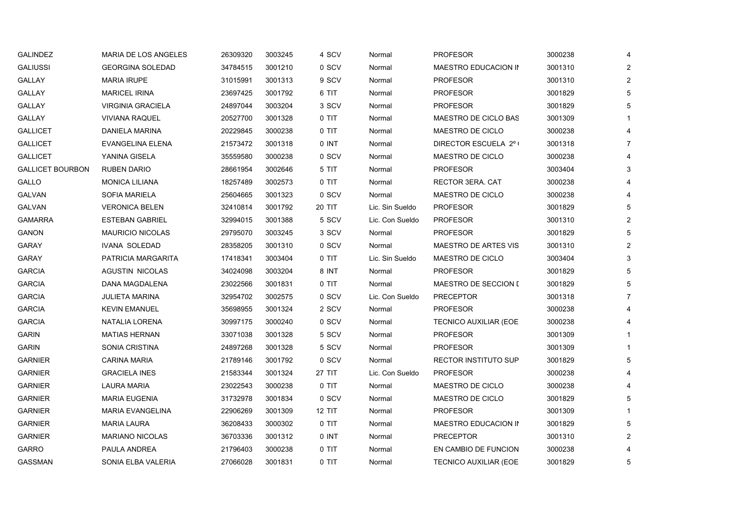| | | | | | | | | |
|---|---|---|---|---|---|---|---|---|
| GALINDEZ | MARIA DE LOS ANGELES | 26309320 | 3003245 | 4 SCV | Normal | PROFESOR | 3000238 | 4 |
| GALIUSSI | GEORGINA SOLEDAD | 34784515 | 3001210 | 0 SCV | Normal | MAESTRO EDUCACION IN | 3001310 | 2 |
| GALLAY | MARIA IRUPE | 31015991 | 3001313 | 9 SCV | Normal | PROFESOR | 3001310 | 2 |
| GALLAY | MARICEL IRINA | 23697425 | 3001792 | 6 TIT | Normal | PROFESOR | 3001829 | 5 |
| GALLAY | VIRGINIA GRACIELA | 24897044 | 3003204 | 3 SCV | Normal | PROFESOR | 3001829 | 5 |
| GALLAY | VIVIANA RAQUEL | 20527700 | 3001328 | 0 TIT | Normal | MAESTRO DE CICLO BAS | 3001309 | 1 |
| GALLICET | DANIELA MARINA | 20229845 | 3000238 | 0 TIT | Normal | MAESTRO DE CICLO | 3000238 | 4 |
| GALLICET | EVANGELINA ELENA | 21573472 | 3001318 | 0 INT | Normal | DIRECTOR ESCUELA 2º ( | 3001318 | 7 |
| GALLICET | YANINA GISELA | 35559580 | 3000238 | 0 SCV | Normal | MAESTRO DE CICLO | 3000238 | 4 |
| GALLICET BOURBON | RUBEN DARIO | 28661954 | 3002646 | 5 TIT | Normal | PROFESOR | 3003404 | 3 |
| GALLO | MONICA LILIANA | 18257489 | 3002573 | 0 TIT | Normal | RECTOR 3ERA. CAT | 3000238 | 4 |
| GALVAN | SOFIA MARIELA | 25604665 | 3001323 | 0 SCV | Normal | MAESTRO DE CICLO | 3000238 | 4 |
| GALVAN | VERONICA BELEN | 32410814 | 3001792 | 20 TIT | Lic. Sin Sueldo | PROFESOR | 3001829 | 5 |
| GAMARRA | ESTEBAN GABRIEL | 32994015 | 3001388 | 5 SCV | Lic. Con Sueldo | PROFESOR | 3001310 | 2 |
| GANON | MAURICIO NICOLAS | 29795070 | 3003245 | 3 SCV | Normal | PROFESOR | 3001829 | 5 |
| GARAY | IVANA SOLEDAD | 28358205 | 3001310 | 0 SCV | Normal | MAESTRO DE ARTES VIS | 3001310 | 2 |
| GARAY | PATRICIA MARGARITA | 17418341 | 3003404 | 0 TIT | Lic. Sin Sueldo | MAESTRO DE CICLO | 3003404 | 3 |
| GARCIA | AGUSTIN NICOLAS | 34024098 | 3003204 | 8 INT | Normal | PROFESOR | 3001829 | 5 |
| GARCIA | DANA MAGDALENA | 23022566 | 3001831 | 0 TIT | Normal | MAESTRO DE SECCION D | 3001829 | 5 |
| GARCIA | JULIETA MARINA | 32954702 | 3002575 | 0 SCV | Lic. Con Sueldo | PRECEPTOR | 3001318 | 7 |
| GARCIA | KEVIN EMANUEL | 35698955 | 3001324 | 2 SCV | Normal | PROFESOR | 3000238 | 4 |
| GARCIA | NATALIA LORENA | 30997175 | 3000240 | 0 SCV | Normal | TECNICO AUXILIAR (EOE | 3000238 | 4 |
| GARIN | MATIAS HERNAN | 33071038 | 3001328 | 5 SCV | Normal | PROFESOR | 3001309 | 1 |
| GARIN | SONIA CRISTINA | 24897268 | 3001328 | 5 SCV | Normal | PROFESOR | 3001309 | 1 |
| GARNIER | CARINA MARIA | 21789146 | 3001792 | 0 SCV | Normal | RECTOR INSTITUTO SUP | 3001829 | 5 |
| GARNIER | GRACIELA INES | 21583344 | 3001324 | 27 TIT | Lic. Con Sueldo | PROFESOR | 3000238 | 4 |
| GARNIER | LAURA MARIA | 23022543 | 3000238 | 0 TIT | Normal | MAESTRO DE CICLO | 3000238 | 4 |
| GARNIER | MARIA EUGENIA | 31732978 | 3001834 | 0 SCV | Normal | MAESTRO DE CICLO | 3001829 | 5 |
| GARNIER | MARIA EVANGELINA | 22906269 | 3001309 | 12 TIT | Normal | PROFESOR | 3001309 | 1 |
| GARNIER | MARIA LAURA | 36208433 | 3000302 | 0 TIT | Normal | MAESTRO EDUCACION IN | 3001829 | 5 |
| GARNIER | MARIANO NICOLAS | 36703336 | 3001312 | 0 INT | Normal | PRECEPTOR | 3001310 | 2 |
| GARRO | PAULA ANDREA | 21796403 | 3000238 | 0 TIT | Normal | EN CAMBIO DE FUNCION | 3000238 | 4 |
| GASSMAN | SONIA ELBA VALERIA | 27066028 | 3001831 | 0 TIT | Normal | TECNICO AUXILIAR (EOE | 3001829 | 5 |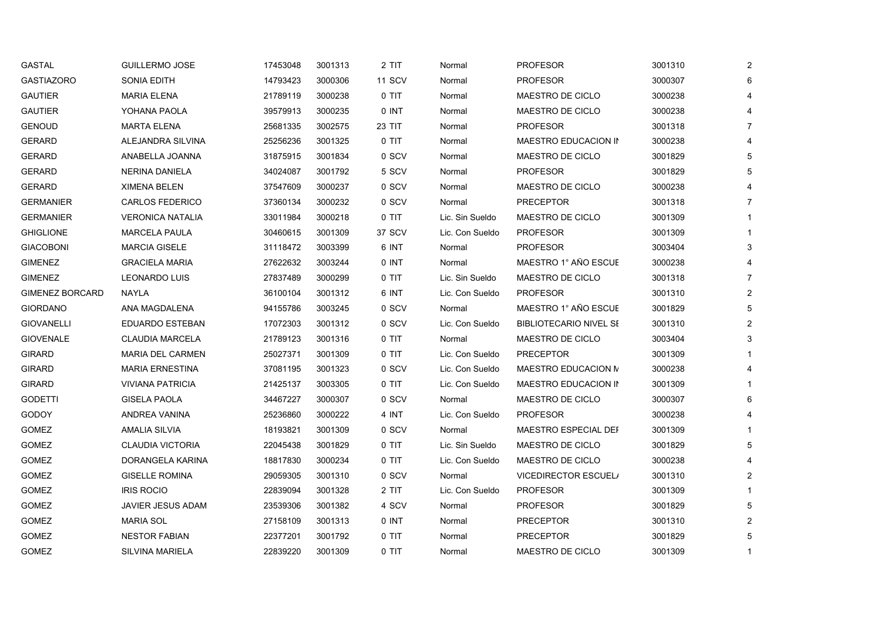| | | | | | | | | |
|---|---|---|---|---|---|---|---|---|
| GASTAL | GUILLERMO JOSE | 17453048 | 3001313 | 2 TIT | Normal | PROFESOR | 3001310 | 2 |
| GASTIAZORO | SONIA EDITH | 14793423 | 3000306 | 11 SCV | Normal | PROFESOR | 3000307 | 6 |
| GAUTIER | MARIA ELENA | 21789119 | 3000238 | 0 TIT | Normal | MAESTRO DE CICLO | 3000238 | 4 |
| GAUTIER | YOHANA PAOLA | 39579913 | 3000235 | 0 INT | Normal | MAESTRO DE CICLO | 3000238 | 4 |
| GENOUD | MARTA ELENA | 25681335 | 3002575 | 23 TIT | Normal | PROFESOR | 3001318 | 7 |
| GERARD | ALEJANDRA SILVINA | 25256236 | 3001325 | 0 TIT | Normal | MAESTRO EDUCACION II | 3000238 | 4 |
| GERARD | ANABELLA JOANNA | 31875915 | 3001834 | 0 SCV | Normal | MAESTRO DE CICLO | 3001829 | 5 |
| GERARD | NERINA DANIELA | 34024087 | 3001792 | 5 SCV | Normal | PROFESOR | 3001829 | 5 |
| GERARD | XIMENA BELEN | 37547609 | 3000237 | 0 SCV | Normal | MAESTRO DE CICLO | 3000238 | 4 |
| GERMANIER | CARLOS FEDERICO | 37360134 | 3000232 | 0 SCV | Normal | PRECEPTOR | 3001318 | 7 |
| GERMANIER | VERONICA NATALIA | 33011984 | 3000218 | 0 TIT | Lic. Sin Sueldo | MAESTRO DE CICLO | 3001309 | 1 |
| GHIGLIONE | MARCELA PAULA | 30460615 | 3001309 | 37 SCV | Lic. Con Sueldo | PROFESOR | 3001309 | 1 |
| GIACOBONI | MARCIA GISELE | 31118472 | 3003399 | 6 INT | Normal | PROFESOR | 3003404 | 3 |
| GIMENEZ | GRACIELA MARIA | 27622632 | 3003244 | 0 INT | Normal | MAESTRO 1° AÑO ESCUE | 3000238 | 4 |
| GIMENEZ | LEONARDO LUIS | 27837489 | 3000299 | 0 TIT | Lic. Sin Sueldo | MAESTRO DE CICLO | 3001318 | 7 |
| GIMENEZ BORCARD | NAYLA | 36100104 | 3001312 | 6 INT | Lic. Con Sueldo | PROFESOR | 3001310 | 2 |
| GIORDANO | ANA MAGDALENA | 94155786 | 3003245 | 0 SCV | Normal | MAESTRO 1° AÑO ESCUE | 3001829 | 5 |
| GIOVANELLI | EDUARDO ESTEBAN | 17072303 | 3001312 | 0 SCV | Lic. Con Sueldo | BIBLIOTECARIO NIVEL SI | 3001310 | 2 |
| GIOVENALE | CLAUDIA MARCELA | 21789123 | 3001316 | 0 TIT | Normal | MAESTRO DE CICLO | 3003404 | 3 |
| GIRARD | MARIA DEL CARMEN | 25027371 | 3001309 | 0 TIT | Lic. Con Sueldo | PRECEPTOR | 3001309 | 1 |
| GIRARD | MARIA ERNESTINA | 37081195 | 3001323 | 0 SCV | Lic. Con Sueldo | MAESTRO EDUCACION N | 3000238 | 4 |
| GIRARD | VIVIANA PATRICIA | 21425137 | 3003305 | 0 TIT | Lic. Con Sueldo | MAESTRO EDUCACION II | 3001309 | 1 |
| GODETTI | GISELA PAOLA | 34467227 | 3000307 | 0 SCV | Normal | MAESTRO DE CICLO | 3000307 | 6 |
| GODOY | ANDREA VANINA | 25236860 | 3000222 | 4 INT | Lic. Con Sueldo | PROFESOR | 3000238 | 4 |
| GOMEZ | AMALIA SILVIA | 18193821 | 3001309 | 0 SCV | Normal | MAESTRO ESPECIAL DEI | 3001309 | 1 |
| GOMEZ | CLAUDIA VICTORIA | 22045438 | 3001829 | 0 TIT | Lic. Sin Sueldo | MAESTRO DE CICLO | 3001829 | 5 |
| GOMEZ | DORANGELA KARINA | 18817830 | 3000234 | 0 TIT | Lic. Con Sueldo | MAESTRO DE CICLO | 3000238 | 4 |
| GOMEZ | GISELLE ROMINA | 29059305 | 3001310 | 0 SCV | Normal | VICEDIRECTOR ESCUEL/ | 3001310 | 2 |
| GOMEZ | IRIS ROCIO | 22839094 | 3001328 | 2 TIT | Lic. Con Sueldo | PROFESOR | 3001309 | 1 |
| GOMEZ | JAVIER JESUS ADAM | 23539306 | 3001382 | 4 SCV | Normal | PROFESOR | 3001829 | 5 |
| GOMEZ | MARIA SOL | 27158109 | 3001313 | 0 INT | Normal | PRECEPTOR | 3001310 | 2 |
| GOMEZ | NESTOR FABIAN | 22377201 | 3001792 | 0 TIT | Normal | PRECEPTOR | 3001829 | 5 |
| GOMEZ | SILVINA MARIELA | 22839220 | 3001309 | 0 TIT | Normal | MAESTRO DE CICLO | 3001309 | 1 |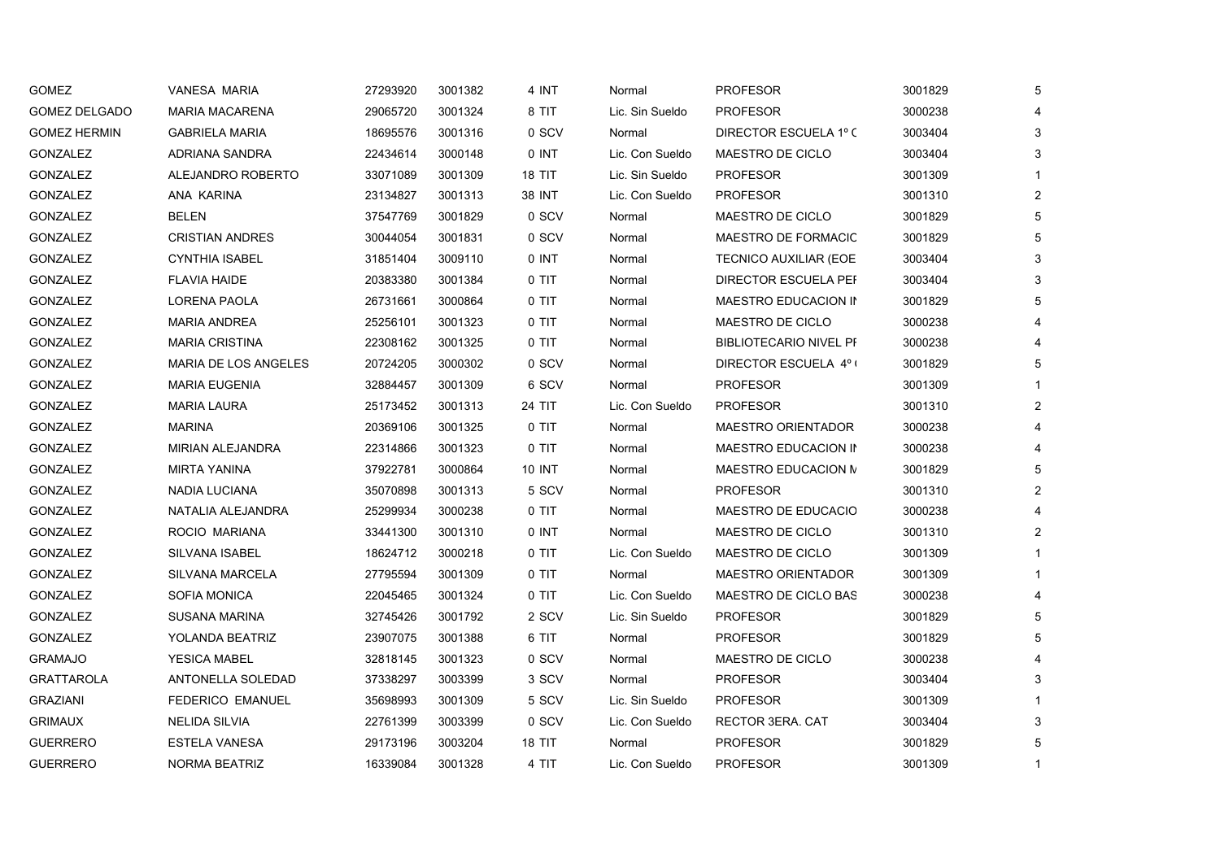| | | | | | | | | |
|---|---|---|---|---|---|---|---|---|
| GOMEZ | VANESA MARIA | 27293920 | 3001382 | 4 INT | Normal | PROFESOR | 3001829 | 5 |
| GOMEZ DELGADO | MARIA MACARENA | 29065720 | 3001324 | 8 TIT | Lic. Sin Sueldo | PROFESOR | 3000238 | 4 |
| GOMEZ HERMIN | GABRIELA MARIA | 18695576 | 3001316 | 0 SCV | Normal | DIRECTOR ESCUELA 1º C | 3003404 | 3 |
| GONZALEZ | ADRIANA SANDRA | 22434614 | 3000148 | 0 INT | Lic. Con Sueldo | MAESTRO DE CICLO | 3003404 | 3 |
| GONZALEZ | ALEJANDRO ROBERTO | 33071089 | 3001309 | 18 TIT | Lic. Sin Sueldo | PROFESOR | 3001309 | 1 |
| GONZALEZ | ANA KARINA | 23134827 | 3001313 | 38 INT | Lic. Con Sueldo | PROFESOR | 3001310 | 2 |
| GONZALEZ | BELEN | 37547769 | 3001829 | 0 SCV | Normal | MAESTRO DE CICLO | 3001829 | 5 |
| GONZALEZ | CRISTIAN ANDRES | 30044054 | 3001831 | 0 SCV | Normal | MAESTRO DE FORMACIC | 3001829 | 5 |
| GONZALEZ | CYNTHIA ISABEL | 31851404 | 3009110 | 0 INT | Normal | TECNICO AUXILIAR (EOE | 3003404 | 3 |
| GONZALEZ | FLAVIA HAIDE | 20383380 | 3001384 | 0 TIT | Normal | DIRECTOR ESCUELA PEI | 3003404 | 3 |
| GONZALEZ | LORENA PAOLA | 26731661 | 3000864 | 0 TIT | Normal | MAESTRO EDUCACION IN | 3001829 | 5 |
| GONZALEZ | MARIA ANDREA | 25256101 | 3001323 | 0 TIT | Normal | MAESTRO DE CICLO | 3000238 | 4 |
| GONZALEZ | MARIA CRISTINA | 22308162 | 3001325 | 0 TIT | Normal | BIBLIOTECARIO NIVEL PI | 3000238 | 4 |
| GONZALEZ | MARIA DE LOS ANGELES | 20724205 | 3000302 | 0 SCV | Normal | DIRECTOR ESCUELA 4º ( | 3001829 | 5 |
| GONZALEZ | MARIA EUGENIA | 32884457 | 3001309 | 6 SCV | Normal | PROFESOR | 3001309 | 1 |
| GONZALEZ | MARIA LAURA | 25173452 | 3001313 | 24 TIT | Lic. Con Sueldo | PROFESOR | 3001310 | 2 |
| GONZALEZ | MARINA | 20369106 | 3001325 | 0 TIT | Normal | MAESTRO ORIENTADOR | 3000238 | 4 |
| GONZALEZ | MIRIAN ALEJANDRA | 22314866 | 3001323 | 0 TIT | Normal | MAESTRO EDUCACION IN | 3000238 | 4 |
| GONZALEZ | MIRTA YANINA | 37922781 | 3000864 | 10 INT | Normal | MAESTRO EDUCACION M | 3001829 | 5 |
| GONZALEZ | NADIA LUCIANA | 35070898 | 3001313 | 5 SCV | Normal | PROFESOR | 3001310 | 2 |
| GONZALEZ | NATALIA ALEJANDRA | 25299934 | 3000238 | 0 TIT | Normal | MAESTRO DE EDUCACIO | 3000238 | 4 |
| GONZALEZ | ROCIO MARIANA | 33441300 | 3001310 | 0 INT | Normal | MAESTRO DE CICLO | 3001310 | 2 |
| GONZALEZ | SILVANA ISABEL | 18624712 | 3000218 | 0 TIT | Lic. Con Sueldo | MAESTRO DE CICLO | 3001309 | 1 |
| GONZALEZ | SILVANA MARCELA | 27795594 | 3001309 | 0 TIT | Normal | MAESTRO ORIENTADOR | 3001309 | 1 |
| GONZALEZ | SOFIA MONICA | 22045465 | 3001324 | 0 TIT | Lic. Con Sueldo | MAESTRO DE CICLO BAS | 3000238 | 4 |
| GONZALEZ | SUSANA MARINA | 32745426 | 3001792 | 2 SCV | Lic. Sin Sueldo | PROFESOR | 3001829 | 5 |
| GONZALEZ | YOLANDA BEATRIZ | 23907075 | 3001388 | 6 TIT | Normal | PROFESOR | 3001829 | 5 |
| GRAMAJO | YESICA MABEL | 32818145 | 3001323 | 0 SCV | Normal | MAESTRO DE CICLO | 3000238 | 4 |
| GRATTAROLA | ANTONELLA SOLEDAD | 37338297 | 3003399 | 3 SCV | Normal | PROFESOR | 3003404 | 3 |
| GRAZIANI | FEDERICO EMANUEL | 35698993 | 3001309 | 5 SCV | Lic. Sin Sueldo | PROFESOR | 3001309 | 1 |
| GRIMAUX | NELIDA SILVIA | 22761399 | 3003399 | 0 SCV | Lic. Con Sueldo | RECTOR 3ERA. CAT | 3003404 | 3 |
| GUERRERO | ESTELA VANESA | 29173196 | 3003204 | 18 TIT | Normal | PROFESOR | 3001829 | 5 |
| GUERRERO | NORMA BEATRIZ | 16339084 | 3001328 | 4 TIT | Lic. Con Sueldo | PROFESOR | 3001309 | 1 |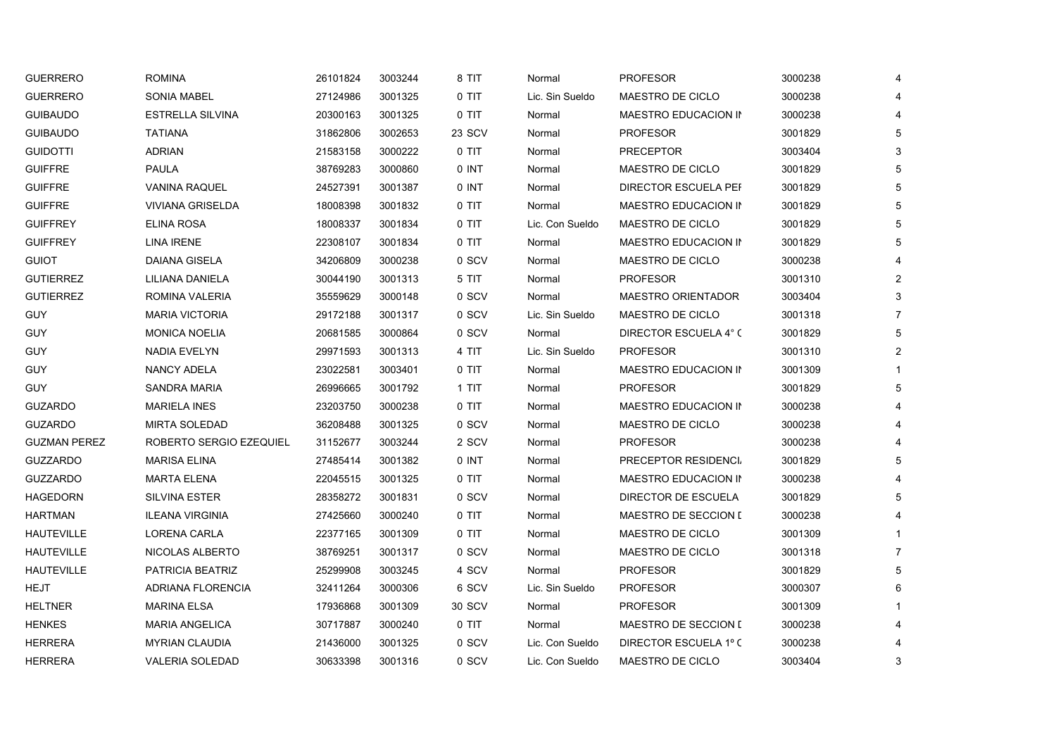| | | | | | | | | |
|---|---|---|---|---|---|---|---|---|
| GUERRERO | ROMINA | 26101824 | 3003244 | 8 TIT | Normal | PROFESOR | 3000238 | 4 |
| GUERRERO | SONIA MABEL | 27124986 | 3001325 | 0 TIT | Lic. Sin Sueldo | MAESTRO DE CICLO | 3000238 | 4 |
| GUIBAUDO | ESTRELLA SILVINA | 20300163 | 3001325 | 0 TIT | Normal | MAESTRO EDUCACION IN | 3000238 | 4 |
| GUIBAUDO | TATIANA | 31862806 | 3002653 | 23 SCV | Normal | PROFESOR | 3001829 | 5 |
| GUIDOTTI | ADRIAN | 21583158 | 3000222 | 0 TIT | Normal | PRECEPTOR | 3003404 | 3 |
| GUIFFRE | PAULA | 38769283 | 3000860 | 0 INT | Normal | MAESTRO DE CICLO | 3001829 | 5 |
| GUIFFRE | VANINA RAQUEL | 24527391 | 3001387 | 0 INT | Normal | DIRECTOR ESCUELA PEI | 3001829 | 5 |
| GUIFFRE | VIVIANA GRISELDA | 18008398 | 3001832 | 0 TIT | Normal | MAESTRO EDUCACION IN | 3001829 | 5 |
| GUIFFREY | ELINA ROSA | 18008337 | 3001834 | 0 TIT | Lic. Con Sueldo | MAESTRO DE CICLO | 3001829 | 5 |
| GUIFFREY | LINA IRENE | 22308107 | 3001834 | 0 TIT | Normal | MAESTRO EDUCACION IN | 3001829 | 5 |
| GUIOT | DAIANA GISELA | 34206809 | 3000238 | 0 SCV | Normal | MAESTRO DE CICLO | 3000238 | 4 |
| GUTIERREZ | LILIANA DANIELA | 30044190 | 3001313 | 5 TIT | Normal | PROFESOR | 3001310 | 2 |
| GUTIERREZ | ROMINA VALERIA | 35559629 | 3000148 | 0 SCV | Normal | MAESTRO ORIENTADOR | 3003404 | 3 |
| GUY | MARIA VICTORIA | 29172188 | 3001317 | 0 SCV | Lic. Sin Sueldo | MAESTRO DE CICLO | 3001318 | 7 |
| GUY | MONICA NOELIA | 20681585 | 3000864 | 0 SCV | Normal | DIRECTOR ESCUELA 4° C | 3001829 | 5 |
| GUY | NADIA EVELYN | 29971593 | 3001313 | 4 TIT | Lic. Sin Sueldo | PROFESOR | 3001310 | 2 |
| GUY | NANCY ADELA | 23022581 | 3003401 | 0 TIT | Normal | MAESTRO EDUCACION IN | 3001309 | 1 |
| GUY | SANDRA MARIA | 26996665 | 3001792 | 1 TIT | Normal | PROFESOR | 3001829 | 5 |
| GUZARDO | MARIELA INES | 23203750 | 3000238 | 0 TIT | Normal | MAESTRO EDUCACION IN | 3000238 | 4 |
| GUZARDO | MIRTA SOLEDAD | 36208488 | 3001325 | 0 SCV | Normal | MAESTRO DE CICLO | 3000238 | 4 |
| GUZMAN PEREZ | ROBERTO SERGIO EZEQUIEL | 31152677 | 3003244 | 2 SCV | Normal | PROFESOR | 3000238 | 4 |
| GUZZARDO | MARISA ELINA | 27485414 | 3001382 | 0 INT | Normal | PRECEPTOR RESIDENCIA | 3001829 | 5 |
| GUZZARDO | MARTA ELENA | 22045515 | 3001325 | 0 TIT | Normal | MAESTRO EDUCACION IN | 3000238 | 4 |
| HAGEDORN | SILVINA ESTER | 28358272 | 3001831 | 0 SCV | Normal | DIRECTOR DE ESCUELA | 3001829 | 5 |
| HARTMAN | ILEANA VIRGINIA | 27425660 | 3000240 | 0 TIT | Normal | MAESTRO DE SECCION D | 3000238 | 4 |
| HAUTEVILLE | LORENA CARLA | 22377165 | 3001309 | 0 TIT | Normal | MAESTRO DE CICLO | 3001309 | 1 |
| HAUTEVILLE | NICOLAS ALBERTO | 38769251 | 3001317 | 0 SCV | Normal | MAESTRO DE CICLO | 3001318 | 7 |
| HAUTEVILLE | PATRICIA BEATRIZ | 25299908 | 3003245 | 4 SCV | Normal | PROFESOR | 3001829 | 5 |
| HEJT | ADRIANA FLORENCIA | 32411264 | 3000306 | 6 SCV | Lic. Sin Sueldo | PROFESOR | 3000307 | 6 |
| HELTNER | MARINA ELSA | 17936868 | 3001309 | 30 SCV | Normal | PROFESOR | 3001309 | 1 |
| HENKES | MARIA ANGELICA | 30717887 | 3000240 | 0 TIT | Normal | MAESTRO DE SECCION D | 3000238 | 4 |
| HERRERA | MYRIAN CLAUDIA | 21436000 | 3001325 | 0 SCV | Lic. Con Sueldo | DIRECTOR ESCUELA 1º C | 3000238 | 4 |
| HERRERA | VALERIA SOLEDAD | 30633398 | 3001316 | 0 SCV | Lic. Con Sueldo | MAESTRO DE CICLO | 3003404 | 3 |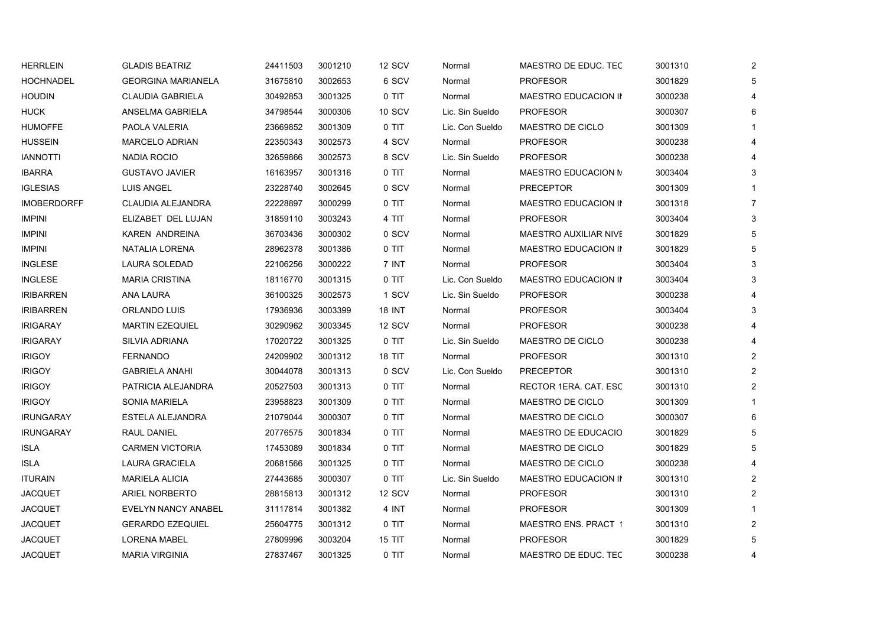| | | | | | | | | |
|---|---|---|---|---|---|---|---|---|
| HERRLEIN | GLADIS BEATRIZ | 24411503 | 3001210 | 12 SCV | Normal | MAESTRO DE EDUC. TEC | 3001310 | 2 |
| HOCHNADEL | GEORGINA MARIANELA | 31675810 | 3002653 | 6 SCV | Normal | PROFESOR | 3001829 | 5 |
| HOUDIN | CLAUDIA GABRIELA | 30492853 | 3001325 | 0 TIT | Normal | MAESTRO EDUCACION IN | 3000238 | 4 |
| HUCK | ANSELMA GABRIELA | 34798544 | 3000306 | 10 SCV | Lic. Sin Sueldo | PROFESOR | 3000307 | 6 |
| HUMOFFE | PAOLA VALERIA | 23669852 | 3001309 | 0 TIT | Lic. Con Sueldo | MAESTRO DE CICLO | 3001309 | 1 |
| HUSSEIN | MARCELO ADRIAN | 22350343 | 3002573 | 4 SCV | Normal | PROFESOR | 3000238 | 4 |
| IANNOTTI | NADIA ROCIO | 32659866 | 3002573 | 8 SCV | Lic. Sin Sueldo | PROFESOR | 3000238 | 4 |
| IBARRA | GUSTAVO JAVIER | 16163957 | 3001316 | 0 TIT | Normal | MAESTRO EDUCACION M | 3003404 | 3 |
| IGLESIAS | LUIS ANGEL | 23228740 | 3002645 | 0 SCV | Normal | PRECEPTOR | 3001309 | 1 |
| IMOBERDORFF | CLAUDIA ALEJANDRA | 22228897 | 3000299 | 0 TIT | Normal | MAESTRO EDUCACION IN | 3001318 | 7 |
| IMPINI | ELIZABET DEL LUJAN | 31859110 | 3003243 | 4 TIT | Normal | PROFESOR | 3003404 | 3 |
| IMPINI | KAREN ANDREINA | 36703436 | 3000302 | 0 SCV | Normal | MAESTRO AUXILIAR NIVE | 3001829 | 5 |
| IMPINI | NATALIA LORENA | 28962378 | 3001386 | 0 TIT | Normal | MAESTRO EDUCACION IN | 3001829 | 5 |
| INGLESE | LAURA SOLEDAD | 22106256 | 3000222 | 7 INT | Normal | PROFESOR | 3003404 | 3 |
| INGLESE | MARIA CRISTINA | 18116770 | 3001315 | 0 TIT | Lic. Con Sueldo | MAESTRO EDUCACION IN | 3003404 | 3 |
| IRIBARREN | ANA LAURA | 36100325 | 3002573 | 1 SCV | Lic. Sin Sueldo | PROFESOR | 3000238 | 4 |
| IRIBARREN | ORLANDO LUIS | 17936936 | 3003399 | 18 INT | Normal | PROFESOR | 3003404 | 3 |
| IRIGARAY | MARTIN EZEQUIEL | 30290962 | 3003345 | 12 SCV | Normal | PROFESOR | 3000238 | 4 |
| IRIGARAY | SILVIA ADRIANA | 17020722 | 3001325 | 0 TIT | Lic. Sin Sueldo | MAESTRO DE CICLO | 3000238 | 4 |
| IRIGOY | FERNANDO | 24209902 | 3001312 | 18 TIT | Normal | PROFESOR | 3001310 | 2 |
| IRIGOY | GABRIELA ANAHI | 30044078 | 3001313 | 0 SCV | Lic. Con Sueldo | PRECEPTOR | 3001310 | 2 |
| IRIGOY | PATRICIA ALEJANDRA | 20527503 | 3001313 | 0 TIT | Normal | RECTOR 1ERA. CAT. ESC | 3001310 | 2 |
| IRIGOY | SONIA MARIELA | 23958823 | 3001309 | 0 TIT | Normal | MAESTRO DE CICLO | 3001309 | 1 |
| IRUNGARAY | ESTELA ALEJANDRA | 21079044 | 3000307 | 0 TIT | Normal | MAESTRO DE CICLO | 3000307 | 6 |
| IRUNGARAY | RAUL DANIEL | 20776575 | 3001834 | 0 TIT | Normal | MAESTRO DE EDUCACIO | 3001829 | 5 |
| ISLA | CARMEN VICTORIA | 17453089 | 3001834 | 0 TIT | Normal | MAESTRO DE CICLO | 3001829 | 5 |
| ISLA | LAURA GRACIELA | 20681566 | 3001325 | 0 TIT | Normal | MAESTRO DE CICLO | 3000238 | 4 |
| ITURAIN | MARIELA ALICIA | 27443685 | 3000307 | 0 TIT | Lic. Sin Sueldo | MAESTRO EDUCACION IN | 3001310 | 2 |
| JACQUET | ARIEL NORBERTO | 28815813 | 3001312 | 12 SCV | Normal | PROFESOR | 3001310 | 2 |
| JACQUET | EVELYN NANCY ANABEL | 31117814 | 3001382 | 4 INT | Normal | PROFESOR | 3001309 | 1 |
| JACQUET | GERARDO EZEQUIEL | 25604775 | 3001312 | 0 TIT | Normal | MAESTRO ENS. PRACT 1 | 3001310 | 2 |
| JACQUET | LORENA MABEL | 27809996 | 3003204 | 15 TIT | Normal | PROFESOR | 3001829 | 5 |
| JACQUET | MARIA VIRGINIA | 27837467 | 3001325 | 0 TIT | Normal | MAESTRO DE EDUC. TEC | 3000238 | 4 |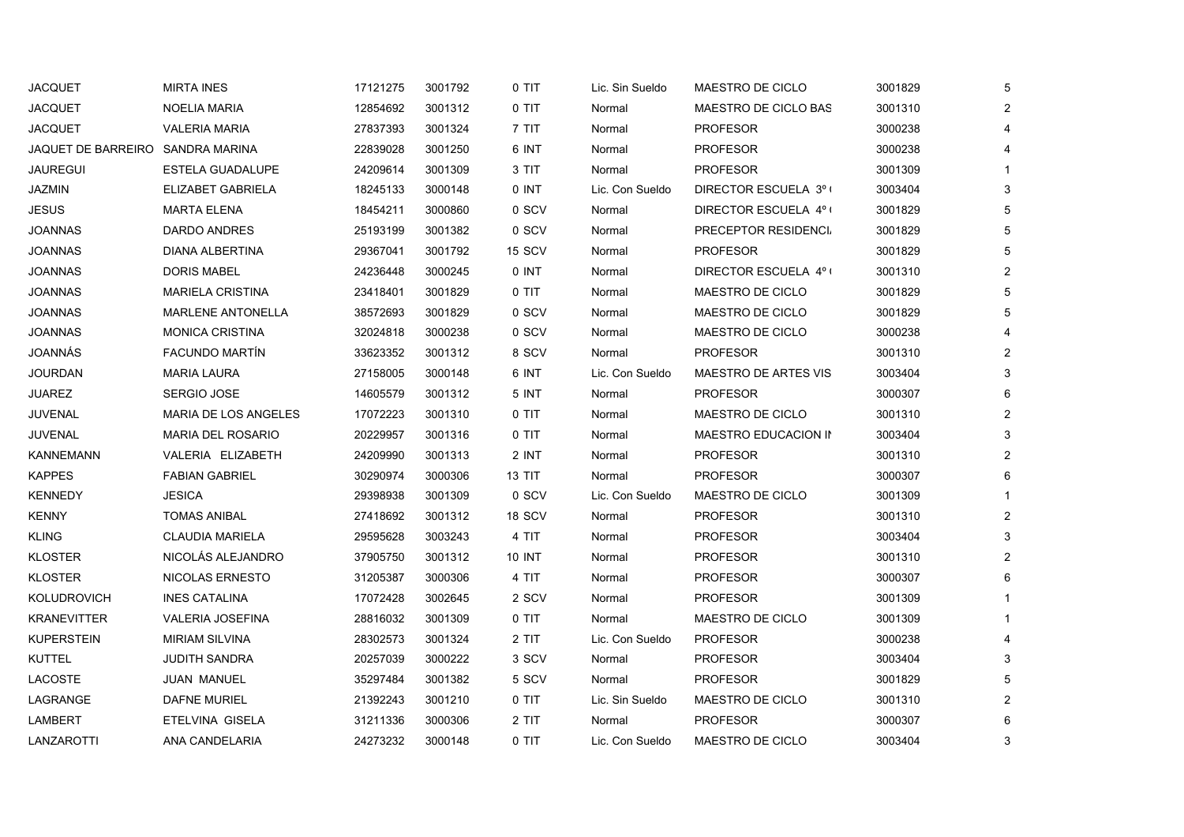| | | | | | | | | |
|---|---|---|---|---|---|---|---|---|
| JACQUET | MIRTA INES | 17121275 | 3001792 | 0 TIT | Lic. Sin Sueldo | MAESTRO DE CICLO | 3001829 | 5 |
| JACQUET | NOELIA MARIA | 12854692 | 3001312 | 0 TIT | Normal | MAESTRO DE CICLO BAS | 3001310 | 2 |
| JACQUET | VALERIA MARIA | 27837393 | 3001324 | 7 TIT | Normal | PROFESOR | 3000238 | 4 |
| JAQUET DE BARREIRO | SANDRA MARINA | 22839028 | 3001250 | 6 INT | Normal | PROFESOR | 3000238 | 4 |
| JAUREGUI | ESTELA GUADALUPE | 24209614 | 3001309 | 3 TIT | Normal | PROFESOR | 3001309 | 1 |
| JAZMIN | ELIZABET GABRIELA | 18245133 | 3000148 | 0 INT | Lic. Con Sueldo | DIRECTOR ESCUELA 3º ( | 3003404 | 3 |
| JESUS | MARTA ELENA | 18454211 | 3000860 | 0 SCV | Normal | DIRECTOR ESCUELA 4º ( | 3001829 | 5 |
| JOANNAS | DARDO ANDRES | 25193199 | 3001382 | 0 SCV | Normal | PRECEPTOR RESIDENCI/ | 3001829 | 5 |
| JOANNAS | DIANA ALBERTINA | 29367041 | 3001792 | 15 SCV | Normal | PROFESOR | 3001829 | 5 |
| JOANNAS | DORIS MABEL | 24236448 | 3000245 | 0 INT | Normal | DIRECTOR ESCUELA 4º ( | 3001310 | 2 |
| JOANNAS | MARIELA CRISTINA | 23418401 | 3001829 | 0 TIT | Normal | MAESTRO DE CICLO | 3001829 | 5 |
| JOANNAS | MARLENE ANTONELLA | 38572693 | 3001829 | 0 SCV | Normal | MAESTRO DE CICLO | 3001829 | 5 |
| JOANNAS | MONICA CRISTINA | 32024818 | 3000238 | 0 SCV | Normal | MAESTRO DE CICLO | 3000238 | 4 |
| JOANNÁS | FACUNDO MARTÍN | 33623352 | 3001312 | 8 SCV | Normal | PROFESOR | 3001310 | 2 |
| JOURDAN | MARIA LAURA | 27158005 | 3000148 | 6 INT | Lic. Con Sueldo | MAESTRO DE ARTES VIS | 3003404 | 3 |
| JUAREZ | SERGIO JOSE | 14605579 | 3001312 | 5 INT | Normal | PROFESOR | 3000307 | 6 |
| JUVENAL | MARIA DE LOS ANGELES | 17072223 | 3001310 | 0 TIT | Normal | MAESTRO DE CICLO | 3001310 | 2 |
| JUVENAL | MARIA DEL ROSARIO | 20229957 | 3001316 | 0 TIT | Normal | MAESTRO EDUCACION IN | 3003404 | 3 |
| KANNEMANN | VALERIA ELIZABETH | 24209990 | 3001313 | 2 INT | Normal | PROFESOR | 3001310 | 2 |
| KAPPES | FABIAN GABRIEL | 30290974 | 3000306 | 13 TIT | Normal | PROFESOR | 3000307 | 6 |
| KENNEDY | JESICA | 29398938 | 3001309 | 0 SCV | Lic. Con Sueldo | MAESTRO DE CICLO | 3001309 | 1 |
| KENNY | TOMAS ANIBAL | 27418692 | 3001312 | 18 SCV | Normal | PROFESOR | 3001310 | 2 |
| KLING | CLAUDIA MARIELA | 29595628 | 3003243 | 4 TIT | Normal | PROFESOR | 3003404 | 3 |
| KLOSTER | NICOLÁS ALEJANDRO | 37905750 | 3001312 | 10 INT | Normal | PROFESOR | 3001310 | 2 |
| KLOSTER | NICOLAS ERNESTO | 31205387 | 3000306 | 4 TIT | Normal | PROFESOR | 3000307 | 6 |
| KOLUDROVICH | INES CATALINA | 17072428 | 3002645 | 2 SCV | Normal | PROFESOR | 3001309 | 1 |
| KRANEVITTER | VALERIA JOSEFINA | 28816032 | 3001309 | 0 TIT | Normal | MAESTRO DE CICLO | 3001309 | 1 |
| KUPERSTEIN | MIRIAM SILVINA | 28302573 | 3001324 | 2 TIT | Lic. Con Sueldo | PROFESOR | 3000238 | 4 |
| KUTTEL | JUDITH SANDRA | 20257039 | 3000222 | 3 SCV | Normal | PROFESOR | 3003404 | 3 |
| LACOSTE | JUAN MANUEL | 35297484 | 3001382 | 5 SCV | Normal | PROFESOR | 3001829 | 5 |
| LAGRANGE | DAFNE MURIEL | 21392243 | 3001210 | 0 TIT | Lic. Sin Sueldo | MAESTRO DE CICLO | 3001310 | 2 |
| LAMBERT | ETELVINA GISELA | 31211336 | 3000306 | 2 TIT | Normal | PROFESOR | 3000307 | 6 |
| LANZAROTTI | ANA CANDELARIA | 24273232 | 3000148 | 0 TIT | Lic. Con Sueldo | MAESTRO DE CICLO | 3003404 | 3 |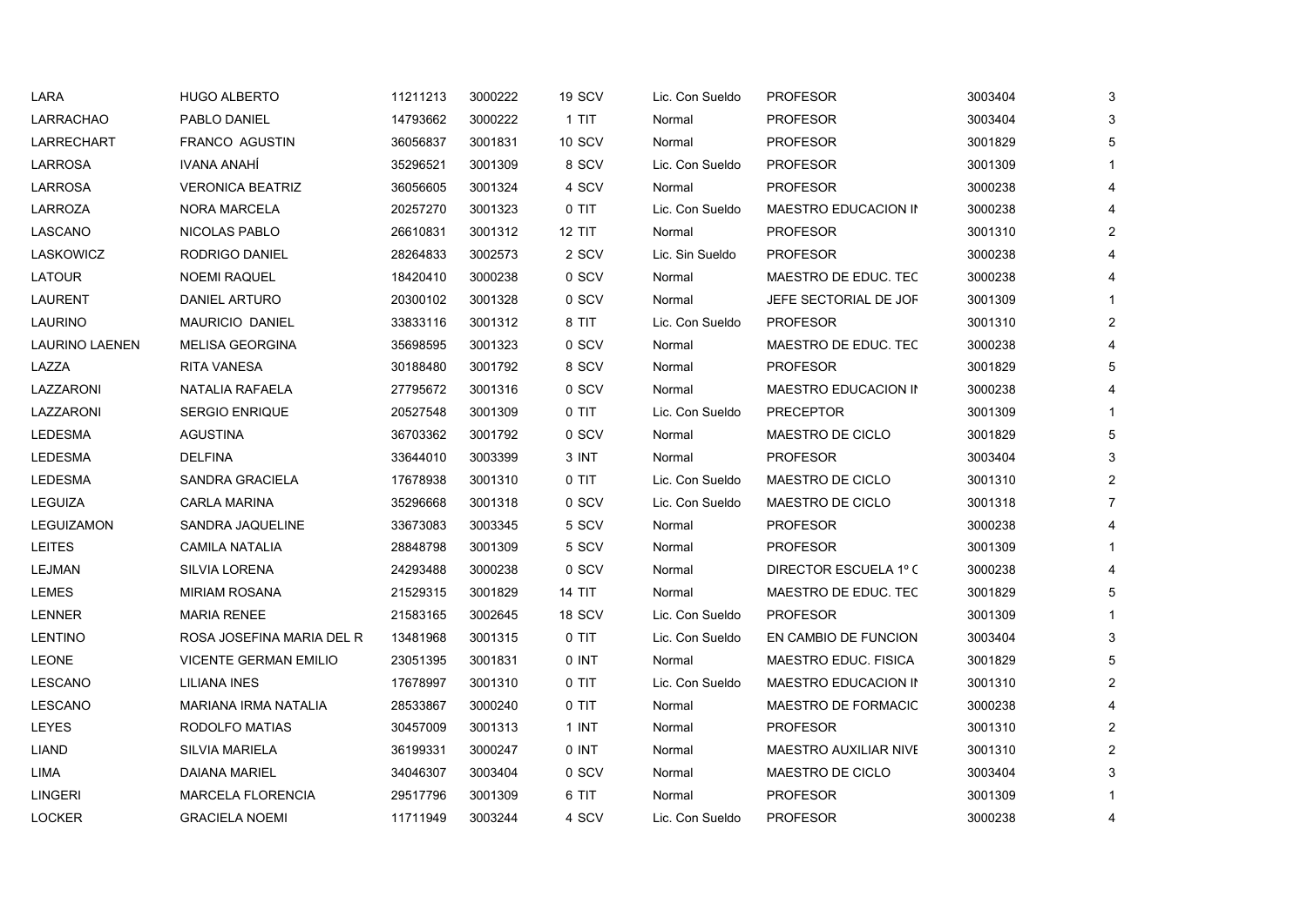| | | | | | | | | |
|---|---|---|---|---|---|---|---|---|
| LARA | HUGO ALBERTO | 11211213 | 3000222 | 19 SCV | Lic. Con Sueldo | PROFESOR | 3003404 | 3 |
| LARRACHAO | PABLO DANIEL | 14793662 | 3000222 | 1 TIT | Normal | PROFESOR | 3003404 | 3 |
| LARRECHART | FRANCO AGUSTIN | 36056837 | 3001831 | 10 SCV | Normal | PROFESOR | 3001829 | 5 |
| LARROSA | IVANA ANAHÍ | 35296521 | 3001309 | 8 SCV | Lic. Con Sueldo | PROFESOR | 3001309 | 1 |
| LARROSA | VERONICA BEATRIZ | 36056605 | 3001324 | 4 SCV | Normal | PROFESOR | 3000238 | 4 |
| LARROZA | NORA MARCELA | 20257270 | 3001323 | 0 TIT | Lic. Con Sueldo | MAESTRO EDUCACION IN | 3000238 | 4 |
| LASCANO | NICOLAS PABLO | 26610831 | 3001312 | 12 TIT | Normal | PROFESOR | 3001310 | 2 |
| LASKOWICZ | RODRIGO DANIEL | 28264833 | 3002573 | 2 SCV | Lic. Sin Sueldo | PROFESOR | 3000238 | 4 |
| LATOUR | NOEMI RAQUEL | 18420410 | 3000238 | 0 SCV | Normal | MAESTRO DE EDUC. TEC | 3000238 | 4 |
| LAURENT | DANIEL ARTURO | 20300102 | 3001328 | 0 SCV | Normal | JEFE SECTORIAL DE JOF | 3001309 | 1 |
| LAURINO | MAURICIO DANIEL | 33833116 | 3001312 | 8 TIT | Lic. Con Sueldo | PROFESOR | 3001310 | 2 |
| LAURINO LAENEN | MELISA GEORGINA | 35698595 | 3001323 | 0 SCV | Normal | MAESTRO DE EDUC. TEC | 3000238 | 4 |
| LAZZA | RITA VANESA | 30188480 | 3001792 | 8 SCV | Normal | PROFESOR | 3001829 | 5 |
| LAZZARONI | NATALIA RAFAELA | 27795672 | 3001316 | 0 SCV | Normal | MAESTRO EDUCACION IN | 3000238 | 4 |
| LAZZARONI | SERGIO ENRIQUE | 20527548 | 3001309 | 0 TIT | Lic. Con Sueldo | PRECEPTOR | 3001309 | 1 |
| LEDESMA | AGUSTINA | 36703362 | 3001792 | 0 SCV | Normal | MAESTRO DE CICLO | 3001829 | 5 |
| LEDESMA | DELFINA | 33644010 | 3003399 | 3 INT | Normal | PROFESOR | 3003404 | 3 |
| LEDESMA | SANDRA GRACIELA | 17678938 | 3001310 | 0 TIT | Lic. Con Sueldo | MAESTRO DE CICLO | 3001310 | 2 |
| LEGUIZA | CARLA MARINA | 35296668 | 3001318 | 0 SCV | Lic. Con Sueldo | MAESTRO DE CICLO | 3001318 | 7 |
| LEGUIZAMON | SANDRA JAQUELINE | 33673083 | 3003345 | 5 SCV | Normal | PROFESOR | 3000238 | 4 |
| LEITES | CAMILA NATALIA | 28848798 | 3001309 | 5 SCV | Normal | PROFESOR | 3001309 | 1 |
| LEJMAN | SILVIA LORENA | 24293488 | 3000238 | 0 SCV | Normal | DIRECTOR ESCUELA 1º C | 3000238 | 4 |
| LEMES | MIRIAM ROSANA | 21529315 | 3001829 | 14 TIT | Normal | MAESTRO DE EDUC. TEC | 3001829 | 5 |
| LENNER | MARIA RENEE | 21583165 | 3002645 | 18 SCV | Lic. Con Sueldo | PROFESOR | 3001309 | 1 |
| LENTINO | ROSA JOSEFINA MARIA DEL R | 13481968 | 3001315 | 0 TIT | Lic. Con Sueldo | EN CAMBIO DE FUNCION | 3003404 | 3 |
| LEONE | VICENTE GERMAN EMILIO | 23051395 | 3001831 | 0 INT | Normal | MAESTRO EDUC. FISICA | 3001829 | 5 |
| LESCANO | LILIANA INES | 17678997 | 3001310 | 0 TIT | Lic. Con Sueldo | MAESTRO EDUCACION IN | 3001310 | 2 |
| LESCANO | MARIANA IRMA NATALIA | 28533867 | 3000240 | 0 TIT | Normal | MAESTRO DE FORMACIC | 3000238 | 4 |
| LEYES | RODOLFO MATIAS | 30457009 | 3001313 | 1 INT | Normal | PROFESOR | 3001310 | 2 |
| LIAND | SILVIA MARIELA | 36199331 | 3000247 | 0 INT | Normal | MAESTRO AUXILIAR NIVE | 3001310 | 2 |
| LIMA | DAIANA MARIEL | 34046307 | 3003404 | 0 SCV | Normal | MAESTRO DE CICLO | 3003404 | 3 |
| LINGERI | MARCELA FLORENCIA | 29517796 | 3001309 | 6 TIT | Normal | PROFESOR | 3001309 | 1 |
| LOCKER | GRACIELA NOEMI | 11711949 | 3003244 | 4 SCV | Lic. Con Sueldo | PROFESOR | 3000238 | 4 |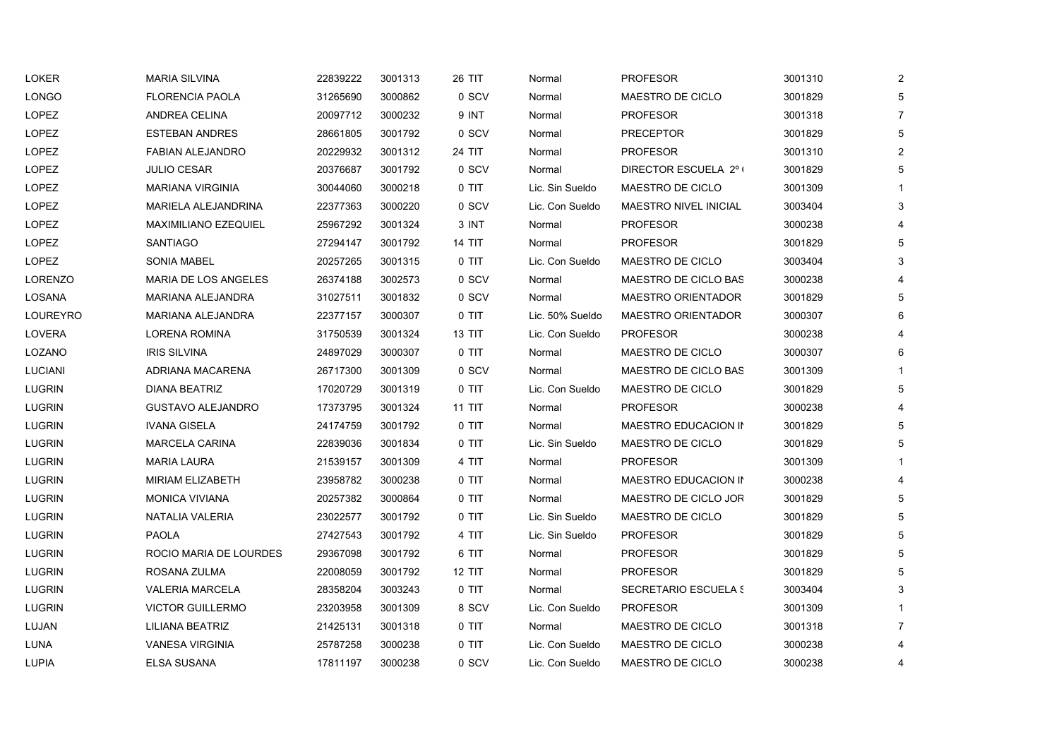| | | | | | | | | |
|---|---|---|---|---|---|---|---|---|
| LOKER | MARIA SILVINA | 22839222 | 3001313 | 26 TIT | Normal | PROFESOR | 3001310 | 2 |
| LONGO | FLORENCIA PAOLA | 31265690 | 3000862 | 0 SCV | Normal | MAESTRO DE CICLO | 3001829 | 5 |
| LOPEZ | ANDREA CELINA | 20097712 | 3000232 | 9 INT | Normal | PROFESOR | 3001318 | 7 |
| LOPEZ | ESTEBAN ANDRES | 28661805 | 3001792 | 0 SCV | Normal | PRECEPTOR | 3001829 | 5 |
| LOPEZ | FABIAN ALEJANDRO | 20229932 | 3001312 | 24 TIT | Normal | PROFESOR | 3001310 | 2 |
| LOPEZ | JULIO CESAR | 20376687 | 3001792 | 0 SCV | Normal | DIRECTOR ESCUELA 2º ( | 3001829 | 5 |
| LOPEZ | MARIANA VIRGINIA | 30044060 | 3000218 | 0 TIT | Lic. Sin Sueldo | MAESTRO DE CICLO | 3001309 | 1 |
| LOPEZ | MARIELA ALEJANDRINA | 22377363 | 3000220 | 0 SCV | Lic. Con Sueldo | MAESTRO NIVEL INICIAL | 3003404 | 3 |
| LOPEZ | MAXIMILIANO EZEQUIEL | 25967292 | 3001324 | 3 INT | Normal | PROFESOR | 3000238 | 4 |
| LOPEZ | SANTIAGO | 27294147 | 3001792 | 14 TIT | Normal | PROFESOR | 3001829 | 5 |
| LOPEZ | SONIA MABEL | 20257265 | 3001315 | 0 TIT | Lic. Con Sueldo | MAESTRO DE CICLO | 3003404 | 3 |
| LORENZO | MARIA DE LOS ANGELES | 26374188 | 3002573 | 0 SCV | Normal | MAESTRO DE CICLO BAS | 3000238 | 4 |
| LOSANA | MARIANA ALEJANDRA | 31027511 | 3001832 | 0 SCV | Normal | MAESTRO ORIENTADOR | 3001829 | 5 |
| LOUREYRO | MARIANA ALEJANDRA | 22377157 | 3000307 | 0 TIT | Lic. 50% Sueldo | MAESTRO ORIENTADOR | 3000307 | 6 |
| LOVERA | LORENA ROMINA | 31750539 | 3001324 | 13 TIT | Lic. Con Sueldo | PROFESOR | 3000238 | 4 |
| LOZANO | IRIS SILVINA | 24897029 | 3000307 | 0 TIT | Normal | MAESTRO DE CICLO | 3000307 | 6 |
| LUCIANI | ADRIANA MACARENA | 26717300 | 3001309 | 0 SCV | Normal | MAESTRO DE CICLO BAS | 3001309 | 1 |
| LUGRIN | DIANA BEATRIZ | 17020729 | 3001319 | 0 TIT | Lic. Con Sueldo | MAESTRO DE CICLO | 3001829 | 5 |
| LUGRIN | GUSTAVO ALEJANDRO | 17373795 | 3001324 | 11 TIT | Normal | PROFESOR | 3000238 | 4 |
| LUGRIN | IVANA GISELA | 24174759 | 3001792 | 0 TIT | Normal | MAESTRO EDUCACION IN | 3001829 | 5 |
| LUGRIN | MARCELA CARINA | 22839036 | 3001834 | 0 TIT | Lic. Sin Sueldo | MAESTRO DE CICLO | 3001829 | 5 |
| LUGRIN | MARIA LAURA | 21539157 | 3001309 | 4 TIT | Normal | PROFESOR | 3001309 | 1 |
| LUGRIN | MIRIAM ELIZABETH | 23958782 | 3000238 | 0 TIT | Normal | MAESTRO EDUCACION IN | 3000238 | 4 |
| LUGRIN | MONICA VIVIANA | 20257382 | 3000864 | 0 TIT | Normal | MAESTRO DE CICLO JOR | 3001829 | 5 |
| LUGRIN | NATALIA VALERIA | 23022577 | 3001792 | 0 TIT | Lic. Sin Sueldo | MAESTRO DE CICLO | 3001829 | 5 |
| LUGRIN | PAOLA | 27427543 | 3001792 | 4 TIT | Lic. Sin Sueldo | PROFESOR | 3001829 | 5 |
| LUGRIN | ROCIO MARIA DE LOURDES | 29367098 | 3001792 | 6 TIT | Normal | PROFESOR | 3001829 | 5 |
| LUGRIN | ROSANA ZULMA | 22008059 | 3001792 | 12 TIT | Normal | PROFESOR | 3001829 | 5 |
| LUGRIN | VALERIA MARCELA | 28358204 | 3003243 | 0 TIT | Normal | SECRETARIO ESCUELA S | 3003404 | 3 |
| LUGRIN | VICTOR GUILLERMO | 23203958 | 3001309 | 8 SCV | Lic. Con Sueldo | PROFESOR | 3001309 | 1 |
| LUJAN | LILIANA BEATRIZ | 21425131 | 3001318 | 0 TIT | Normal | MAESTRO DE CICLO | 3001318 | 7 |
| LUNA | VANESA VIRGINIA | 25787258 | 3000238 | 0 TIT | Lic. Con Sueldo | MAESTRO DE CICLO | 3000238 | 4 |
| LUPIA | ELSA SUSANA | 17811197 | 3000238 | 0 SCV | Lic. Con Sueldo | MAESTRO DE CICLO | 3000238 | 4 |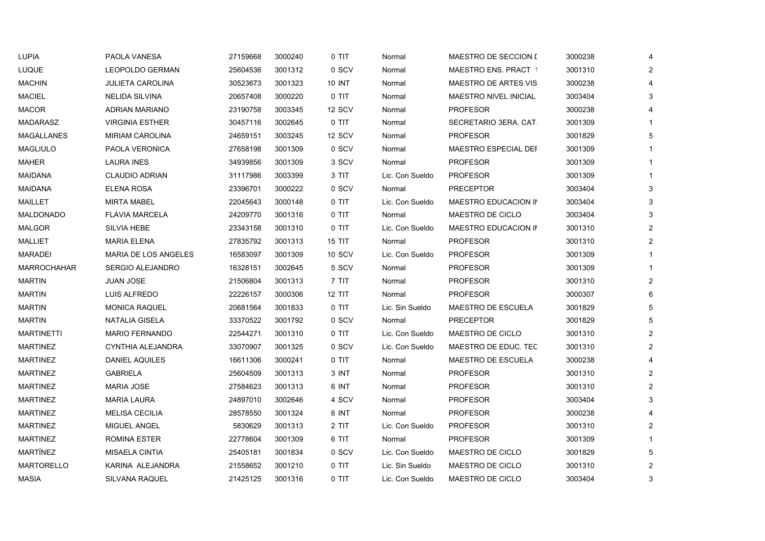| | | | | | | | | |
|---|---|---|---|---|---|---|---|---|
| LUPIA | PAOLA VANESA | 27159668 | 3000240 | 0 TIT | Normal | MAESTRO DE SECCION [ | 3000238 | 4 |
| LUQUE | LEOPOLDO GERMAN | 25604536 | 3001312 | 0 SCV | Normal | MAESTRO ENS. PRACT 1 | 3001310 | 2 |
| MACHIN | JULIETA CAROLINA | 30523673 | 3001323 | 10 INT | Normal | MAESTRO DE ARTES VIS | 3000238 | 4 |
| MACIEL | NELIDA SILVINA | 20657408 | 3000220 | 0 TIT | Normal | MAESTRO NIVEL INICIAL | 3003404 | 3 |
| MACOR | ADRIAN MARIANO | 23190758 | 3003345 | 12 SCV | Normal | PROFESOR | 3000238 | 4 |
| MADARASZ | VIRGINIA ESTHER | 30457116 | 3002645 | 0 TIT | Normal | SECRETARIO 3ERA. CAT. | 3001309 | 1 |
| MAGALLANES | MIRIAM CAROLINA | 24659151 | 3003245 | 12 SCV | Normal | PROFESOR | 3001829 | 5 |
| MAGLIULO | PAOLA VERONICA | 27658198 | 3001309 | 0 SCV | Normal | MAESTRO ESPECIAL DEI | 3001309 | 1 |
| MAHER | LAURA INES | 34939856 | 3001309 | 3 SCV | Normal | PROFESOR | 3001309 | 1 |
| MAIDANA | CLAUDIO ADRIAN | 31117986 | 3003399 | 3 TIT | Lic. Con Sueldo | PROFESOR | 3001309 | 1 |
| MAIDANA | ELENA ROSA | 23396701 | 3000222 | 0 SCV | Normal | PRECEPTOR | 3003404 | 3 |
| MAILLET | MIRTA MABEL | 22045643 | 3000148 | 0 TIT | Lic. Con Sueldo | MAESTRO EDUCACION IN | 3003404 | 3 |
| MALDONADO | FLAVIA MARCELA | 24209770 | 3001316 | 0 TIT | Normal | MAESTRO DE CICLO | 3003404 | 3 |
| MALGOR | SILVIA HEBE | 23343158 | 3001310 | 0 TIT | Lic. Con Sueldo | MAESTRO EDUCACION IN | 3001310 | 2 |
| MALLIET | MARIA ELENA | 27835792 | 3001313 | 15 TIT | Normal | PROFESOR | 3001310 | 2 |
| MARADEI | MARIA DE LOS ANGELES | 16583097 | 3001309 | 10 SCV | Lic. Con Sueldo | PROFESOR | 3001309 | 1 |
| MARROCHAHAR | SERGIO ALEJANDRO | 16328151 | 3002645 | 5 SCV | Normal | PROFESOR | 3001309 | 1 |
| MARTIN | JUAN JOSE | 21506804 | 3001313 | 7 TIT | Normal | PROFESOR | 3001310 | 2 |
| MARTIN | LUIS ALFREDO | 22226157 | 3000306 | 12 TIT | Normal | PROFESOR | 3000307 | 6 |
| MARTIN | MONICA RAQUEL | 20681564 | 3001833 | 0 TIT | Lic. Sin Sueldo | MAESTRO DE ESCUELA | 3001829 | 5 |
| MARTIN | NATALIA GISELA | 33370522 | 3001792 | 0 SCV | Normal | PRECEPTOR | 3001829 | 5 |
| MARTINETTI | MARIO FERNANDO | 22544271 | 3001310 | 0 TIT | Lic. Con Sueldo | MAESTRO DE CICLO | 3001310 | 2 |
| MARTINEZ | CYNTHIA ALEJANDRA | 33070907 | 3001325 | 0 SCV | Lic. Con Sueldo | MAESTRO DE EDUC. TEC | 3001310 | 2 |
| MARTINEZ | DANIEL AQUILES | 16611306 | 3000241 | 0 TIT | Normal | MAESTRO DE ESCUELA | 3000238 | 4 |
| MARTINEZ | GABRIELA | 25604509 | 3001313 | 3 INT | Normal | PROFESOR | 3001310 | 2 |
| MARTINEZ | MARIA JOSE | 27584623 | 3001313 | 6 INT | Normal | PROFESOR | 3001310 | 2 |
| MARTINEZ | MARIA LAURA | 24897010 | 3002646 | 4 SCV | Normal | PROFESOR | 3003404 | 3 |
| MARTINEZ | MELISA CECILIA | 28578550 | 3001324 | 6 INT | Normal | PROFESOR | 3000238 | 4 |
| MARTINEZ | MIGUEL ANGEL | 5830629 | 3001313 | 2 TIT | Lic. Con Sueldo | PROFESOR | 3001310 | 2 |
| MARTINEZ | ROMINA ESTER | 22778604 | 3001309 | 6 TIT | Normal | PROFESOR | 3001309 | 1 |
| MARTÍNEZ | MISAELA CINTIA | 25405181 | 3001834 | 0 SCV | Lic. Con Sueldo | MAESTRO DE CICLO | 3001829 | 5 |
| MARTORELLO | KARINA ALEJANDRA | 21558652 | 3001210 | 0 TIT | Lic. Sin Sueldo | MAESTRO DE CICLO | 3001310 | 2 |
| MASIA | SILVANA RAQUEL | 21425125 | 3001316 | 0 TIT | Lic. Con Sueldo | MAESTRO DE CICLO | 3003404 | 3 |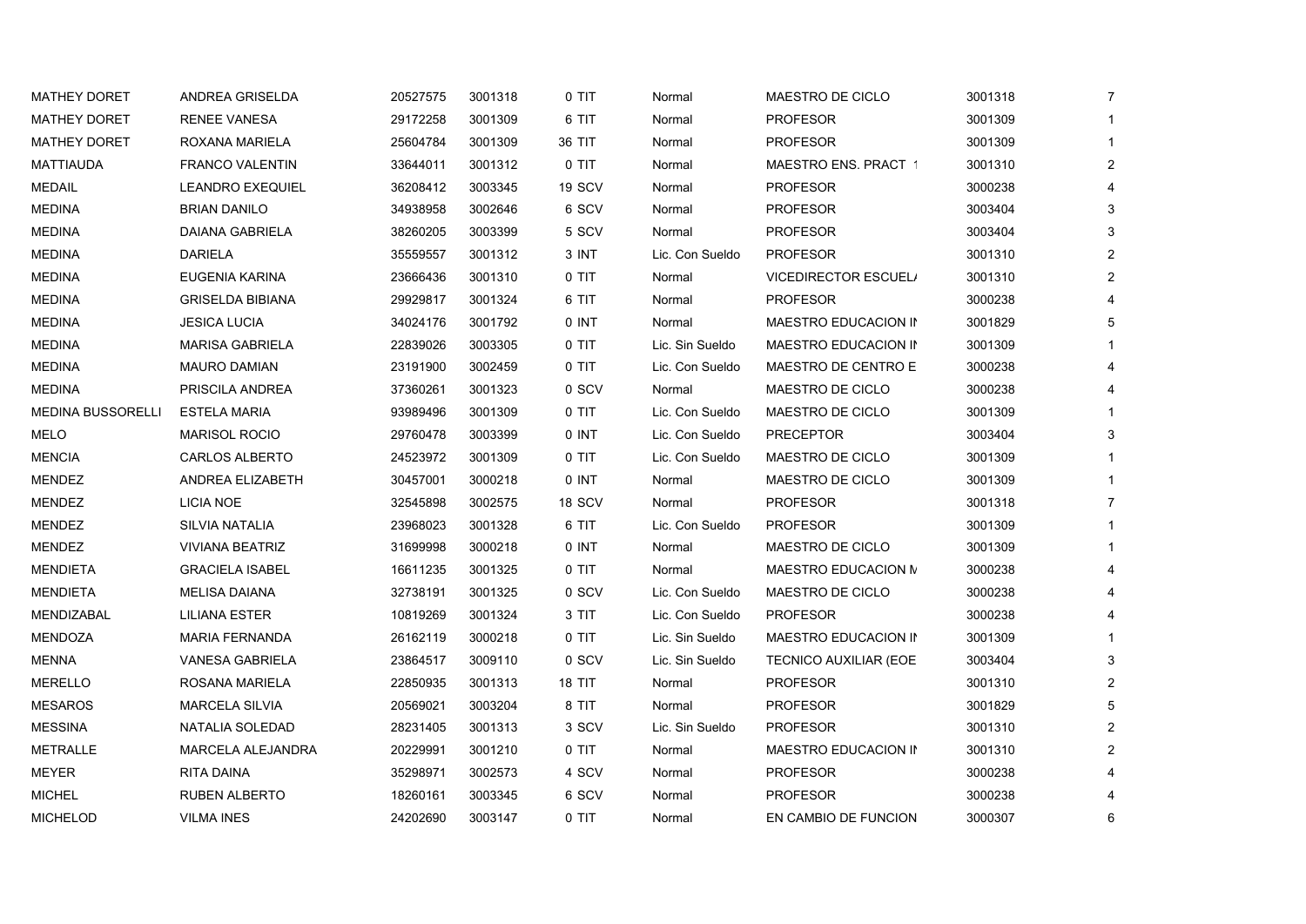| | | | | | | | | |
|---|---|---|---|---|---|---|---|---|
| MATHEY DORET | ANDREA GRISELDA | 20527575 | 3001318 | 0 TIT | Normal | MAESTRO DE CICLO | 3001318 | 7 |
| MATHEY DORET | RENEE VANESA | 29172258 | 3001309 | 6 TIT | Normal | PROFESOR | 3001309 | 1 |
| MATHEY DORET | ROXANA MARIELA | 25604784 | 3001309 | 36 TIT | Normal | PROFESOR | 3001309 | 1 |
| MATTIAUDA | FRANCO VALENTIN | 33644011 | 3001312 | 0 TIT | Normal | MAESTRO ENS. PRACT 1 | 3001310 | 2 |
| MEDAIL | LEANDRO EXEQUIEL | 36208412 | 3003345 | 19 SCV | Normal | PROFESOR | 3000238 | 4 |
| MEDINA | BRIAN DANILO | 34938958 | 3002646 | 6 SCV | Normal | PROFESOR | 3003404 | 3 |
| MEDINA | DAIANA GABRIELA | 38260205 | 3003399 | 5 SCV | Normal | PROFESOR | 3003404 | 3 |
| MEDINA | DARIELA | 35559557 | 3001312 | 3 INT | Lic. Con Sueldo | PROFESOR | 3001310 | 2 |
| MEDINA | EUGENIA KARINA | 23666436 | 3001310 | 0 TIT | Normal | VICEDIRECTOR ESCUEL/ | 3001310 | 2 |
| MEDINA | GRISELDA BIBIANA | 29929817 | 3001324 | 6 TIT | Normal | PROFESOR | 3000238 | 4 |
| MEDINA | JESICA LUCIA | 34024176 | 3001792 | 0 INT | Normal | MAESTRO EDUCACION IN | 3001829 | 5 |
| MEDINA | MARISA GABRIELA | 22839026 | 3003305 | 0 TIT | Lic. Sin Sueldo | MAESTRO EDUCACION IN | 3001309 | 1 |
| MEDINA | MAURO DAMIAN | 23191900 | 3002459 | 0 TIT | Lic. Con Sueldo | MAESTRO DE CENTRO E | 3000238 | 4 |
| MEDINA | PRISCILA ANDREA | 37360261 | 3001323 | 0 SCV | Normal | MAESTRO DE CICLO | 3000238 | 4 |
| MEDINA BUSSORELLI | ESTELA MARIA | 93989496 | 3001309 | 0 TIT | Lic. Con Sueldo | MAESTRO DE CICLO | 3001309 | 1 |
| MELO | MARISOL ROCIO | 29760478 | 3003399 | 0 INT | Lic. Con Sueldo | PRECEPTOR | 3003404 | 3 |
| MENCIA | CARLOS ALBERTO | 24523972 | 3001309 | 0 TIT | Lic. Con Sueldo | MAESTRO DE CICLO | 3001309 | 1 |
| MENDEZ | ANDREA ELIZABETH | 30457001 | 3000218 | 0 INT | Normal | MAESTRO DE CICLO | 3001309 | 1 |
| MENDEZ | LICIA NOE | 32545898 | 3002575 | 18 SCV | Normal | PROFESOR | 3001318 | 7 |
| MENDEZ | SILVIA NATALIA | 23968023 | 3001328 | 6 TIT | Lic. Con Sueldo | PROFESOR | 3001309 | 1 |
| MENDEZ | VIVIANA BEATRIZ | 31699998 | 3000218 | 0 INT | Normal | MAESTRO DE CICLO | 3001309 | 1 |
| MENDIETA | GRACIELA ISABEL | 16611235 | 3001325 | 0 TIT | Normal | MAESTRO EDUCACION M | 3000238 | 4 |
| MENDIETA | MELISA DAIANA | 32738191 | 3001325 | 0 SCV | Lic. Con Sueldo | MAESTRO DE CICLO | 3000238 | 4 |
| MENDIZABAL | LILIANA ESTER | 10819269 | 3001324 | 3 TIT | Lic. Con Sueldo | PROFESOR | 3000238 | 4 |
| MENDOZA | MARIA FERNANDA | 26162119 | 3000218 | 0 TIT | Lic. Sin Sueldo | MAESTRO EDUCACION IN | 3001309 | 1 |
| MENNA | VANESA GABRIELA | 23864517 | 3009110 | 0 SCV | Lic. Sin Sueldo | TECNICO AUXILIAR (EOE | 3003404 | 3 |
| MERELLO | ROSANA MARIELA | 22850935 | 3001313 | 18 TIT | Normal | PROFESOR | 3001310 | 2 |
| MESAROS | MARCELA SILVIA | 20569021 | 3003204 | 8 TIT | Normal | PROFESOR | 3001829 | 5 |
| MESSINA | NATALIA SOLEDAD | 28231405 | 3001313 | 3 SCV | Lic. Sin Sueldo | PROFESOR | 3001310 | 2 |
| METRALLE | MARCELA ALEJANDRA | 20229991 | 3001210 | 0 TIT | Normal | MAESTRO EDUCACION IN | 3001310 | 2 |
| MEYER | RITA DAINA | 35298971 | 3002573 | 4 SCV | Normal | PROFESOR | 3000238 | 4 |
| MICHEL | RUBEN ALBERTO | 18260161 | 3003345 | 6 SCV | Normal | PROFESOR | 3000238 | 4 |
| MICHELOD | VILMA INES | 24202690 | 3003147 | 0 TIT | Normal | EN CAMBIO DE FUNCION | 3000307 | 6 |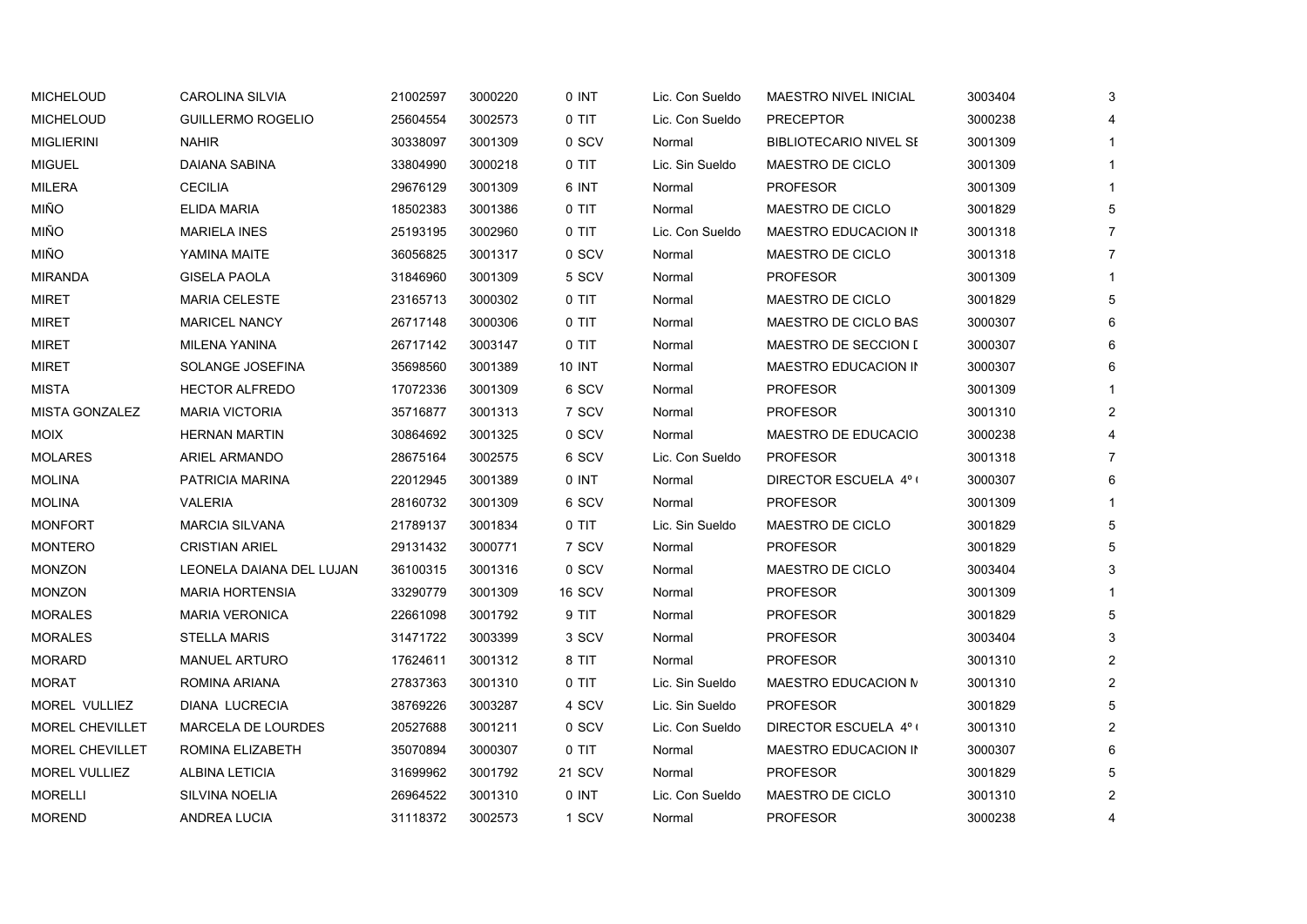| | | | | | | | | |
|---|---|---|---|---|---|---|---|---|
| MICHELOUD | CAROLINA SILVIA | 21002597 | 3000220 | 0 INT | Lic. Con Sueldo | MAESTRO NIVEL INICIAL | 3003404 | 3 |
| MICHELOUD | GUILLERMO ROGELIO | 25604554 | 3002573 | 0 TIT | Lic. Con Sueldo | PRECEPTOR | 3000238 | 4 |
| MIGLIERINI | NAHIR | 30338097 | 3001309 | 0 SCV | Normal | BIBLIOTECARIO NIVEL SE | 3001309 | 1 |
| MIGUEL | DAIANA SABINA | 33804990 | 3000218 | 0 TIT | Lic. Sin Sueldo | MAESTRO DE CICLO | 3001309 | 1 |
| MILERA | CECILIA | 29676129 | 3001309 | 6 INT | Normal | PROFESOR | 3001309 | 1 |
| MIÑO | ELIDA MARIA | 18502383 | 3001386 | 0 TIT | Normal | MAESTRO DE CICLO | 3001829 | 5 |
| MIÑO | MARIELA INES | 25193195 | 3002960 | 0 TIT | Lic. Con Sueldo | MAESTRO EDUCACION IN | 3001318 | 7 |
| MIÑO | YAMINA MAITE | 36056825 | 3001317 | 0 SCV | Normal | MAESTRO DE CICLO | 3001318 | 7 |
| MIRANDA | GISELA PAOLA | 31846960 | 3001309 | 5 SCV | Normal | PROFESOR | 3001309 | 1 |
| MIRET | MARIA CELESTE | 23165713 | 3000302 | 0 TIT | Normal | MAESTRO DE CICLO | 3001829 | 5 |
| MIRET | MARICEL NANCY | 26717148 | 3000306 | 0 TIT | Normal | MAESTRO DE CICLO BAS | 3000307 | 6 |
| MIRET | MILENA YANINA | 26717142 | 3003147 | 0 TIT | Normal | MAESTRO DE SECCION D | 3000307 | 6 |
| MIRET | SOLANGE JOSEFINA | 35698560 | 3001389 | 10 INT | Normal | MAESTRO EDUCACION IN | 3000307 | 6 |
| MISTA | HECTOR ALFREDO | 17072336 | 3001309 | 6 SCV | Normal | PROFESOR | 3001309 | 1 |
| MISTA GONZALEZ | MARIA VICTORIA | 35716877 | 3001313 | 7 SCV | Normal | PROFESOR | 3001310 | 2 |
| MOIX | HERNAN MARTIN | 30864692 | 3001325 | 0 SCV | Normal | MAESTRO DE EDUCACIO | 3000238 | 4 |
| MOLARES | ARIEL ARMANDO | 28675164 | 3002575 | 6 SCV | Lic. Con Sueldo | PROFESOR | 3001318 | 7 |
| MOLINA | PATRICIA MARINA | 22012945 | 3001389 | 0 INT | Normal | DIRECTOR ESCUELA 4º ( | 3000307 | 6 |
| MOLINA | VALERIA | 28160732 | 3001309 | 6 SCV | Normal | PROFESOR | 3001309 | 1 |
| MONFORT | MARCIA SILVANA | 21789137 | 3001834 | 0 TIT | Lic. Sin Sueldo | MAESTRO DE CICLO | 3001829 | 5 |
| MONTERO | CRISTIAN ARIEL | 29131432 | 3000771 | 7 SCV | Normal | PROFESOR | 3001829 | 5 |
| MONZON | LEONELA DAIANA DEL LUJAN | 36100315 | 3001316 | 0 SCV | Normal | MAESTRO DE CICLO | 3003404 | 3 |
| MONZON | MARIA HORTENSIA | 33290779 | 3001309 | 16 SCV | Normal | PROFESOR | 3001309 | 1 |
| MORALES | MARIA VERONICA | 22661098 | 3001792 | 9 TIT | Normal | PROFESOR | 3001829 | 5 |
| MORALES | STELLA MARIS | 31471722 | 3003399 | 3 SCV | Normal | PROFESOR | 3003404 | 3 |
| MORARD | MANUEL ARTURO | 17624611 | 3001312 | 8 TIT | Normal | PROFESOR | 3001310 | 2 |
| MORAT | ROMINA ARIANA | 27837363 | 3001310 | 0 TIT | Lic. Sin Sueldo | MAESTRO EDUCACION M | 3001310 | 2 |
| MOREL VULLIEZ | DIANA LUCRECIA | 38769226 | 3003287 | 4 SCV | Lic. Sin Sueldo | PROFESOR | 3001829 | 5 |
| MOREL CHEVILLET | MARCELA DE LOURDES | 20527688 | 3001211 | 0 SCV | Lic. Con Sueldo | DIRECTOR ESCUELA 4º ( | 3001310 | 2 |
| MOREL CHEVILLET | ROMINA ELIZABETH | 35070894 | 3000307 | 0 TIT | Normal | MAESTRO EDUCACION IN | 3000307 | 6 |
| MOREL VULLIEZ | ALBINA LETICIA | 31699962 | 3001792 | 21 SCV | Normal | PROFESOR | 3001829 | 5 |
| MORELLI | SILVINA NOELIA | 26964522 | 3001310 | 0 INT | Lic. Con Sueldo | MAESTRO DE CICLO | 3001310 | 2 |
| MOREND | ANDREA LUCIA | 31118372 | 3002573 | 1 SCV | Normal | PROFESOR | 3000238 | 4 |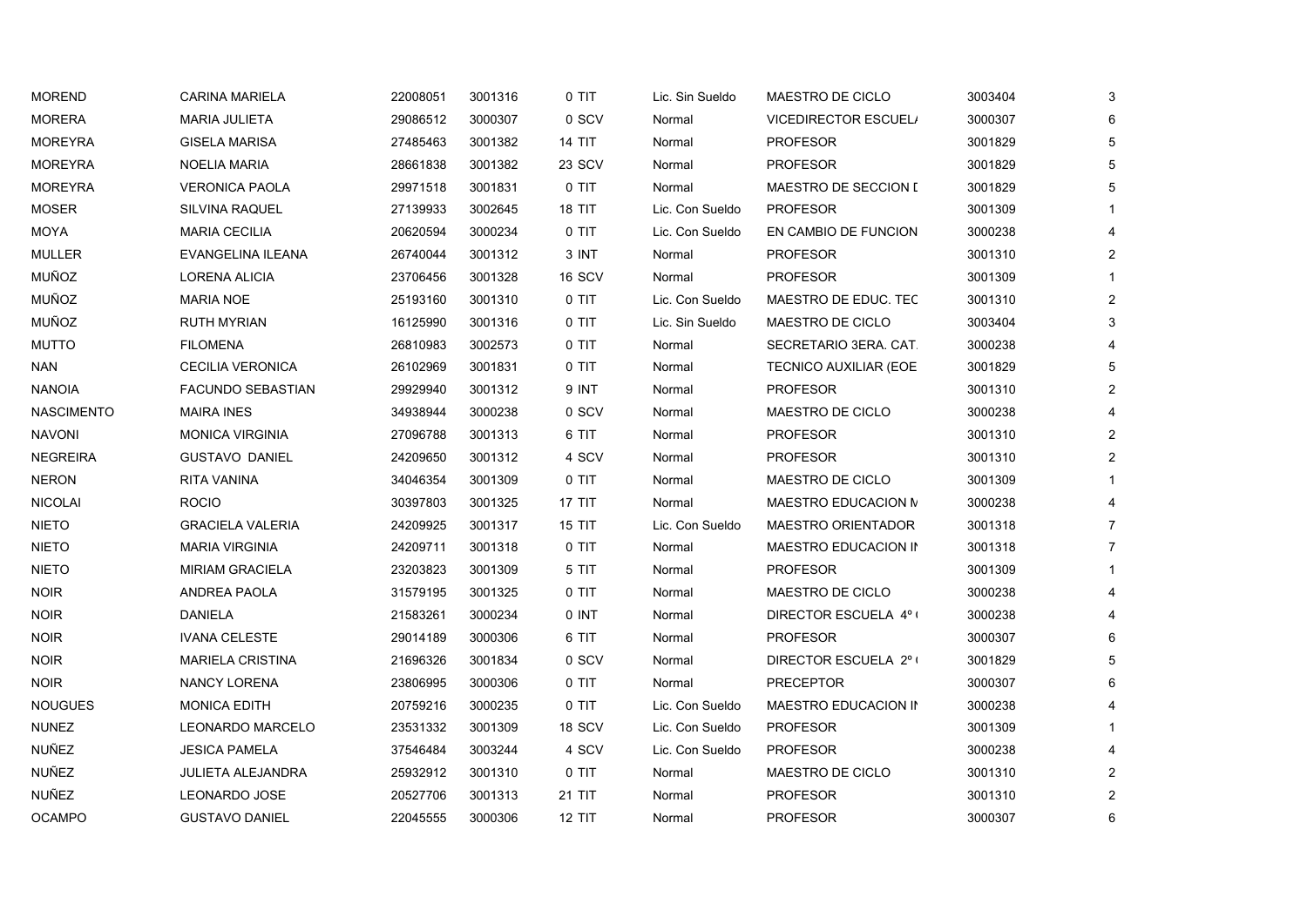| | | | | | | | | |
|---|---|---|---|---|---|---|---|---|
| MOREND | CARINA MARIELA | 22008051 | 3001316 | 0 TIT | Lic. Sin Sueldo | MAESTRO DE CICLO | 3003404 | 3 |
| MORERA | MARIA JULIETA | 29086512 | 3000307 | 0 SCV | Normal | VICEDIRECTOR ESCUEL/ | 3000307 | 6 |
| MOREYRA | GISELA MARISA | 27485463 | 3001382 | 14 TIT | Normal | PROFESOR | 3001829 | 5 |
| MOREYRA | NOELIA MARIA | 28661838 | 3001382 | 23 SCV | Normal | PROFESOR | 3001829 | 5 |
| MOREYRA | VERONICA PAOLA | 29971518 | 3001831 | 0 TIT | Normal | MAESTRO DE SECCION [ | 3001829 | 5 |
| MOSER | SILVINA RAQUEL | 27139933 | 3002645 | 18 TIT | Lic. Con Sueldo | PROFESOR | 3001309 | 1 |
| MOYA | MARIA CECILIA | 20620594 | 3000234 | 0 TIT | Lic. Con Sueldo | EN CAMBIO DE FUNCION | 3000238 | 4 |
| MULLER | EVANGELINA ILEANA | 26740044 | 3001312 | 3 INT | Normal | PROFESOR | 3001310 | 2 |
| MUÑOZ | LORENA ALICIA | 23706456 | 3001328 | 16 SCV | Normal | PROFESOR | 3001309 | 1 |
| MUÑOZ | MARIA NOE | 25193160 | 3001310 | 0 TIT | Lic. Con Sueldo | MAESTRO DE EDUC. TEC | 3001310 | 2 |
| MUÑOZ | RUTH MYRIAN | 16125990 | 3001316 | 0 TIT | Lic. Sin Sueldo | MAESTRO DE CICLO | 3003404 | 3 |
| MUTTO | FILOMENA | 26810983 | 3002573 | 0 TIT | Normal | SECRETARIO 3ERA. CAT. | 3000238 | 4 |
| NAN | CECILIA VERONICA | 26102969 | 3001831 | 0 TIT | Normal | TECNICO AUXILIAR (EOE | 3001829 | 5 |
| NANOIA | FACUNDO SEBASTIAN | 29929940 | 3001312 | 9 INT | Normal | PROFESOR | 3001310 | 2 |
| NASCIMENTO | MAIRA INES | 34938944 | 3000238 | 0 SCV | Normal | MAESTRO DE CICLO | 3000238 | 4 |
| NAVONI | MONICA VIRGINIA | 27096788 | 3001313 | 6 TIT | Normal | PROFESOR | 3001310 | 2 |
| NEGREIRA | GUSTAVO DANIEL | 24209650 | 3001312 | 4 SCV | Normal | PROFESOR | 3001310 | 2 |
| NERON | RITA VANINA | 34046354 | 3001309 | 0 TIT | Normal | MAESTRO DE CICLO | 3001309 | 1 |
| NICOLAI | ROCIO | 30397803 | 3001325 | 17 TIT | Normal | MAESTRO EDUCACION N | 3000238 | 4 |
| NIETO | GRACIELA VALERIA | 24209925 | 3001317 | 15 TIT | Lic. Con Sueldo | MAESTRO ORIENTADOR | 3001318 | 7 |
| NIETO | MARIA VIRGINIA | 24209711 | 3001318 | 0 TIT | Normal | MAESTRO EDUCACION IN | 3001318 | 7 |
| NIETO | MIRIAM GRACIELA | 23203823 | 3001309 | 5 TIT | Normal | PROFESOR | 3001309 | 1 |
| NOIR | ANDREA PAOLA | 31579195 | 3001325 | 0 TIT | Normal | MAESTRO DE CICLO | 3000238 | 4 |
| NOIR | DANIELA | 21583261 | 3000234 | 0 INT | Normal | DIRECTOR ESCUELA 4º ( | 3000238 | 4 |
| NOIR | IVANA CELESTE | 29014189 | 3000306 | 6 TIT | Normal | PROFESOR | 3000307 | 6 |
| NOIR | MARIELA CRISTINA | 21696326 | 3001834 | 0 SCV | Normal | DIRECTOR ESCUELA 2º ( | 3001829 | 5 |
| NOIR | NANCY LORENA | 23806995 | 3000306 | 0 TIT | Normal | PRECEPTOR | 3000307 | 6 |
| NOUGUES | MONICA EDITH | 20759216 | 3000235 | 0 TIT | Lic. Con Sueldo | MAESTRO EDUCACION IN | 3000238 | 4 |
| NUNEZ | LEONARDO MARCELO | 23531332 | 3001309 | 18 SCV | Lic. Con Sueldo | PROFESOR | 3001309 | 1 |
| NUÑEZ | JESICA PAMELA | 37546484 | 3003244 | 4 SCV | Lic. Con Sueldo | PROFESOR | 3000238 | 4 |
| NUÑEZ | JULIETA ALEJANDRA | 25932912 | 3001310 | 0 TIT | Normal | MAESTRO DE CICLO | 3001310 | 2 |
| NUÑEZ | LEONARDO JOSE | 20527706 | 3001313 | 21 TIT | Normal | PROFESOR | 3001310 | 2 |
| OCAMPO | GUSTAVO DANIEL | 22045555 | 3000306 | 12 TIT | Normal | PROFESOR | 3000307 | 6 |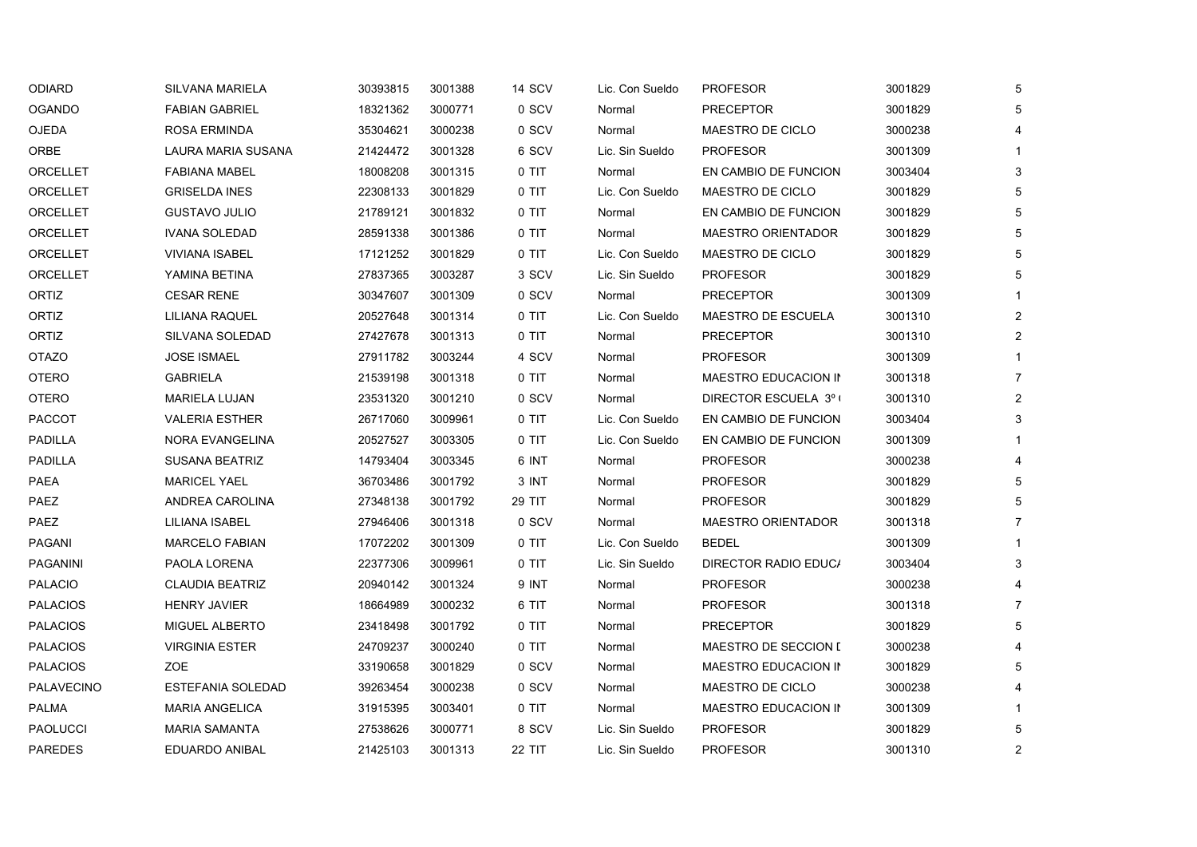| | | | | | | | | |
|---|---|---|---|---|---|---|---|---|
| ODIARD | SILVANA MARIELA | 30393815 | 3001388 | 14 SCV | Lic. Con Sueldo | PROFESOR | 3001829 | 5 |
| OGANDO | FABIAN GABRIEL | 18321362 | 3000771 | 0 SCV | Normal | PRECEPTOR | 3001829 | 5 |
| OJEDA | ROSA ERMINDA | 35304621 | 3000238 | 0 SCV | Normal | MAESTRO DE CICLO | 3000238 | 4 |
| ORBE | LAURA MARIA SUSANA | 21424472 | 3001328 | 6 SCV | Lic. Sin Sueldo | PROFESOR | 3001309 | 1 |
| ORCELLET | FABIANA MABEL | 18008208 | 3001315 | 0 TIT | Normal | EN CAMBIO DE FUNCION | 3003404 | 3 |
| ORCELLET | GRISELDA INES | 22308133 | 3001829 | 0 TIT | Lic. Con Sueldo | MAESTRO DE CICLO | 3001829 | 5 |
| ORCELLET | GUSTAVO JULIO | 21789121 | 3001832 | 0 TIT | Normal | EN CAMBIO DE FUNCION | 3001829 | 5 |
| ORCELLET | IVANA SOLEDAD | 28591338 | 3001386 | 0 TIT | Normal | MAESTRO ORIENTADOR | 3001829 | 5 |
| ORCELLET | VIVIANA ISABEL | 17121252 | 3001829 | 0 TIT | Lic. Con Sueldo | MAESTRO DE CICLO | 3001829 | 5 |
| ORCELLET | YAMINA BETINA | 27837365 | 3003287 | 3 SCV | Lic. Sin Sueldo | PROFESOR | 3001829 | 5 |
| ORTIZ | CESAR RENE | 30347607 | 3001309 | 0 SCV | Normal | PRECEPTOR | 3001309 | 1 |
| ORTIZ | LILIANA RAQUEL | 20527648 | 3001314 | 0 TIT | Lic. Con Sueldo | MAESTRO DE ESCUELA | 3001310 | 2 |
| ORTIZ | SILVANA SOLEDAD | 27427678 | 3001313 | 0 TIT | Normal | PRECEPTOR | 3001310 | 2 |
| OTAZO | JOSE ISMAEL | 27911782 | 3003244 | 4 SCV | Normal | PROFESOR | 3001309 | 1 |
| OTERO | GABRIELA | 21539198 | 3001318 | 0 TIT | Normal | MAESTRO EDUCACION IN | 3001318 | 7 |
| OTERO | MARIELA LUJAN | 23531320 | 3001210 | 0 SCV | Normal | DIRECTOR ESCUELA 3º ( | 3001310 | 2 |
| PACCOT | VALERIA ESTHER | 26717060 | 3009961 | 0 TIT | Lic. Con Sueldo | EN CAMBIO DE FUNCION | 3003404 | 3 |
| PADILLA | NORA EVANGELINA | 20527527 | 3003305 | 0 TIT | Lic. Con Sueldo | EN CAMBIO DE FUNCION | 3001309 | 1 |
| PADILLA | SUSANA BEATRIZ | 14793404 | 3003345 | 6 INT | Normal | PROFESOR | 3000238 | 4 |
| PAEA | MARICEL YAEL | 36703486 | 3001792 | 3 INT | Normal | PROFESOR | 3001829 | 5 |
| PAEZ | ANDREA CAROLINA | 27348138 | 3001792 | 29 TIT | Normal | PROFESOR | 3001829 | 5 |
| PAEZ | LILIANA ISABEL | 27946406 | 3001318 | 0 SCV | Normal | MAESTRO ORIENTADOR | 3001318 | 7 |
| PAGANI | MARCELO FABIAN | 17072202 | 3001309 | 0 TIT | Lic. Con Sueldo | BEDEL | 3001309 | 1 |
| PAGANINI | PAOLA LORENA | 22377306 | 3009961 | 0 TIT | Lic. Sin Sueldo | DIRECTOR RADIO EDUCA | 3003404 | 3 |
| PALACIO | CLAUDIA BEATRIZ | 20940142 | 3001324 | 9 INT | Normal | PROFESOR | 3000238 | 4 |
| PALACIOS | HENRY JAVIER | 18664989 | 3000232 | 6 TIT | Normal | PROFESOR | 3001318 | 7 |
| PALACIOS | MIGUEL ALBERTO | 23418498 | 3001792 | 0 TIT | Normal | PRECEPTOR | 3001829 | 5 |
| PALACIOS | VIRGINIA ESTER | 24709237 | 3000240 | 0 TIT | Normal | MAESTRO DE SECCION D | 3000238 | 4 |
| PALACIOS | ZOE | 33190658 | 3001829 | 0 SCV | Normal | MAESTRO EDUCACION IN | 3001829 | 5 |
| PALAVECINO | ESTEFANIA SOLEDAD | 39263454 | 3000238 | 0 SCV | Normal | MAESTRO DE CICLO | 3000238 | 4 |
| PALMA | MARIA ANGELICA | 31915395 | 3003401 | 0 TIT | Normal | MAESTRO EDUCACION IN | 3001309 | 1 |
| PAOLUCCI | MARIA SAMANTA | 27538626 | 3000771 | 8 SCV | Lic. Sin Sueldo | PROFESOR | 3001829 | 5 |
| PAREDES | EDUARDO ANIBAL | 21425103 | 3001313 | 22 TIT | Lic. Sin Sueldo | PROFESOR | 3001310 | 2 |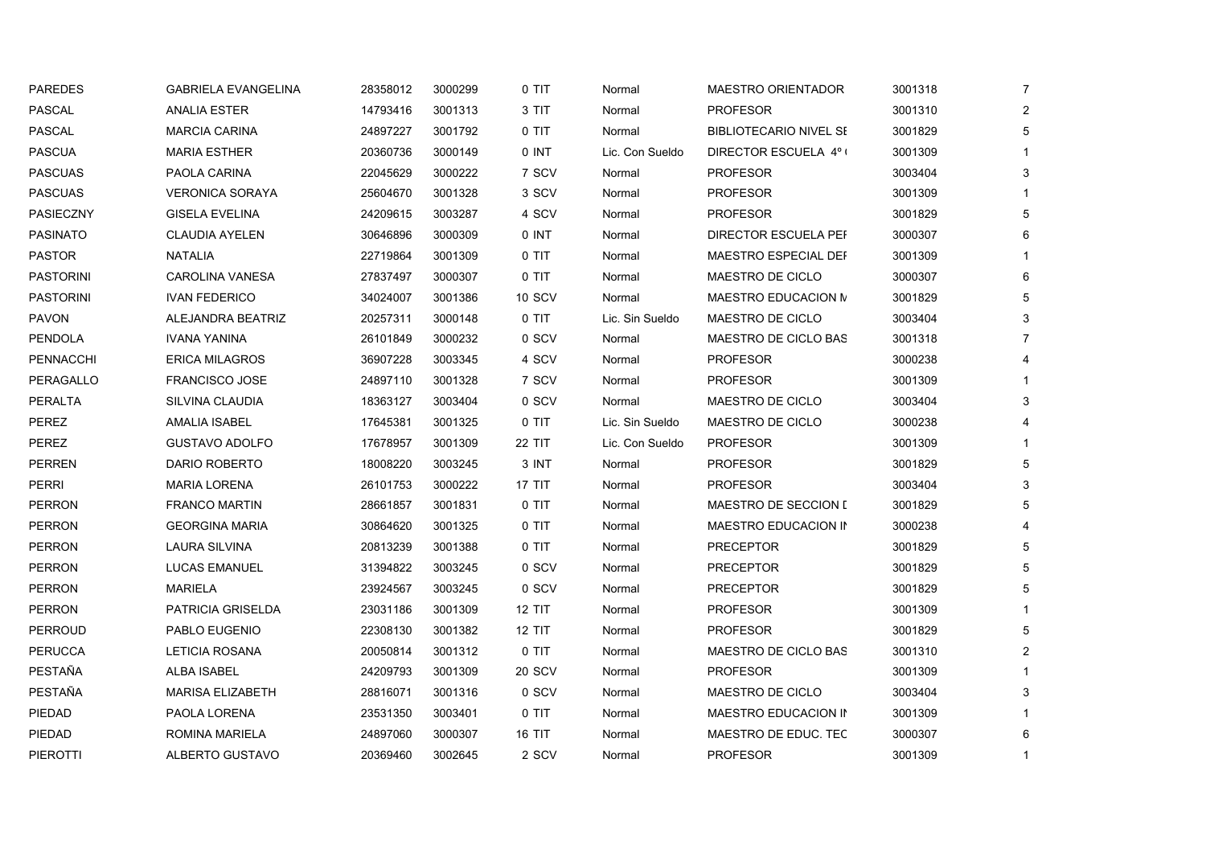| | | | | | | | | |
|---|---|---|---|---|---|---|---|---|
| PAREDES | GABRIELA EVANGELINA | 28358012 | 3000299 | 0 TIT | Normal | MAESTRO ORIENTADOR | 3001318 | 7 |
| PASCAL | ANALIA ESTER | 14793416 | 3001313 | 3 TIT | Normal | PROFESOR | 3001310 | 2 |
| PASCAL | MARCIA CARINA | 24897227 | 3001792 | 0 TIT | Normal | BIBLIOTECARIO NIVEL SE | 3001829 | 5 |
| PASCUA | MARIA ESTHER | 20360736 | 3000149 | 0 INT | Lic. Con Sueldo | DIRECTOR ESCUELA 4º ( | 3001309 | 1 |
| PASCUAS | PAOLA CARINA | 22045629 | 3000222 | 7 SCV | Normal | PROFESOR | 3003404 | 3 |
| PASCUAS | VERONICA SORAYA | 25604670 | 3001328 | 3 SCV | Normal | PROFESOR | 3001309 | 1 |
| PASIECZNY | GISELA EVELINA | 24209615 | 3003287 | 4 SCV | Normal | PROFESOR | 3001829 | 5 |
| PASINATO | CLAUDIA AYELEN | 30646896 | 3000309 | 0 INT | Normal | DIRECTOR ESCUELA PEI | 3000307 | 6 |
| PASTOR | NATALIA | 22719864 | 3001309 | 0 TIT | Normal | MAESTRO ESPECIAL DEI | 3001309 | 1 |
| PASTORINI | CAROLINA VANESA | 27837497 | 3000307 | 0 TIT | Normal | MAESTRO DE CICLO | 3000307 | 6 |
| PASTORINI | IVAN FEDERICO | 34024007 | 3001386 | 10 SCV | Normal | MAESTRO EDUCACION M | 3001829 | 5 |
| PAVON | ALEJANDRA BEATRIZ | 20257311 | 3000148 | 0 TIT | Lic. Sin Sueldo | MAESTRO DE CICLO | 3003404 | 3 |
| PENDOLA | IVANA YANINA | 26101849 | 3000232 | 0 SCV | Normal | MAESTRO DE CICLO BAS | 3001318 | 7 |
| PENNACCHI | ERICA MILAGROS | 36907228 | 3003345 | 4 SCV | Normal | PROFESOR | 3000238 | 4 |
| PERAGALLO | FRANCISCO JOSE | 24897110 | 3001328 | 7 SCV | Normal | PROFESOR | 3001309 | 1 |
| PERALTA | SILVINA CLAUDIA | 18363127 | 3003404 | 0 SCV | Normal | MAESTRO DE CICLO | 3003404 | 3 |
| PEREZ | AMALIA ISABEL | 17645381 | 3001325 | 0 TIT | Lic. Sin Sueldo | MAESTRO DE CICLO | 3000238 | 4 |
| PEREZ | GUSTAVO ADOLFO | 17678957 | 3001309 | 22 TIT | Lic. Con Sueldo | PROFESOR | 3001309 | 1 |
| PERREN | DARIO ROBERTO | 18008220 | 3003245 | 3 INT | Normal | PROFESOR | 3001829 | 5 |
| PERRI | MARIA LORENA | 26101753 | 3000222 | 17 TIT | Normal | PROFESOR | 3003404 | 3 |
| PERRON | FRANCO MARTIN | 28661857 | 3001831 | 0 TIT | Normal | MAESTRO DE SECCION I | 3001829 | 5 |
| PERRON | GEORGINA MARIA | 30864620 | 3001325 | 0 TIT | Normal | MAESTRO EDUCACION IN | 3000238 | 4 |
| PERRON | LAURA SILVINA | 20813239 | 3001388 | 0 TIT | Normal | PRECEPTOR | 3001829 | 5 |
| PERRON | LUCAS EMANUEL | 31394822 | 3003245 | 0 SCV | Normal | PRECEPTOR | 3001829 | 5 |
| PERRON | MARIELA | 23924567 | 3003245 | 0 SCV | Normal | PRECEPTOR | 3001829 | 5 |
| PERRON | PATRICIA GRISELDA | 23031186 | 3001309 | 12 TIT | Normal | PROFESOR | 3001309 | 1 |
| PERROUD | PABLO EUGENIO | 22308130 | 3001382 | 12 TIT | Normal | PROFESOR | 3001829 | 5 |
| PERUCCA | LETICIA ROSANA | 20050814 | 3001312 | 0 TIT | Normal | MAESTRO DE CICLO BAS | 3001310 | 2 |
| PESTAÑA | ALBA ISABEL | 24209793 | 3001309 | 20 SCV | Normal | PROFESOR | 3001309 | 1 |
| PESTAÑA | MARISA ELIZABETH | 28816071 | 3001316 | 0 SCV | Normal | MAESTRO DE CICLO | 3003404 | 3 |
| PIEDAD | PAOLA LORENA | 23531350 | 3003401 | 0 TIT | Normal | MAESTRO EDUCACION IN | 3001309 | 1 |
| PIEDAD | ROMINA MARIELA | 24897060 | 3000307 | 16 TIT | Normal | MAESTRO DE EDUC. TEC | 3000307 | 6 |
| PIEROTTI | ALBERTO GUSTAVO | 20369460 | 3002645 | 2 SCV | Normal | PROFESOR | 3001309 | 1 |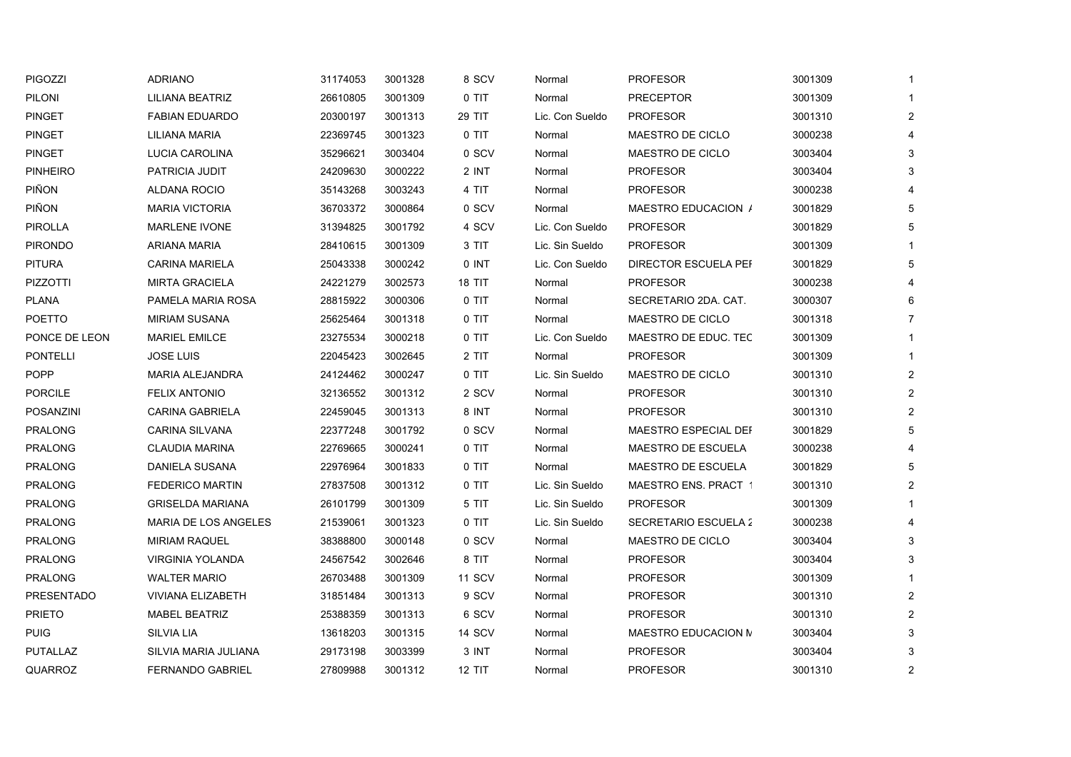| | | | | | | | | |
|---|---|---|---|---|---|---|---|---|
| PIGOZZI | ADRIANO | 31174053 | 3001328 | 8 SCV | Normal | PROFESOR | 3001309 | 1 |
| PILONI | LILIANA BEATRIZ | 26610805 | 3001309 | 0 TIT | Normal | PRECEPTOR | 3001309 | 1 |
| PINGET | FABIAN EDUARDO | 20300197 | 3001313 | 29 TIT | Lic. Con Sueldo | PROFESOR | 3001310 | 2 |
| PINGET | LILIANA MARIA | 22369745 | 3001323 | 0 TIT | Normal | MAESTRO DE CICLO | 3000238 | 4 |
| PINGET | LUCIA CAROLINA | 35296621 | 3003404 | 0 SCV | Normal | MAESTRO DE CICLO | 3003404 | 3 |
| PINHEIRO | PATRICIA JUDIT | 24209630 | 3000222 | 2 INT | Normal | PROFESOR | 3003404 | 3 |
| PIÑON | ALDANA ROCIO | 35143268 | 3003243 | 4 TIT | Normal | PROFESOR | 3000238 | 4 |
| PIÑON | MARIA VICTORIA | 36703372 | 3000864 | 0 SCV | Normal | MAESTRO EDUCACION / | 3001829 | 5 |
| PIROLLA | MARLENE IVONE | 31394825 | 3001792 | 4 SCV | Lic. Con Sueldo | PROFESOR | 3001829 | 5 |
| PIRONDO | ARIANA MARIA | 28410615 | 3001309 | 3 TIT | Lic. Sin Sueldo | PROFESOR | 3001309 | 1 |
| PITURA | CARINA MARIELA | 25043338 | 3000242 | 0 INT | Lic. Con Sueldo | DIRECTOR ESCUELA PEI | 3001829 | 5 |
| PIZZOTTI | MIRTA GRACIELA | 24221279 | 3002573 | 18 TIT | Normal | PROFESOR | 3000238 | 4 |
| PLANA | PAMELA MARIA ROSA | 28815922 | 3000306 | 0 TIT | Normal | SECRETARIO 2DA. CAT. | 3000307 | 6 |
| POETTO | MIRIAM SUSANA | 25625464 | 3001318 | 0 TIT | Normal | MAESTRO DE CICLO | 3001318 | 7 |
| PONCE DE LEON | MARIEL EMILCE | 23275534 | 3000218 | 0 TIT | Lic. Con Sueldo | MAESTRO DE EDUC. TEC | 3001309 | 1 |
| PONTELLI | JOSE LUIS | 22045423 | 3002645 | 2 TIT | Normal | PROFESOR | 3001309 | 1 |
| POPP | MARIA ALEJANDRA | 24124462 | 3000247 | 0 TIT | Lic. Sin Sueldo | MAESTRO DE CICLO | 3001310 | 2 |
| PORCILE | FELIX ANTONIO | 32136552 | 3001312 | 2 SCV | Normal | PROFESOR | 3001310 | 2 |
| POSANZINI | CARINA GABRIELA | 22459045 | 3001313 | 8 INT | Normal | PROFESOR | 3001310 | 2 |
| PRALONG | CARINA SILVANA | 22377248 | 3001792 | 0 SCV | Normal | MAESTRO ESPECIAL DEI | 3001829 | 5 |
| PRALONG | CLAUDIA MARINA | 22769665 | 3000241 | 0 TIT | Normal | MAESTRO DE ESCUELA | 3000238 | 4 |
| PRALONG | DANIELA SUSANA | 22976964 | 3001833 | 0 TIT | Normal | MAESTRO DE ESCUELA | 3001829 | 5 |
| PRALONG | FEDERICO MARTIN | 27837508 | 3001312 | 0 TIT | Lic. Sin Sueldo | MAESTRO ENS. PRACT 1 | 3001310 | 2 |
| PRALONG | GRISELDA MARIANA | 26101799 | 3001309 | 5 TIT | Lic. Sin Sueldo | PROFESOR | 3001309 | 1 |
| PRALONG | MARIA DE LOS ANGELES | 21539061 | 3001323 | 0 TIT | Lic. Sin Sueldo | SECRETARIO ESCUELA 2 | 3000238 | 4 |
| PRALONG | MIRIAM RAQUEL | 38388800 | 3000148 | 0 SCV | Normal | MAESTRO DE CICLO | 3003404 | 3 |
| PRALONG | VIRGINIA YOLANDA | 24567542 | 3002646 | 8 TIT | Normal | PROFESOR | 3003404 | 3 |
| PRALONG | WALTER MARIO | 26703488 | 3001309 | 11 SCV | Normal | PROFESOR | 3001309 | 1 |
| PRESENTADO | VIVIANA ELIZABETH | 31851484 | 3001313 | 9 SCV | Normal | PROFESOR | 3001310 | 2 |
| PRIETO | MABEL BEATRIZ | 25388359 | 3001313 | 6 SCV | Normal | PROFESOR | 3001310 | 2 |
| PUIG | SILVIA LIA | 13618203 | 3001315 | 14 SCV | Normal | MAESTRO EDUCACION M | 3003404 | 3 |
| PUTALLAZ | SILVIA MARIA JULIANA | 29173198 | 3003399 | 3 INT | Normal | PROFESOR | 3003404 | 3 |
| QUARROZ | FERNANDO GABRIEL | 27809988 | 3001312 | 12 TIT | Normal | PROFESOR | 3001310 | 2 |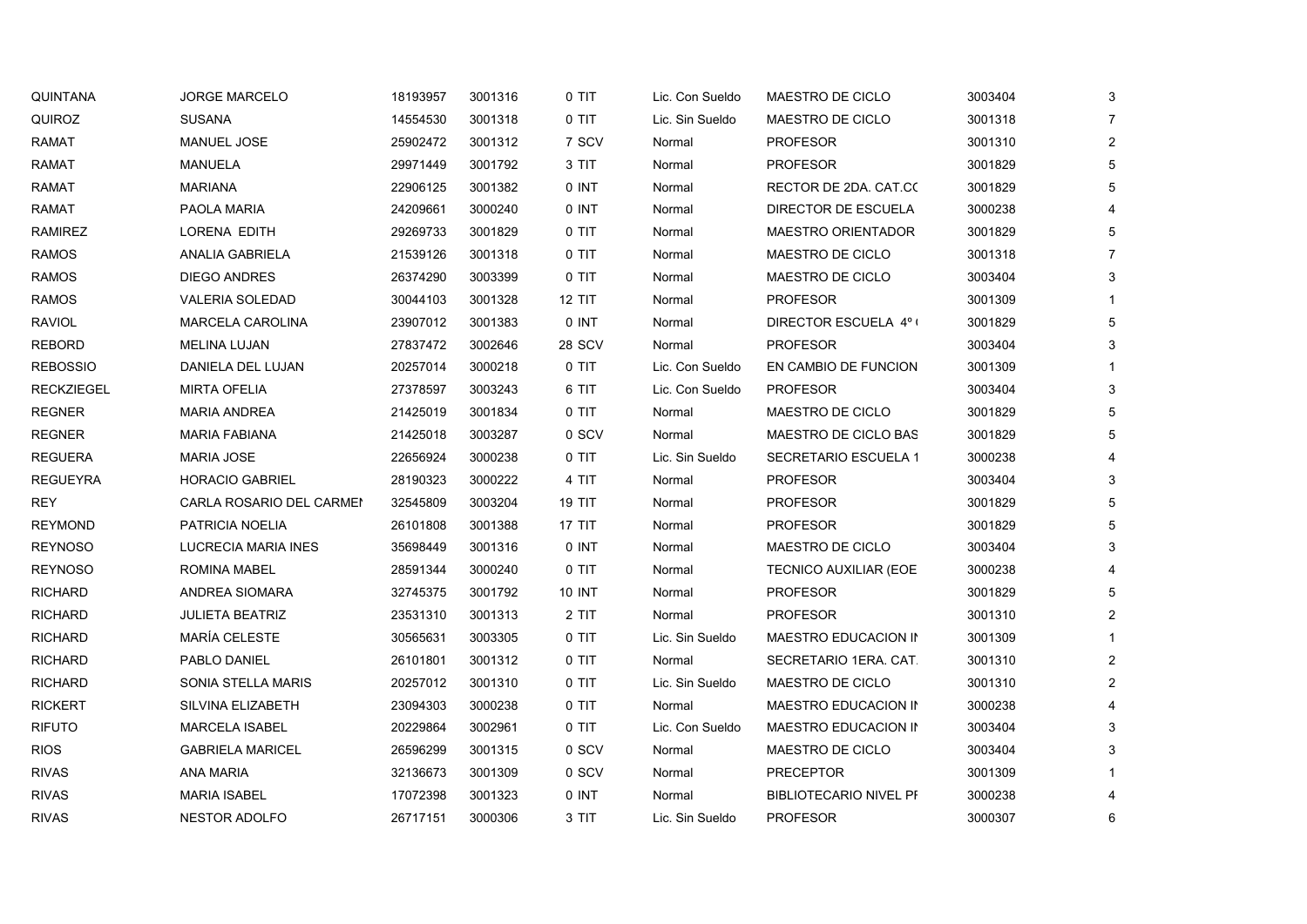| | | | | | | | | |
|---|---|---|---|---|---|---|---|---|
| QUINTANA | JORGE MARCELO | 18193957 | 3001316 | 0 TIT | Lic. Con Sueldo | MAESTRO DE CICLO | 3003404 | 3 |
| QUIROZ | SUSANA | 14554530 | 3001318 | 0 TIT | Lic. Sin Sueldo | MAESTRO DE CICLO | 3001318 | 7 |
| RAMAT | MANUEL JOSE | 25902472 | 3001312 | 7 SCV | Normal | PROFESOR | 3001310 | 2 |
| RAMAT | MANUELA | 29971449 | 3001792 | 3 TIT | Normal | PROFESOR | 3001829 | 5 |
| RAMAT | MARIANA | 22906125 | 3001382 | 0 INT | Normal | RECTOR DE 2DA. CAT.CC | 3001829 | 5 |
| RAMAT | PAOLA MARIA | 24209661 | 3000240 | 0 INT | Normal | DIRECTOR DE ESCUELA | 3000238 | 4 |
| RAMIREZ | LORENA EDITH | 29269733 | 3001829 | 0 TIT | Normal | MAESTRO ORIENTADOR | 3001829 | 5 |
| RAMOS | ANALIA GABRIELA | 21539126 | 3001318 | 0 TIT | Normal | MAESTRO DE CICLO | 3001318 | 7 |
| RAMOS | DIEGO ANDRES | 26374290 | 3003399 | 0 TIT | Normal | MAESTRO DE CICLO | 3003404 | 3 |
| RAMOS | VALERIA SOLEDAD | 30044103 | 3001328 | 12 TIT | Normal | PROFESOR | 3001309 | 1 |
| RAVIOL | MARCELA CAROLINA | 23907012 | 3001383 | 0 INT | Normal | DIRECTOR ESCUELA 4º ( | 3001829 | 5 |
| REBORD | MELINA LUJAN | 27837472 | 3002646 | 28 SCV | Normal | PROFESOR | 3003404 | 3 |
| REBOSSIO | DANIELA DEL LUJAN | 20257014 | 3000218 | 0 TIT | Lic. Con Sueldo | EN CAMBIO DE FUNCION | 3001309 | 1 |
| RECKZIEGEL | MIRTA OFELIA | 27378597 | 3003243 | 6 TIT | Lic. Con Sueldo | PROFESOR | 3003404 | 3 |
| REGNER | MARIA ANDREA | 21425019 | 3001834 | 0 TIT | Normal | MAESTRO DE CICLO | 3001829 | 5 |
| REGNER | MARIA FABIANA | 21425018 | 3003287 | 0 SCV | Normal | MAESTRO DE CICLO BAS | 3001829 | 5 |
| REGUERA | MARIA JOSE | 22656924 | 3000238 | 0 TIT | Lic. Sin Sueldo | SECRETARIO ESCUELA 1 | 3000238 | 4 |
| REGUEYRA | HORACIO GABRIEL | 28190323 | 3000222 | 4 TIT | Normal | PROFESOR | 3003404 | 3 |
| REY | CARLA ROSARIO DEL CARMEN | 32545809 | 3003204 | 19 TIT | Normal | PROFESOR | 3001829 | 5 |
| REYMOND | PATRICIA NOELIA | 26101808 | 3001388 | 17 TIT | Normal | PROFESOR | 3001829 | 5 |
| REYNOSO | LUCRECIA MARIA INES | 35698449 | 3001316 | 0 INT | Normal | MAESTRO DE CICLO | 3003404 | 3 |
| REYNOSO | ROMINA MABEL | 28591344 | 3000240 | 0 TIT | Normal | TECNICO AUXILIAR (EOE | 3000238 | 4 |
| RICHARD | ANDREA SIOMARA | 32745375 | 3001792 | 10 INT | Normal | PROFESOR | 3001829 | 5 |
| RICHARD | JULIETA BEATRIZ | 23531310 | 3001313 | 2 TIT | Normal | PROFESOR | 3001310 | 2 |
| RICHARD | MARÍA CELESTE | 30565631 | 3003305 | 0 TIT | Lic. Sin Sueldo | MAESTRO EDUCACION IN | 3001309 | 1 |
| RICHARD | PABLO DANIEL | 26101801 | 3001312 | 0 TIT | Normal | SECRETARIO 1ERA. CAT. | 3001310 | 2 |
| RICHARD | SONIA STELLA MARIS | 20257012 | 3001310 | 0 TIT | Lic. Sin Sueldo | MAESTRO DE CICLO | 3001310 | 2 |
| RICKERT | SILVINA ELIZABETH | 23094303 | 3000238 | 0 TIT | Normal | MAESTRO EDUCACION IN | 3000238 | 4 |
| RIFUTO | MARCELA ISABEL | 20229864 | 3002961 | 0 TIT | Lic. Con Sueldo | MAESTRO EDUCACION IN | 3003404 | 3 |
| RIOS | GABRIELA MARICEL | 26596299 | 3001315 | 0 SCV | Normal | MAESTRO DE CICLO | 3003404 | 3 |
| RIVAS | ANA MARIA | 32136673 | 3001309 | 0 SCV | Normal | PRECEPTOR | 3001309 | 1 |
| RIVAS | MARIA ISABEL | 17072398 | 3001323 | 0 INT | Normal | BIBLIOTECARIO NIVEL PF | 3000238 | 4 |
| RIVAS | NESTOR ADOLFO | 26717151 | 3000306 | 3 TIT | Lic. Sin Sueldo | PROFESOR | 3000307 | 6 |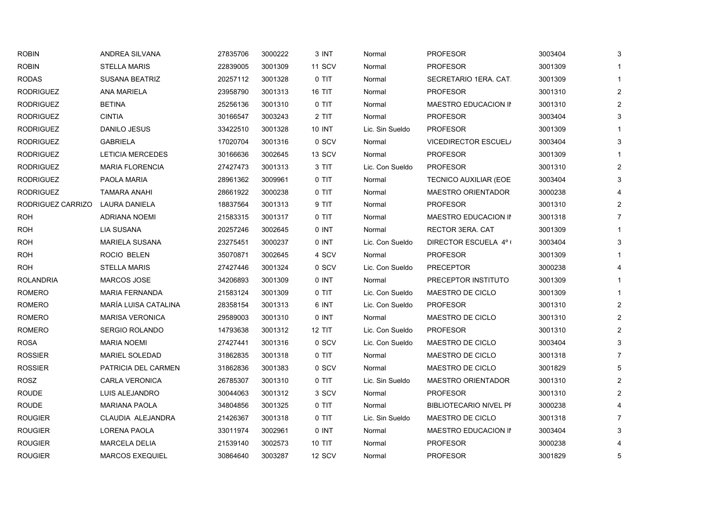| | | | | | | | | |
|---|---|---|---|---|---|---|---|---|
| ROBIN | ANDREA SILVANA | 27835706 | 3000222 | 3 INT | Normal | PROFESOR | 3003404 | 3 |
| ROBIN | STELLA MARIS | 22839005 | 3001309 | 11 SCV | Normal | PROFESOR | 3001309 | 1 |
| RODAS | SUSANA BEATRIZ | 20257112 | 3001328 | 0 TIT | Normal | SECRETARIO 1ERA. CAT. | 3001309 | 1 |
| RODRIGUEZ | ANA MARIELA | 23958790 | 3001313 | 16 TIT | Normal | PROFESOR | 3001310 | 2 |
| RODRIGUEZ | BETINA | 25256136 | 3001310 | 0 TIT | Normal | MAESTRO EDUCACION IN | 3001310 | 2 |
| RODRIGUEZ | CINTIA | 30166547 | 3003243 | 2 TIT | Normal | PROFESOR | 3003404 | 3 |
| RODRIGUEZ | DANILO JESUS | 33422510 | 3001328 | 10 INT | Lic. Sin Sueldo | PROFESOR | 3001309 | 1 |
| RODRIGUEZ | GABRIELA | 17020704 | 3001316 | 0 SCV | Normal | VICEDIRECTOR ESCUELA | 3003404 | 3 |
| RODRIGUEZ | LETICIA MERCEDES | 30166636 | 3002645 | 13 SCV | Normal | PROFESOR | 3001309 | 1 |
| RODRIGUEZ | MARIA FLORENCIA | 27427473 | 3001313 | 3 TIT | Lic. Con Sueldo | PROFESOR | 3001310 | 2 |
| RODRIGUEZ | PAOLA MARIA | 28961362 | 3009961 | 0 TIT | Normal | TECNICO AUXILIAR (EOE | 3003404 | 3 |
| RODRIGUEZ | TAMARA ANAHI | 28661922 | 3000238 | 0 TIT | Normal | MAESTRO ORIENTADOR | 3000238 | 4 |
| RODRIGUEZ CARRIZO | LAURA DANIELA | 18837564 | 3001313 | 9 TIT | Normal | PROFESOR | 3001310 | 2 |
| ROH | ADRIANA NOEMI | 21583315 | 3001317 | 0 TIT | Normal | MAESTRO EDUCACION IN | 3001318 | 7 |
| ROH | LIA SUSANA | 20257246 | 3002645 | 0 INT | Normal | RECTOR 3ERA. CAT | 3001309 | 1 |
| ROH | MARIELA SUSANA | 23275451 | 3000237 | 0 INT | Lic. Con Sueldo | DIRECTOR ESCUELA 4º ( | 3003404 | 3 |
| ROH | ROCIO BELEN | 35070871 | 3002645 | 4 SCV | Normal | PROFESOR | 3001309 | 1 |
| ROH | STELLA MARIS | 27427446 | 3001324 | 0 SCV | Lic. Con Sueldo | PRECEPTOR | 3000238 | 4 |
| ROLANDRIA | MARCOS JOSE | 34206893 | 3001309 | 0 INT | Normal | PRECEPTOR INSTITUTO | 3001309 | 1 |
| ROMERO | MARIA FERNANDA | 21583124 | 3001309 | 0 TIT | Lic. Con Sueldo | MAESTRO DE CICLO | 3001309 | 1 |
| ROMERO | MARÍA LUISA CATALINA | 28358154 | 3001313 | 6 INT | Lic. Con Sueldo | PROFESOR | 3001310 | 2 |
| ROMERO | MARISA VERONICA | 29589003 | 3001310 | 0 INT | Normal | MAESTRO DE CICLO | 3001310 | 2 |
| ROMERO | SERGIO ROLANDO | 14793638 | 3001312 | 12 TIT | Lic. Con Sueldo | PROFESOR | 3001310 | 2 |
| ROSA | MARIA NOEMI | 27427441 | 3001316 | 0 SCV | Lic. Con Sueldo | MAESTRO DE CICLO | 3003404 | 3 |
| ROSSIER | MARIEL SOLEDAD | 31862835 | 3001318 | 0 TIT | Normal | MAESTRO DE CICLO | 3001318 | 7 |
| ROSSIER | PATRICIA DEL CARMEN | 31862836 | 3001383 | 0 SCV | Normal | MAESTRO DE CICLO | 3001829 | 5 |
| ROSZ | CARLA VERONICA | 26785307 | 3001310 | 0 TIT | Lic. Sin Sueldo | MAESTRO ORIENTADOR | 3001310 | 2 |
| ROUDE | LUIS ALEJANDRO | 30044063 | 3001312 | 3 SCV | Normal | PROFESOR | 3001310 | 2 |
| ROUDE | MARIANA PAOLA | 34804856 | 3001325 | 0 TIT | Normal | BIBLIOTECARIO NIVEL PI | 3000238 | 4 |
| ROUGIER | CLAUDIA ALEJANDRA | 21426367 | 3001318 | 0 TIT | Lic. Sin Sueldo | MAESTRO DE CICLO | 3001318 | 7 |
| ROUGIER | LORENA PAOLA | 33011974 | 3002961 | 0 INT | Normal | MAESTRO EDUCACION IN | 3003404 | 3 |
| ROUGIER | MARCELA DELIA | 21539140 | 3002573 | 10 TIT | Normal | PROFESOR | 3000238 | 4 |
| ROUGIER | MARCOS EXEQUIEL | 30864640 | 3003287 | 12 SCV | Normal | PROFESOR | 3001829 | 5 |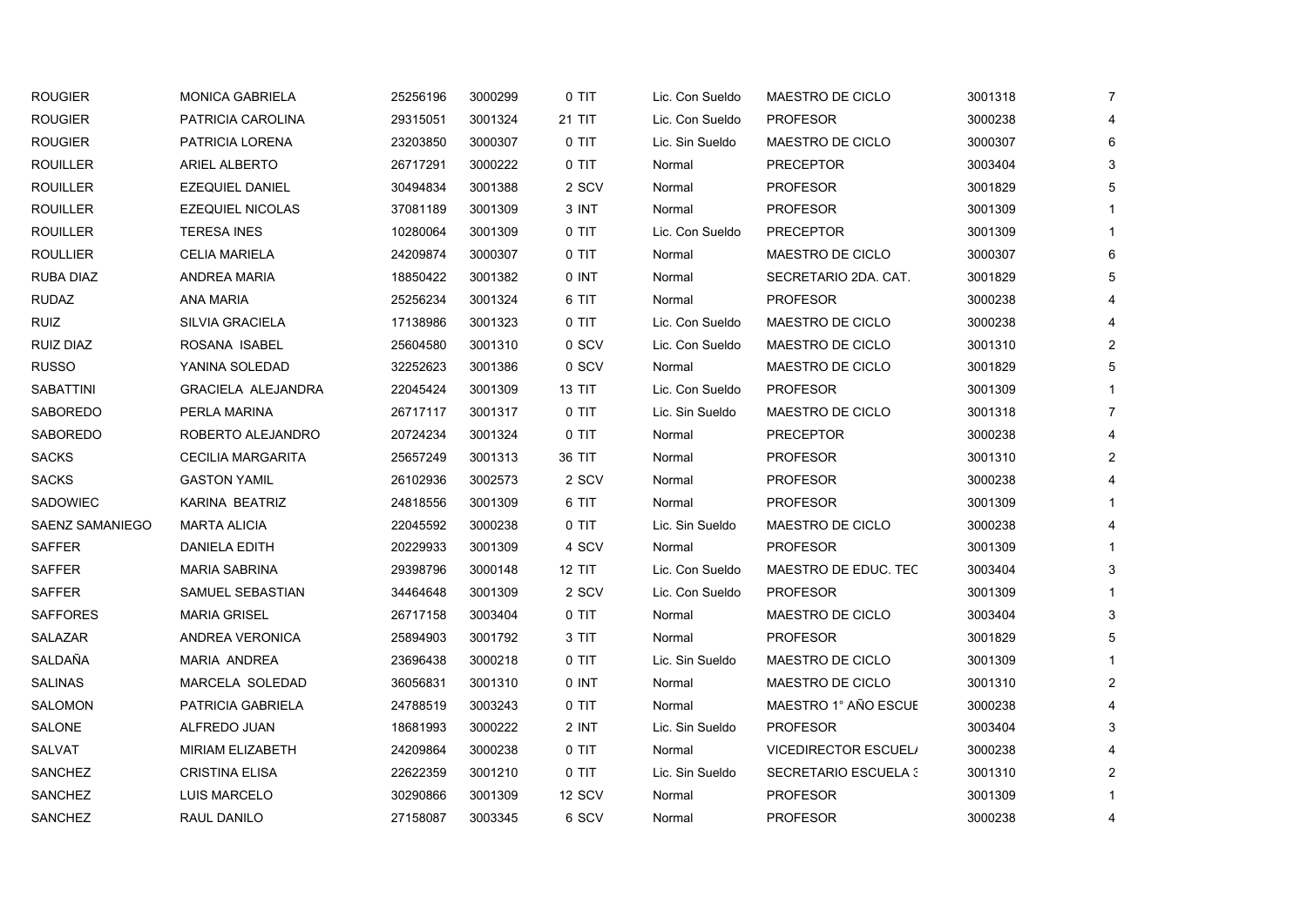| | | | | | | | | |
|---|---|---|---|---|---|---|---|---|
| ROUGIER | MONICA GABRIELA | 25256196 | 3000299 | 0 TIT | Lic. Con Sueldo | MAESTRO DE CICLO | 3001318 | 7 |
| ROUGIER | PATRICIA CAROLINA | 29315051 | 3001324 | 21 TIT | Lic. Con Sueldo | PROFESOR | 3000238 | 4 |
| ROUGIER | PATRICIA LORENA | 23203850 | 3000307 | 0 TIT | Lic. Sin Sueldo | MAESTRO DE CICLO | 3000307 | 6 |
| ROUILLER | ARIEL ALBERTO | 26717291 | 3000222 | 0 TIT | Normal | PRECEPTOR | 3003404 | 3 |
| ROUILLER | EZEQUIEL DANIEL | 30494834 | 3001388 | 2 SCV | Normal | PROFESOR | 3001829 | 5 |
| ROUILLER | EZEQUIEL NICOLAS | 37081189 | 3001309 | 3 INT | Normal | PROFESOR | 3001309 | 1 |
| ROUILLER | TERESA INES | 10280064 | 3001309 | 0 TIT | Lic. Con Sueldo | PRECEPTOR | 3001309 | 1 |
| ROULLIER | CELIA MARIELA | 24209874 | 3000307 | 0 TIT | Normal | MAESTRO DE CICLO | 3000307 | 6 |
| RUBA DIAZ | ANDREA MARIA | 18850422 | 3001382 | 0 INT | Normal | SECRETARIO 2DA. CAT. | 3001829 | 5 |
| RUDAZ | ANA MARIA | 25256234 | 3001324 | 6 TIT | Normal | PROFESOR | 3000238 | 4 |
| RUIZ | SILVIA GRACIELA | 17138986 | 3001323 | 0 TIT | Lic. Con Sueldo | MAESTRO DE CICLO | 3000238 | 4 |
| RUIZ DIAZ | ROSANA ISABEL | 25604580 | 3001310 | 0 SCV | Lic. Con Sueldo | MAESTRO DE CICLO | 3001310 | 2 |
| RUSSO | YANINA SOLEDAD | 32252623 | 3001386 | 0 SCV | Normal | MAESTRO DE CICLO | 3001829 | 5 |
| SABATTINI | GRACIELA ALEJANDRA | 22045424 | 3001309 | 13 TIT | Lic. Con Sueldo | PROFESOR | 3001309 | 1 |
| SABOREDO | PERLA MARINA | 26717117 | 3001317 | 0 TIT | Lic. Sin Sueldo | MAESTRO DE CICLO | 3001318 | 7 |
| SABOREDO | ROBERTO ALEJANDRO | 20724234 | 3001324 | 0 TIT | Normal | PRECEPTOR | 3000238 | 4 |
| SACKS | CECILIA MARGARITA | 25657249 | 3001313 | 36 TIT | Normal | PROFESOR | 3001310 | 2 |
| SACKS | GASTON YAMIL | 26102936 | 3002573 | 2 SCV | Normal | PROFESOR | 3000238 | 4 |
| SADOWIEC | KARINA BEATRIZ | 24818556 | 3001309 | 6 TIT | Normal | PROFESOR | 3001309 | 1 |
| SAENZ SAMANIEGO | MARTA ALICIA | 22045592 | 3000238 | 0 TIT | Lic. Sin Sueldo | MAESTRO DE CICLO | 3000238 | 4 |
| SAFFER | DANIELA EDITH | 20229933 | 3001309 | 4 SCV | Normal | PROFESOR | 3001309 | 1 |
| SAFFER | MARIA SABRINA | 29398796 | 3000148 | 12 TIT | Lic. Con Sueldo | MAESTRO DE EDUC. TEC | 3003404 | 3 |
| SAFFER | SAMUEL SEBASTIAN | 34464648 | 3001309 | 2 SCV | Lic. Con Sueldo | PROFESOR | 3001309 | 1 |
| SAFFORES | MARIA GRISEL | 26717158 | 3003404 | 0 TIT | Normal | MAESTRO DE CICLO | 3003404 | 3 |
| SALAZAR | ANDREA VERONICA | 25894903 | 3001792 | 3 TIT | Normal | PROFESOR | 3001829 | 5 |
| SALDAÑA | MARIA ANDREA | 23696438 | 3000218 | 0 TIT | Lic. Sin Sueldo | MAESTRO DE CICLO | 3001309 | 1 |
| SALINAS | MARCELA SOLEDAD | 36056831 | 3001310 | 0 INT | Normal | MAESTRO DE CICLO | 3001310 | 2 |
| SALOMON | PATRICIA GABRIELA | 24788519 | 3003243 | 0 TIT | Normal | MAESTRO 1° AÑO ESCUE | 3000238 | 4 |
| SALONE | ALFREDO JUAN | 18681993 | 3000222 | 2 INT | Lic. Sin Sueldo | PROFESOR | 3003404 | 3 |
| SALVAT | MIRIAM ELIZABETH | 24209864 | 3000238 | 0 TIT | Normal | VICEDIRECTOR ESCUEL/ | 3000238 | 4 |
| SANCHEZ | CRISTINA ELISA | 22622359 | 3001210 | 0 TIT | Lic. Sin Sueldo | SECRETARIO ESCUELA 3 | 3001310 | 2 |
| SANCHEZ | LUIS MARCELO | 30290866 | 3001309 | 12 SCV | Normal | PROFESOR | 3001309 | 1 |
| SANCHEZ | RAUL DANILO | 27158087 | 3003345 | 6 SCV | Normal | PROFESOR | 3000238 | 4 |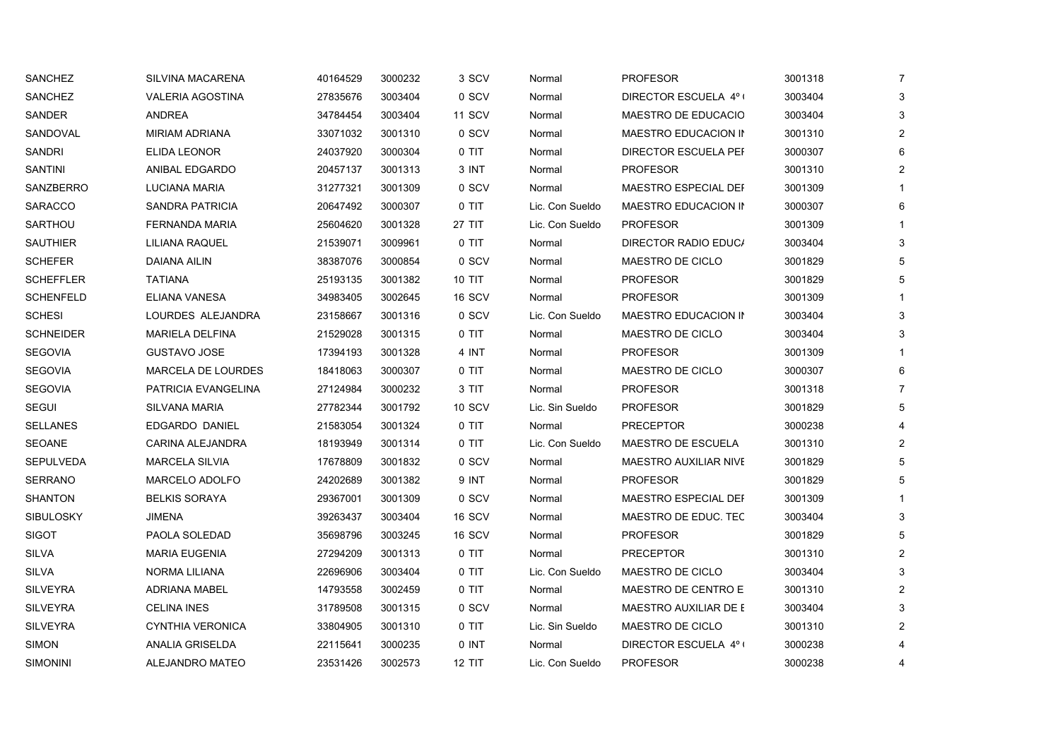| | | | | | | | | |
|---|---|---|---|---|---|---|---|---|
| SANCHEZ | SILVINA MACARENA | 40164529 | 3000232 | 3 SCV | Normal | PROFESOR | 3001318 | 7 |
| SANCHEZ | VALERIA AGOSTINA | 27835676 | 3003404 | 0 SCV | Normal | DIRECTOR ESCUELA 4º ( | 3003404 | 3 |
| SANDER | ANDREA | 34784454 | 3003404 | 11 SCV | Normal | MAESTRO DE EDUCACIO | 3003404 | 3 |
| SANDOVAL | MIRIAM ADRIANA | 33071032 | 3001310 | 0 SCV | Normal | MAESTRO EDUCACION IN | 3001310 | 2 |
| SANDRI | ELIDA LEONOR | 24037920 | 3000304 | 0 TIT | Normal | DIRECTOR ESCUELA PEF | 3000307 | 6 |
| SANTINI | ANIBAL EDGARDO | 20457137 | 3001313 | 3 INT | Normal | PROFESOR | 3001310 | 2 |
| SANZBERRO | LUCIANA MARIA | 31277321 | 3001309 | 0 SCV | Normal | MAESTRO ESPECIAL DEF | 3001309 | 1 |
| SARACCO | SANDRA PATRICIA | 20647492 | 3000307 | 0 TIT | Lic. Con Sueldo | MAESTRO EDUCACION IN | 3000307 | 6 |
| SARTHOU | FERNANDA MARIA | 25604620 | 3001328 | 27 TIT | Lic. Con Sueldo | PROFESOR | 3001309 | 1 |
| SAUTHIER | LILIANA RAQUEL | 21539071 | 3009961 | 0 TIT | Normal | DIRECTOR RADIO EDUCA | 3003404 | 3 |
| SCHEFER | DAIANA AILIN | 38387076 | 3000854 | 0 SCV | Normal | MAESTRO DE CICLO | 3001829 | 5 |
| SCHEFFLER | TATIANA | 25193135 | 3001382 | 10 TIT | Normal | PROFESOR | 3001829 | 5 |
| SCHENFELD | ELIANA VANESA | 34983405 | 3002645 | 16 SCV | Normal | PROFESOR | 3001309 | 1 |
| SCHESI | LOURDES ALEJANDRA | 23158667 | 3001316 | 0 SCV | Lic. Con Sueldo | MAESTRO EDUCACION IN | 3003404 | 3 |
| SCHNEIDER | MARIELA DELFINA | 21529028 | 3001315 | 0 TIT | Normal | MAESTRO DE CICLO | 3003404 | 3 |
| SEGOVIA | GUSTAVO JOSE | 17394193 | 3001328 | 4 INT | Normal | PROFESOR | 3001309 | 1 |
| SEGOVIA | MARCELA DE LOURDES | 18418063 | 3000307 | 0 TIT | Normal | MAESTRO DE CICLO | 3000307 | 6 |
| SEGOVIA | PATRICIA EVANGELINA | 27124984 | 3000232 | 3 TIT | Normal | PROFESOR | 3001318 | 7 |
| SEGUI | SILVANA MARIA | 27782344 | 3001792 | 10 SCV | Lic. Sin Sueldo | PROFESOR | 3001829 | 5 |
| SELLANES | EDGARDO DANIEL | 21583054 | 3001324 | 0 TIT | Normal | PRECEPTOR | 3000238 | 4 |
| SEOANE | CARINA ALEJANDRA | 18193949 | 3001314 | 0 TIT | Lic. Con Sueldo | MAESTRO DE ESCUELA | 3001310 | 2 |
| SEPULVEDA | MARCELA SILVIA | 17678809 | 3001832 | 0 SCV | Normal | MAESTRO AUXILIAR NIVE | 3001829 | 5 |
| SERRANO | MARCELO ADOLFO | 24202689 | 3001382 | 9 INT | Normal | PROFESOR | 3001829 | 5 |
| SHANTON | BELKIS SORAYA | 29367001 | 3001309 | 0 SCV | Normal | MAESTRO ESPECIAL DEF | 3001309 | 1 |
| SIBULOSKY | JIMENA | 39263437 | 3003404 | 16 SCV | Normal | MAESTRO DE EDUC. TEC | 3003404 | 3 |
| SIGOT | PAOLA SOLEDAD | 35698796 | 3003245 | 16 SCV | Normal | PROFESOR | 3001829 | 5 |
| SILVA | MARIA EUGENIA | 27294209 | 3001313 | 0 TIT | Normal | PRECEPTOR | 3001310 | 2 |
| SILVA | NORMA LILIANA | 22696906 | 3003404 | 0 TIT | Lic. Con Sueldo | MAESTRO DE CICLO | 3003404 | 3 |
| SILVEYRA | ADRIANA MABEL | 14793558 | 3002459 | 0 TIT | Normal | MAESTRO DE CENTRO E | 3001310 | 2 |
| SILVEYRA | CELINA INES | 31789508 | 3001315 | 0 SCV | Normal | MAESTRO AUXILIAR DE E | 3003404 | 3 |
| SILVEYRA | CYNTHIA VERONICA | 33804905 | 3001310 | 0 TIT | Lic. Sin Sueldo | MAESTRO DE CICLO | 3001310 | 2 |
| SIMON | ANALIA GRISELDA | 22115641 | 3000235 | 0 INT | Normal | DIRECTOR ESCUELA 4º ( | 3000238 | 4 |
| SIMONINI | ALEJANDRO MATEO | 23531426 | 3002573 | 12 TIT | Lic. Con Sueldo | PROFESOR | 3000238 | 4 |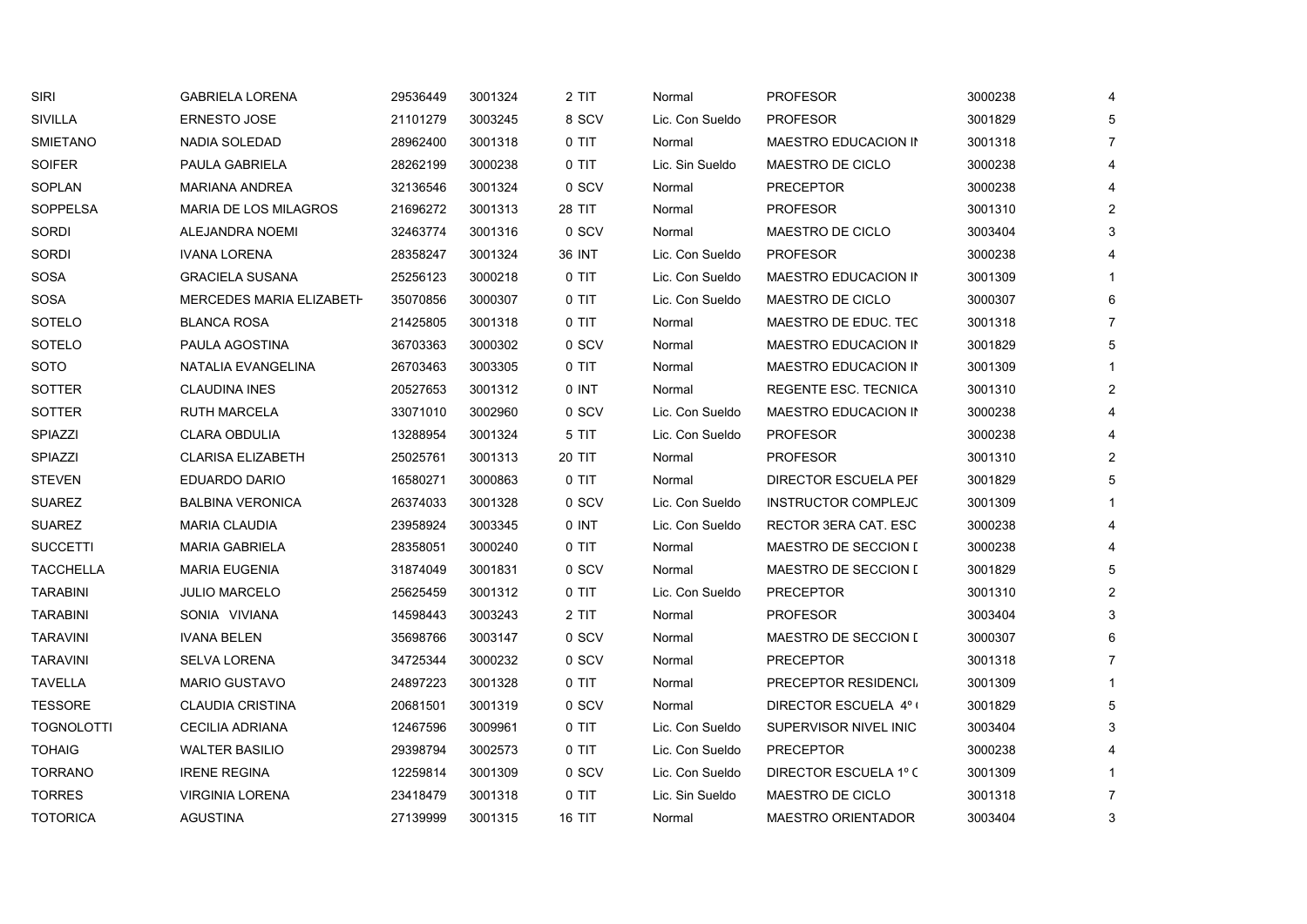| | | | | | | | | |
|---|---|---|---|---|---|---|---|---|
| SIRI | GABRIELA LORENA | 29536449 | 3001324 | 2 TIT | Normal | PROFESOR | 3000238 | 4 |
| SIVILLA | ERNESTO JOSE | 21101279 | 3003245 | 8 SCV | Lic. Con Sueldo | PROFESOR | 3001829 | 5 |
| SMIETANO | NADIA SOLEDAD | 28962400 | 3001318 | 0 TIT | Normal | MAESTRO EDUCACION IN | 3001318 | 7 |
| SOIFER | PAULA GABRIELA | 28262199 | 3000238 | 0 TIT | Lic. Sin Sueldo | MAESTRO DE CICLO | 3000238 | 4 |
| SOPLAN | MARIANA ANDREA | 32136546 | 3001324 | 0 SCV | Normal | PRECEPTOR | 3000238 | 4 |
| SOPPELSA | MARIA DE LOS MILAGROS | 21696272 | 3001313 | 28 TIT | Normal | PROFESOR | 3001310 | 2 |
| SORDI | ALEJANDRA NOEMI | 32463774 | 3001316 | 0 SCV | Normal | MAESTRO DE CICLO | 3003404 | 3 |
| SORDI | IVANA LORENA | 28358247 | 3001324 | 36 INT | Lic. Con Sueldo | PROFESOR | 3000238 | 4 |
| SOSA | GRACIELA SUSANA | 25256123 | 3000218 | 0 TIT | Lic. Con Sueldo | MAESTRO EDUCACION IN | 3001309 | 1 |
| SOSA | MERCEDES MARIA ELIZABETH | 35070856 | 3000307 | 0 TIT | Lic. Con Sueldo | MAESTRO DE CICLO | 3000307 | 6 |
| SOTELO | BLANCA ROSA | 21425805 | 3001318 | 0 TIT | Normal | MAESTRO DE EDUC. TEC | 3001318 | 7 |
| SOTELO | PAULA AGOSTINA | 36703363 | 3000302 | 0 SCV | Normal | MAESTRO EDUCACION IN | 3001829 | 5 |
| SOTO | NATALIA EVANGELINA | 26703463 | 3003305 | 0 TIT | Normal | MAESTRO EDUCACION IN | 3001309 | 1 |
| SOTTER | CLAUDINA INES | 20527653 | 3001312 | 0 INT | Normal | REGENTE ESC. TECNICA | 3001310 | 2 |
| SOTTER | RUTH MARCELA | 33071010 | 3002960 | 0 SCV | Lic. Con Sueldo | MAESTRO EDUCACION IN | 3000238 | 4 |
| SPIAZZI | CLARA OBDULIA | 13288954 | 3001324 | 5 TIT | Lic. Con Sueldo | PROFESOR | 3000238 | 4 |
| SPIAZZI | CLARISA ELIZABETH | 25025761 | 3001313 | 20 TIT | Normal | PROFESOR | 3001310 | 2 |
| STEVEN | EDUARDO DARIO | 16580271 | 3000863 | 0 TIT | Normal | DIRECTOR ESCUELA PEF | 3001829 | 5 |
| SUAREZ | BALBINA VERONICA | 26374033 | 3001328 | 0 SCV | Lic. Con Sueldo | INSTRUCTOR COMPLEJC | 3001309 | 1 |
| SUAREZ | MARIA CLAUDIA | 23958924 | 3003345 | 0 INT | Lic. Con Sueldo | RECTOR 3ERA CAT. ESC | 3000238 | 4 |
| SUCCETTI | MARIA GABRIELA | 28358051 | 3000240 | 0 TIT | Normal | MAESTRO DE SECCION D | 3000238 | 4 |
| TACCHELLA | MARIA EUGENIA | 31874049 | 3001831 | 0 SCV | Normal | MAESTRO DE SECCION D | 3001829 | 5 |
| TARABINI | JULIO MARCELO | 25625459 | 3001312 | 0 TIT | Lic. Con Sueldo | PRECEPTOR | 3001310 | 2 |
| TARABINI | SONIA VIVIANA | 14598443 | 3003243 | 2 TIT | Normal | PROFESOR | 3003404 | 3 |
| TARAVINI | IVANA BELEN | 35698766 | 3003147 | 0 SCV | Normal | MAESTRO DE SECCION D | 3000307 | 6 |
| TARAVINI | SELVA LORENA | 34725344 | 3000232 | 0 SCV | Normal | PRECEPTOR | 3001318 | 7 |
| TAVELLA | MARIO GUSTAVO | 24897223 | 3001328 | 0 TIT | Normal | PRECEPTOR RESIDENCIA | 3001309 | 1 |
| TESSORE | CLAUDIA CRISTINA | 20681501 | 3001319 | 0 SCV | Normal | DIRECTOR ESCUELA 4º ( | 3001829 | 5 |
| TOGNOLOTTI | CECILIA ADRIANA | 12467596 | 3009961 | 0 TIT | Lic. Con Sueldo | SUPERVISOR NIVEL INIC | 3003404 | 3 |
| TOHAIG | WALTER BASILIO | 29398794 | 3002573 | 0 TIT | Lic. Con Sueldo | PRECEPTOR | 3000238 | 4 |
| TORRANO | IRENE REGINA | 12259814 | 3001309 | 0 SCV | Lic. Con Sueldo | DIRECTOR ESCUELA 1º C | 3001309 | 1 |
| TORRES | VIRGINIA LORENA | 23418479 | 3001318 | 0 TIT | Lic. Sin Sueldo | MAESTRO DE CICLO | 3001318 | 7 |
| TOTORICA | AGUSTINA | 27139999 | 3001315 | 16 TIT | Normal | MAESTRO ORIENTADOR | 3003404 | 3 |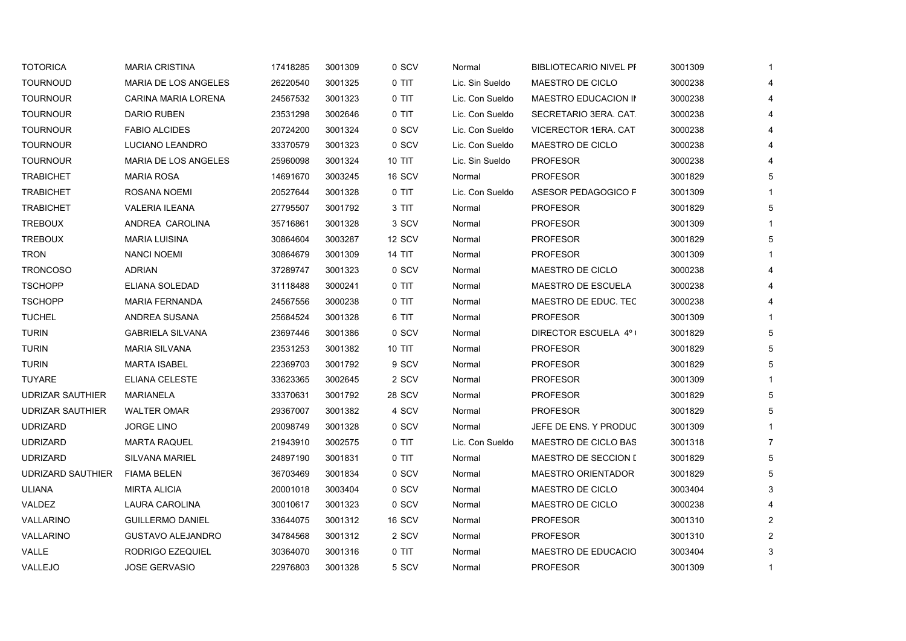| | | | | | | | | |
|---|---|---|---|---|---|---|---|---|
| TOTORICA | MARIA CRISTINA | 17418285 | 3001309 | 0 SCV | Normal | BIBLIOTECARIO NIVEL PI | 3001309 | 1 |
| TOURNOUD | MARIA DE LOS ANGELES | 26220540 | 3001325 | 0 TIT | Lic. Sin Sueldo | MAESTRO DE CICLO | 3000238 | 4 |
| TOURNOUR | CARINA MARIA LORENA | 24567532 | 3001323 | 0 TIT | Lic. Con Sueldo | MAESTRO EDUCACION IN | 3000238 | 4 |
| TOURNOUR | DARIO RUBEN | 23531298 | 3002646 | 0 TIT | Lic. Con Sueldo | SECRETARIO 3ERA. CAT. | 3000238 | 4 |
| TOURNOUR | FABIO ALCIDES | 20724200 | 3001324 | 0 SCV | Lic. Con Sueldo | VICERECTOR 1ERA. CAT | 3000238 | 4 |
| TOURNOUR | LUCIANO LEANDRO | 33370579 | 3001323 | 0 SCV | Lic. Con Sueldo | MAESTRO DE CICLO | 3000238 | 4 |
| TOURNOUR | MARIA DE LOS ANGELES | 25960098 | 3001324 | 10 TIT | Lic. Sin Sueldo | PROFESOR | 3000238 | 4 |
| TRABICHET | MARIA ROSA | 14691670 | 3003245 | 16 SCV | Normal | PROFESOR | 3001829 | 5 |
| TRABICHET | ROSANA NOEMI | 20527644 | 3001328 | 0 TIT | Lic. Con Sueldo | ASESOR PEDAGOGICO F | 3001309 | 1 |
| TRABICHET | VALERIA ILEANA | 27795507 | 3001792 | 3 TIT | Normal | PROFESOR | 3001829 | 5 |
| TREBOUX | ANDREA CAROLINA | 35716861 | 3001328 | 3 SCV | Normal | PROFESOR | 3001309 | 1 |
| TREBOUX | MARIA LUISINA | 30864604 | 3003287 | 12 SCV | Normal | PROFESOR | 3001829 | 5 |
| TRON | NANCI NOEMI | 30864679 | 3001309 | 14 TIT | Normal | PROFESOR | 3001309 | 1 |
| TRONCOSO | ADRIAN | 37289747 | 3001323 | 0 SCV | Normal | MAESTRO DE CICLO | 3000238 | 4 |
| TSCHOPP | ELIANA SOLEDAD | 31118488 | 3000241 | 0 TIT | Normal | MAESTRO DE ESCUELA | 3000238 | 4 |
| TSCHOPP | MARIA FERNANDA | 24567556 | 3000238 | 0 TIT | Normal | MAESTRO DE EDUC. TEC | 3000238 | 4 |
| TUCHEL | ANDREA SUSANA | 25684524 | 3001328 | 6 TIT | Normal | PROFESOR | 3001309 | 1 |
| TURIN | GABRIELA SILVANA | 23697446 | 3001386 | 0 SCV | Normal | DIRECTOR ESCUELA 4º ( | 3001829 | 5 |
| TURIN | MARIA SILVANA | 23531253 | 3001382 | 10 TIT | Normal | PROFESOR | 3001829 | 5 |
| TURIN | MARTA ISABEL | 22369703 | 3001792 | 9 SCV | Normal | PROFESOR | 3001829 | 5 |
| TUYARE | ELIANA CELESTE | 33623365 | 3002645 | 2 SCV | Normal | PROFESOR | 3001309 | 1 |
| UDRIZAR SAUTHIER | MARIANELA | 33370631 | 3001792 | 28 SCV | Normal | PROFESOR | 3001829 | 5 |
| UDRIZAR SAUTHIER | WALTER OMAR | 29367007 | 3001382 | 4 SCV | Normal | PROFESOR | 3001829 | 5 |
| UDRIZARD | JORGE LINO | 20098749 | 3001328 | 0 SCV | Normal | JEFE DE ENS. Y PRODUC | 3001309 | 1 |
| UDRIZARD | MARTA RAQUEL | 21943910 | 3002575 | 0 TIT | Lic. Con Sueldo | MAESTRO DE CICLO BAS | 3001318 | 7 |
| UDRIZARD | SILVANA MARIEL | 24897190 | 3001831 | 0 TIT | Normal | MAESTRO DE SECCION D | 3001829 | 5 |
| UDRIZARD SAUTHIER | FIAMA BELEN | 36703469 | 3001834 | 0 SCV | Normal | MAESTRO ORIENTADOR | 3001829 | 5 |
| ULIANA | MIRTA ALICIA | 20001018 | 3003404 | 0 SCV | Normal | MAESTRO DE CICLO | 3003404 | 3 |
| VALDEZ | LAURA CAROLINA | 30010617 | 3001323 | 0 SCV | Normal | MAESTRO DE CICLO | 3000238 | 4 |
| VALLARINO | GUILLERMO DANIEL | 33644075 | 3001312 | 16 SCV | Normal | PROFESOR | 3001310 | 2 |
| VALLARINO | GUSTAVO ALEJANDRO | 34784568 | 3001312 | 2 SCV | Normal | PROFESOR | 3001310 | 2 |
| VALLE | RODRIGO EZEQUIEL | 30364070 | 3001316 | 0 TIT | Normal | MAESTRO DE EDUCACIO | 3003404 | 3 |
| VALLEJO | JOSE GERVASIO | 22976803 | 3001328 | 5 SCV | Normal | PROFESOR | 3001309 | 1 |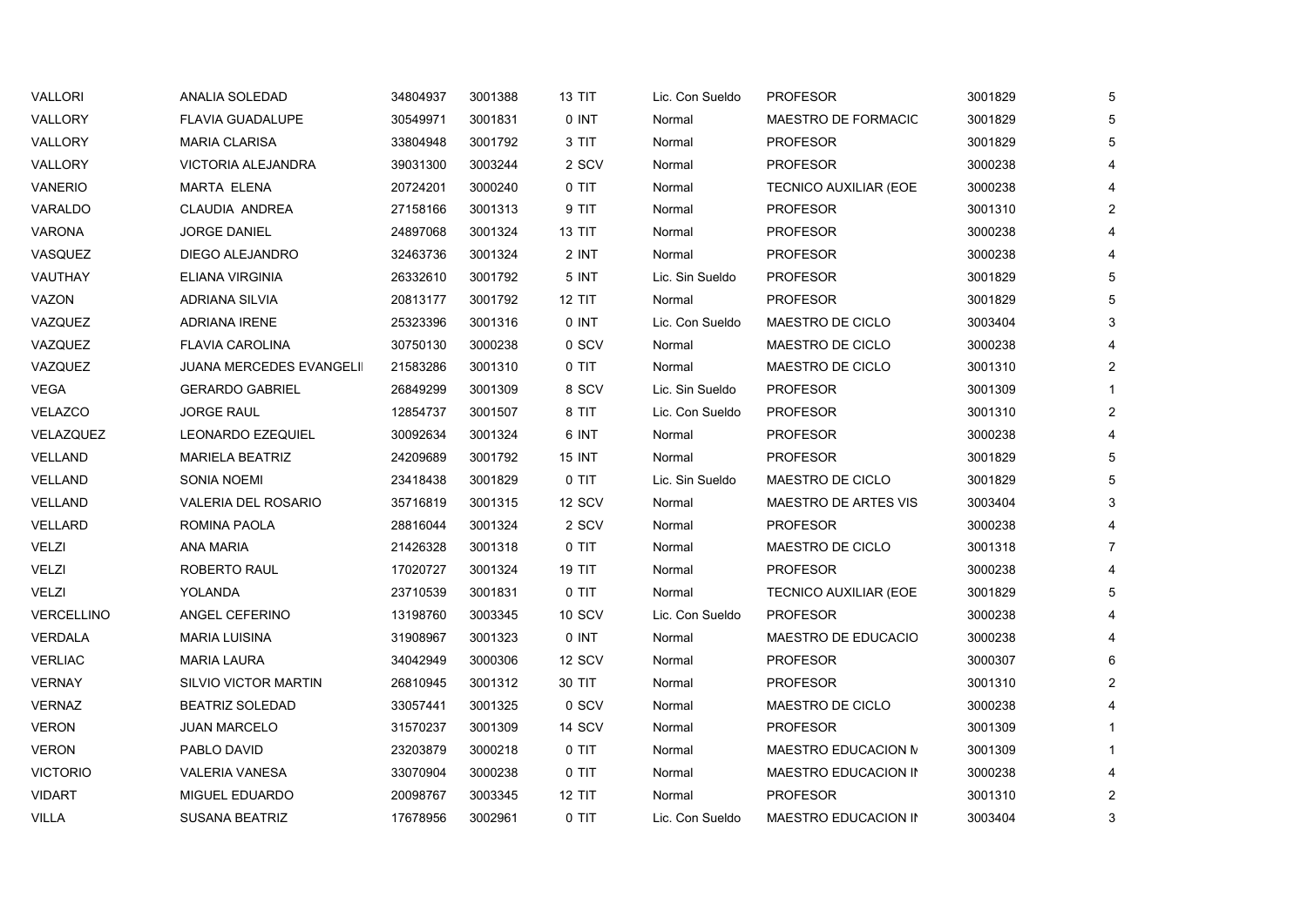| | | | | | | | | |
|---|---|---|---|---|---|---|---|---|
| VALLORI | ANALIA SOLEDAD | 34804937 | 3001388 | 13 TIT | Lic. Con Sueldo | PROFESOR | 3001829 | 5 |
| VALLORY | FLAVIA GUADALUPE | 30549971 | 3001831 | 0 INT | Normal | MAESTRO DE FORMACIC | 3001829 | 5 |
| VALLORY | MARIA CLARISA | 33804948 | 3001792 | 3 TIT | Normal | PROFESOR | 3001829 | 5 |
| VALLORY | VICTORIA ALEJANDRA | 39031300 | 3003244 | 2 SCV | Normal | PROFESOR | 3000238 | 4 |
| VANERIO | MARTA ELENA | 20724201 | 3000240 | 0 TIT | Normal | TECNICO AUXILIAR (EOE | 3000238 | 4 |
| VARALDO | CLAUDIA ANDREA | 27158166 | 3001313 | 9 TIT | Normal | PROFESOR | 3001310 | 2 |
| VARONA | JORGE DANIEL | 24897068 | 3001324 | 13 TIT | Normal | PROFESOR | 3000238 | 4 |
| VASQUEZ | DIEGO ALEJANDRO | 32463736 | 3001324 | 2 INT | Normal | PROFESOR | 3000238 | 4 |
| VAUTHAY | ELIANA VIRGINIA | 26332610 | 3001792 | 5 INT | Lic. Sin Sueldo | PROFESOR | 3001829 | 5 |
| VAZON | ADRIANA SILVIA | 20813177 | 3001792 | 12 TIT | Normal | PROFESOR | 3001829 | 5 |
| VAZQUEZ | ADRIANA IRENE | 25323396 | 3001316 | 0 INT | Lic. Con Sueldo | MAESTRO DE CICLO | 3003404 | 3 |
| VAZQUEZ | FLAVIA CAROLINA | 30750130 | 3000238 | 0 SCV | Normal | MAESTRO DE CICLO | 3000238 | 4 |
| VAZQUEZ | JUANA MERCEDES EVANGELI | 21583286 | 3001310 | 0 TIT | Normal | MAESTRO DE CICLO | 3001310 | 2 |
| VEGA | GERARDO GABRIEL | 26849299 | 3001309 | 8 SCV | Lic. Sin Sueldo | PROFESOR | 3001309 | 1 |
| VELAZCO | JORGE RAUL | 12854737 | 3001507 | 8 TIT | Lic. Con Sueldo | PROFESOR | 3001310 | 2 |
| VELAZQUEZ | LEONARDO EZEQUIEL | 30092634 | 3001324 | 6 INT | Normal | PROFESOR | 3000238 | 4 |
| VELLAND | MARIELA BEATRIZ | 24209689 | 3001792 | 15 INT | Normal | PROFESOR | 3001829 | 5 |
| VELLAND | SONIA NOEMI | 23418438 | 3001829 | 0 TIT | Lic. Sin Sueldo | MAESTRO DE CICLO | 3001829 | 5 |
| VELLAND | VALERIA DEL ROSARIO | 35716819 | 3001315 | 12 SCV | Normal | MAESTRO DE ARTES VIS | 3003404 | 3 |
| VELLARD | ROMINA PAOLA | 28816044 | 3001324 | 2 SCV | Normal | PROFESOR | 3000238 | 4 |
| VELZI | ANA MARIA | 21426328 | 3001318 | 0 TIT | Normal | MAESTRO DE CICLO | 3001318 | 7 |
| VELZI | ROBERTO RAUL | 17020727 | 3001324 | 19 TIT | Normal | PROFESOR | 3000238 | 4 |
| VELZI | YOLANDA | 23710539 | 3001831 | 0 TIT | Normal | TECNICO AUXILIAR (EOE | 3001829 | 5 |
| VERCELLINO | ANGEL CEFERINO | 13198760 | 3003345 | 10 SCV | Lic. Con Sueldo | PROFESOR | 3000238 | 4 |
| VERDALA | MARIA LUISINA | 31908967 | 3001323 | 0 INT | Normal | MAESTRO DE EDUCACIO | 3000238 | 4 |
| VERLIAC | MARIA LAURA | 34042949 | 3000306 | 12 SCV | Normal | PROFESOR | 3000307 | 6 |
| VERNAY | SILVIO VICTOR MARTIN | 26810945 | 3001312 | 30 TIT | Normal | PROFESOR | 3001310 | 2 |
| VERNAZ | BEATRIZ SOLEDAD | 33057441 | 3001325 | 0 SCV | Normal | MAESTRO DE CICLO | 3000238 | 4 |
| VERON | JUAN MARCELO | 31570237 | 3001309 | 14 SCV | Normal | PROFESOR | 3001309 | 1 |
| VERON | PABLO DAVID | 23203879 | 3000218 | 0 TIT | Normal | MAESTRO EDUCACION M | 3001309 | 1 |
| VICTORIO | VALERIA VANESA | 33070904 | 3000238 | 0 TIT | Normal | MAESTRO EDUCACION IN | 3000238 | 4 |
| VIDART | MIGUEL EDUARDO | 20098767 | 3003345 | 12 TIT | Normal | PROFESOR | 3001310 | 2 |
| VILLA | SUSANA BEATRIZ | 17678956 | 3002961 | 0 TIT | Lic. Con Sueldo | MAESTRO EDUCACION IN | 3003404 | 3 |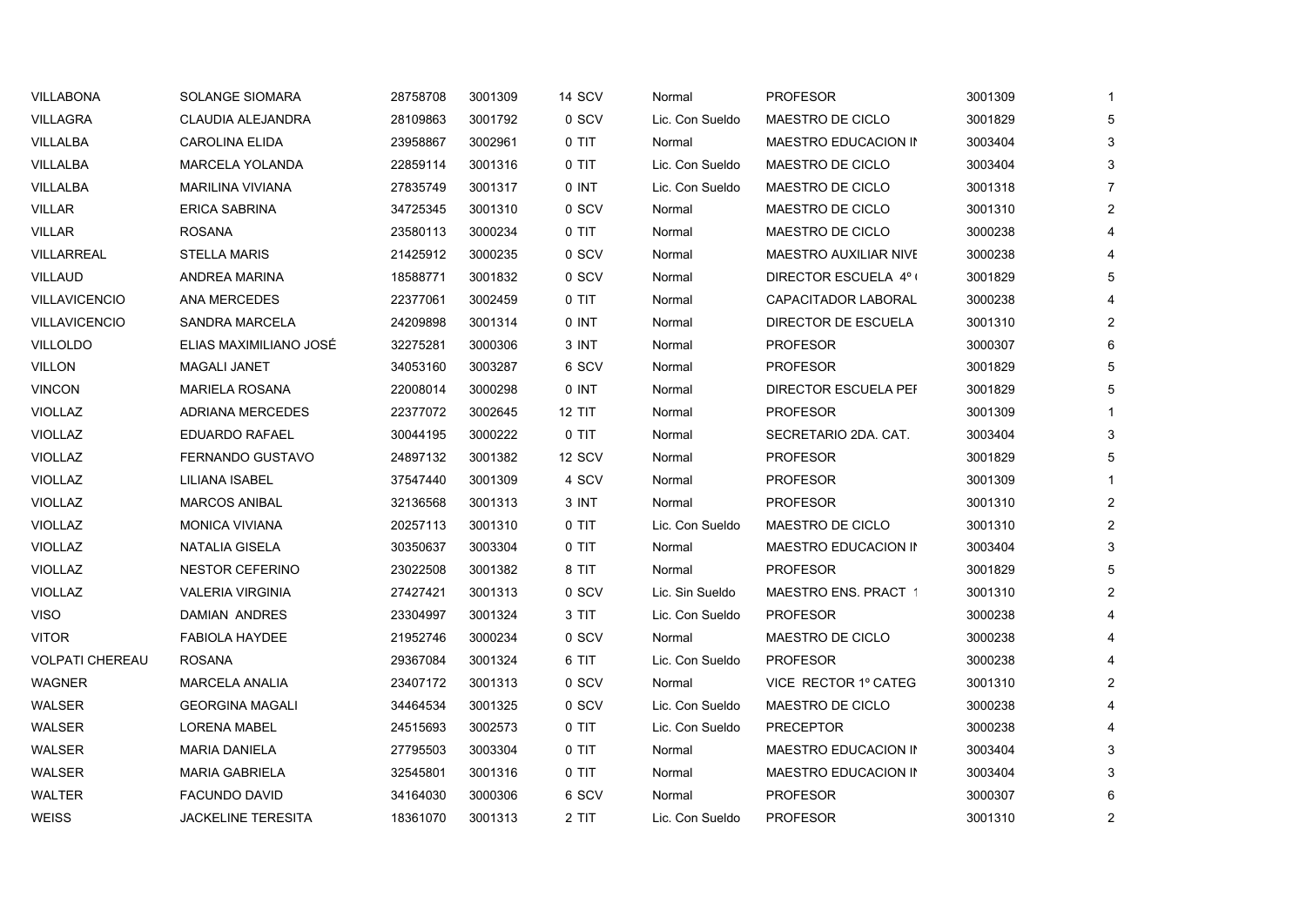| | | | | | | | | |
|---|---|---|---|---|---|---|---|---|
| VILLABONA | SOLANGE SIOMARA | 28758708 | 3001309 | 14 SCV | Normal | PROFESOR | 3001309 | 1 |
| VILLAGRA | CLAUDIA ALEJANDRA | 28109863 | 3001792 | 0 SCV | Lic. Con Sueldo | MAESTRO DE CICLO | 3001829 | 5 |
| VILLALBA | CAROLINA ELIDA | 23958867 | 3002961 | 0 TIT | Normal | MAESTRO EDUCACION IN | 3003404 | 3 |
| VILLALBA | MARCELA YOLANDA | 22859114 | 3001316 | 0 TIT | Lic. Con Sueldo | MAESTRO DE CICLO | 3003404 | 3 |
| VILLALBA | MARILINA VIVIANA | 27835749 | 3001317 | 0 INT | Lic. Con Sueldo | MAESTRO DE CICLO | 3001318 | 7 |
| VILLAR | ERICA SABRINA | 34725345 | 3001310 | 0 SCV | Normal | MAESTRO DE CICLO | 3001310 | 2 |
| VILLAR | ROSANA | 23580113 | 3000234 | 0 TIT | Normal | MAESTRO DE CICLO | 3000238 | 4 |
| VILLARREAL | STELLA MARIS | 21425912 | 3000235 | 0 SCV | Normal | MAESTRO AUXILIAR NIVE | 3000238 | 4 |
| VILLAUD | ANDREA MARINA | 18588771 | 3001832 | 0 SCV | Normal | DIRECTOR ESCUELA 4º ( | 3001829 | 5 |
| VILLAVICENCIO | ANA MERCEDES | 22377061 | 3002459 | 0 TIT | Normal | CAPACITADOR LABORAL | 3000238 | 4 |
| VILLAVICENCIO | SANDRA MARCELA | 24209898 | 3001314 | 0 INT | Normal | DIRECTOR DE ESCUELA | 3001310 | 2 |
| VILLOLDO | ELIAS MAXIMILIANO JOSÉ | 32275281 | 3000306 | 3 INT | Normal | PROFESOR | 3000307 | 6 |
| VILLON | MAGALI JANET | 34053160 | 3003287 | 6 SCV | Normal | PROFESOR | 3001829 | 5 |
| VINCON | MARIELA ROSANA | 22008014 | 3000298 | 0 INT | Normal | DIRECTOR ESCUELA PEI | 3001829 | 5 |
| VIOLLAZ | ADRIANA MERCEDES | 22377072 | 3002645 | 12 TIT | Normal | PROFESOR | 3001309 | 1 |
| VIOLLAZ | EDUARDO RAFAEL | 30044195 | 3000222 | 0 TIT | Normal | SECRETARIO 2DA. CAT. | 3003404 | 3 |
| VIOLLAZ | FERNANDO GUSTAVO | 24897132 | 3001382 | 12 SCV | Normal | PROFESOR | 3001829 | 5 |
| VIOLLAZ | LILIANA ISABEL | 37547440 | 3001309 | 4 SCV | Normal | PROFESOR | 3001309 | 1 |
| VIOLLAZ | MARCOS ANIBAL | 32136568 | 3001313 | 3 INT | Normal | PROFESOR | 3001310 | 2 |
| VIOLLAZ | MONICA VIVIANA | 20257113 | 3001310 | 0 TIT | Lic. Con Sueldo | MAESTRO DE CICLO | 3001310 | 2 |
| VIOLLAZ | NATALIA GISELA | 30350637 | 3003304 | 0 TIT | Normal | MAESTRO EDUCACION IN | 3003404 | 3 |
| VIOLLAZ | NESTOR CEFERINO | 23022508 | 3001382 | 8 TIT | Normal | PROFESOR | 3001829 | 5 |
| VIOLLAZ | VALERIA VIRGINIA | 27427421 | 3001313 | 0 SCV | Lic. Sin Sueldo | MAESTRO ENS. PRACT 1 | 3001310 | 2 |
| VISO | DAMIAN ANDRES | 23304997 | 3001324 | 3 TIT | Lic. Con Sueldo | PROFESOR | 3000238 | 4 |
| VITOR | FABIOLA HAYDEE | 21952746 | 3000234 | 0 SCV | Normal | MAESTRO DE CICLO | 3000238 | 4 |
| VOLPATI CHEREAU | ROSANA | 29367084 | 3001324 | 6 TIT | Lic. Con Sueldo | PROFESOR | 3000238 | 4 |
| WAGNER | MARCELA ANALIA | 23407172 | 3001313 | 0 SCV | Normal | VICE RECTOR 1º CATEG | 3001310 | 2 |
| WALSER | GEORGINA MAGALI | 34464534 | 3001325 | 0 SCV | Lic. Con Sueldo | MAESTRO DE CICLO | 3000238 | 4 |
| WALSER | LORENA MABEL | 24515693 | 3002573 | 0 TIT | Lic. Con Sueldo | PRECEPTOR | 3000238 | 4 |
| WALSER | MARIA DANIELA | 27795503 | 3003304 | 0 TIT | Normal | MAESTRO EDUCACION IN | 3003404 | 3 |
| WALSER | MARIA GABRIELA | 32545801 | 3001316 | 0 TIT | Normal | MAESTRO EDUCACION IN | 3003404 | 3 |
| WALTER | FACUNDO DAVID | 34164030 | 3000306 | 6 SCV | Normal | PROFESOR | 3000307 | 6 |
| WEISS | JACKELINE TERESITA | 18361070 | 3001313 | 2 TIT | Lic. Con Sueldo | PROFESOR | 3001310 | 2 |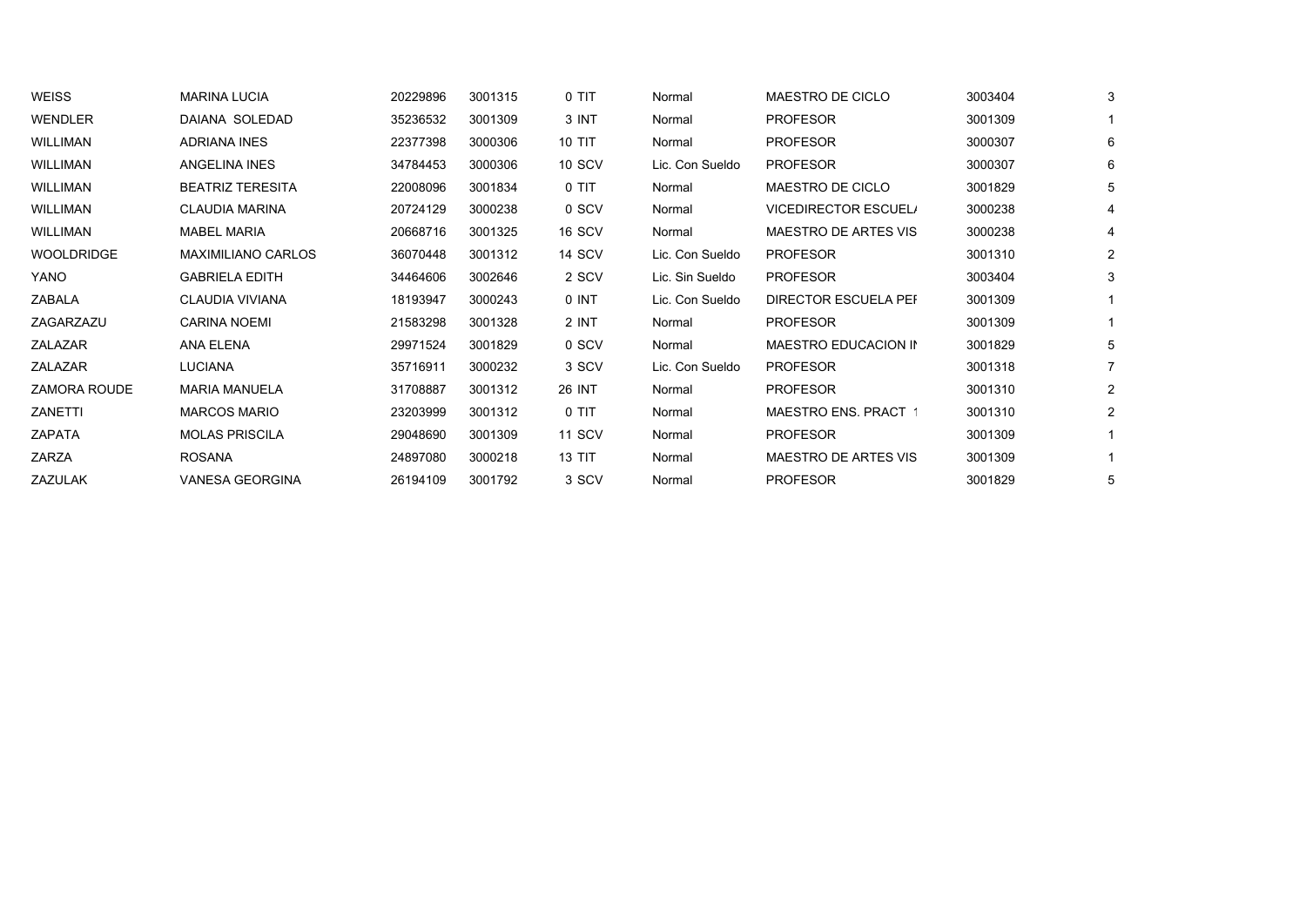| | | | | | | | | | |
|---|---|---|---|---|---|---|---|---|---|
| WEISS | MARINA LUCIA | 20229896 | 3001315 | 0 | TIT | Normal | MAESTRO DE CICLO | 3003404 | 3 |
| WENDLER | DAIANA SOLEDAD | 35236532 | 3001309 | 3 | INT | Normal | PROFESOR | 3001309 | 1 |
| WILLIMAN | ADRIANA INES | 22377398 | 3000306 | 10 | TIT | Normal | PROFESOR | 3000307 | 6 |
| WILLIMAN | ANGELINA INES | 34784453 | 3000306 | 10 | SCV | Lic. Con Sueldo | PROFESOR | 3000307 | 6 |
| WILLIMAN | BEATRIZ TERESITA | 22008096 | 3001834 | 0 | TIT | Normal | MAESTRO DE CICLO | 3001829 | 5 |
| WILLIMAN | CLAUDIA MARINA | 20724129 | 3000238 | 0 | SCV | Normal | VICEDIRECTOR ESCUEL/ | 3000238 | 4 |
| WILLIMAN | MABEL MARIA | 20668716 | 3001325 | 16 | SCV | Normal | MAESTRO DE ARTES VIS | 3000238 | 4 |
| WOOLDRIDGE | MAXIMILIANO CARLOS | 36070448 | 3001312 | 14 | SCV | Lic. Con Sueldo | PROFESOR | 3001310 | 2 |
| YANO | GABRIELA EDITH | 34464606 | 3002646 | 2 | SCV | Lic. Sin Sueldo | PROFESOR | 3003404 | 3 |
| ZABALA | CLAUDIA VIVIANA | 18193947 | 3000243 | 0 | INT | Lic. Con Sueldo | DIRECTOR ESCUELA PEI | 3001309 | 1 |
| ZAGARZAZU | CARINA NOEMI | 21583298 | 3001328 | 2 | INT | Normal | PROFESOR | 3001309 | 1 |
| ZALAZAR | ANA ELENA | 29971524 | 3001829 | 0 | SCV | Normal | MAESTRO EDUCACION IN | 3001829 | 5 |
| ZALAZAR | LUCIANA | 35716911 | 3000232 | 3 | SCV | Lic. Con Sueldo | PROFESOR | 3001318 | 7 |
| ZAMORA ROUDE | MARIA MANUELA | 31708887 | 3001312 | 26 | INT | Normal | PROFESOR | 3001310 | 2 |
| ZANETTI | MARCOS MARIO | 23203999 | 3001312 | 0 | TIT | Normal | MAESTRO ENS. PRACT 1 | 3001310 | 2 |
| ZAPATA | MOLAS PRISCILA | 29048690 | 3001309 | 11 | SCV | Normal | PROFESOR | 3001309 | 1 |
| ZARZA | ROSANA | 24897080 | 3000218 | 13 | TIT | Normal | MAESTRO DE ARTES VIS | 3001309 | 1 |
| ZAZULAK | VANESA GEORGINA | 26194109 | 3001792 | 3 | SCV | Normal | PROFESOR | 3001829 | 5 |